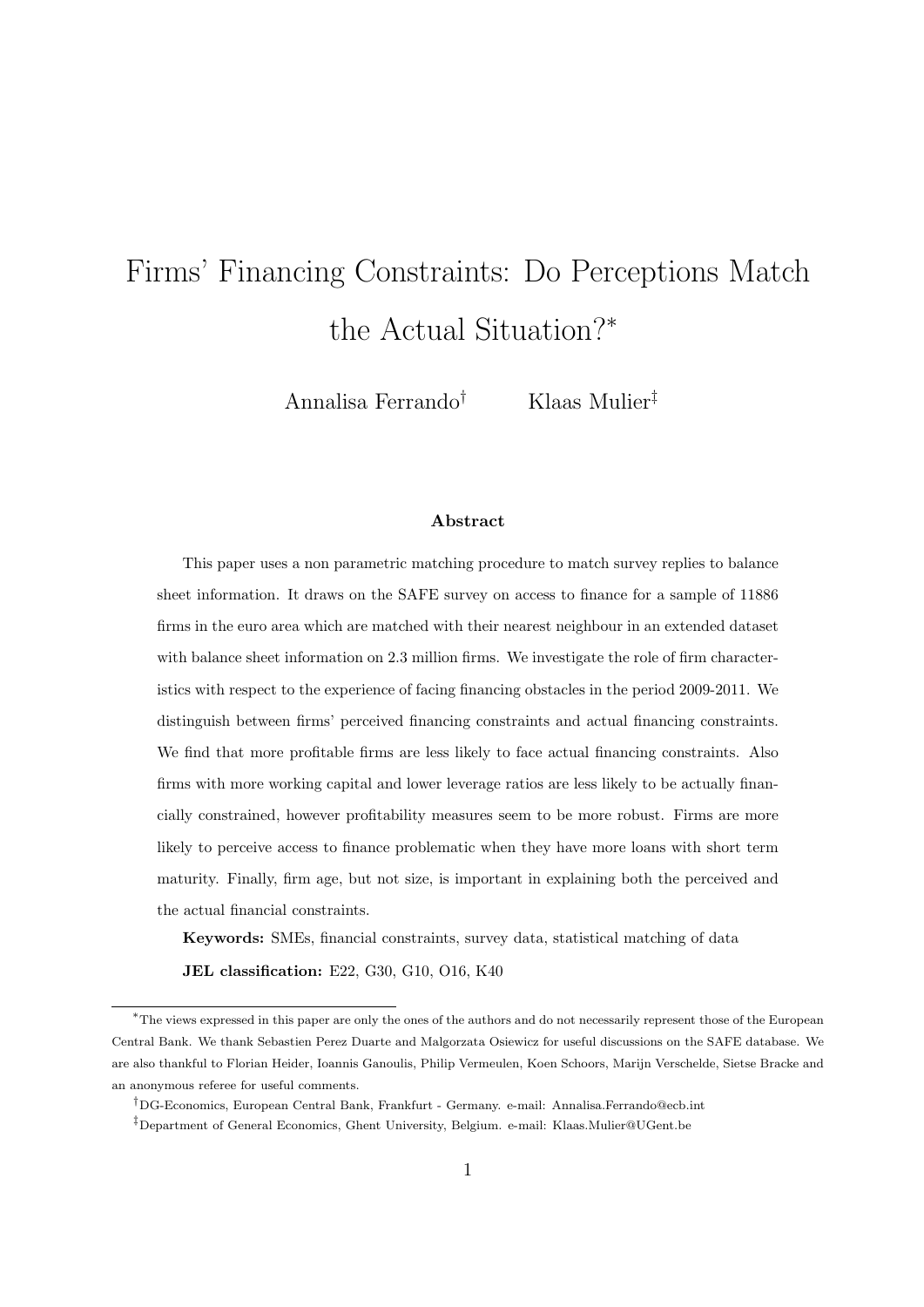# Firms' Financing Constraints: Do Perceptions Match the Actual Situation?[*]

Annalisa Ferrando[†] Klaas Mulier[‡]

### Abstract

This paper uses a non parametric matching procedure to match survey replies to balance sheet information. It draws on the SAFE survey on access to finance for a sample of 11886 firms in the euro area which are matched with their nearest neighbour in an extended dataset with balance sheet information on 2.3 million firms. We investigate the role of firm characteristics with respect to the experience of facing financing obstacles in the period 2009-2011. We distinguish between firms' perceived financing constraints and actual financing constraints. We find that more profitable firms are less likely to face actual financing constraints. Also firms with more working capital and lower leverage ratios are less likely to be actually financially constrained, however profitability measures seem to be more robust. Firms are more likely to perceive access to finance problematic when they have more loans with short term maturity. Finally, firm age, but not size, is important in explaining both the perceived and the actual financial constraints.

**Keywords:** SMEs, financial constraints, survey data, statistical matching of data

**JEL classification:** E22, G30, G10, O16, K40

---

[*]The views expressed in this paper are only the ones of the authors and do not necessarily represent those of the European Central Bank. We thank Sebastien Perez Duarte and Malgorzata Osiewicz for useful discussions on the SAFE database. We are also thankful to Florian Heider, Ioannis Ganoulis, Philip Vermeulen, Koen Schoors, Marijn Verschelde, Sietse Bracke and an anonymous referee for useful comments.

[†]DG-Economics, European Central Bank, Frankfurt - Germany. e-mail: Annalisa.Ferrando@ecb.int

[‡]Department of General Economics, Ghent University, Belgium. e-mail: Klaas.Mulier@UGent.be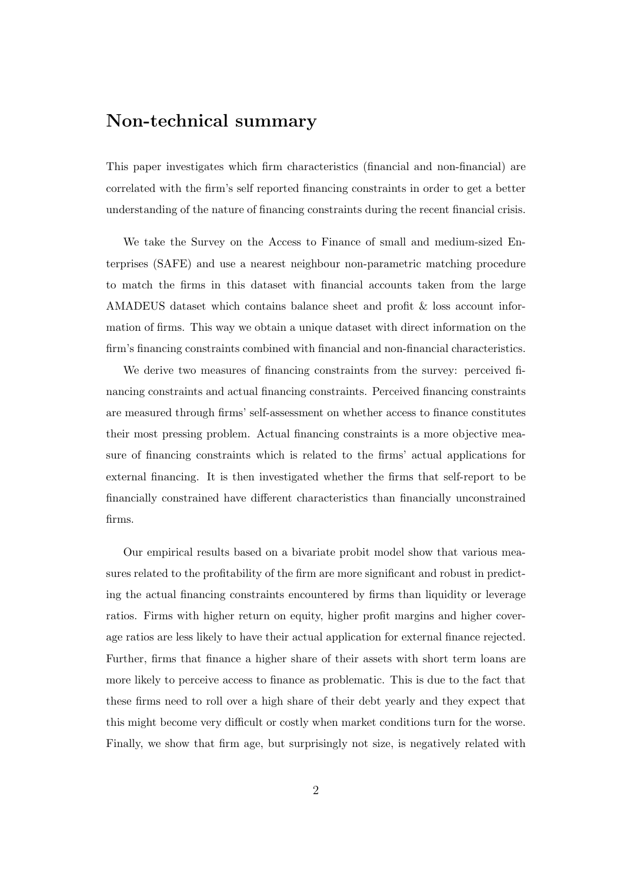## Non-technical summary

This paper investigates which firm characteristics (financial and non-financial) are correlated with the firm's self reported financing constraints in order to get a better understanding of the nature of financing constraints during the recent financial crisis.

We take the Survey on the Access to Finance of small and medium-sized Enterprises (SAFE) and use a nearest neighbour non-parametric matching procedure to match the firms in this dataset with financial accounts taken from the large AMADEUS dataset which contains balance sheet and profit & loss account information of firms. This way we obtain a unique dataset with direct information on the firm's financing constraints combined with financial and non-financial characteristics.

We derive two measures of financing constraints from the survey: perceived financing constraints and actual financing constraints. Perceived financing constraints are measured through firms' self-assessment on whether access to finance constitutes their most pressing problem. Actual financing constraints is a more objective measure of financing constraints which is related to the firms' actual applications for external financing. It is then investigated whether the firms that self-report to be financially constrained have different characteristics than financially unconstrained firms.

Our empirical results based on a bivariate probit model show that various measures related to the profitability of the firm are more significant and robust in predicting the actual financing constraints encountered by firms than liquidity or leverage ratios. Firms with higher return on equity, higher profit margins and higher coverage ratios are less likely to have their actual application for external finance rejected. Further, firms that finance a higher share of their assets with short term loans are more likely to perceive access to finance as problematic. This is due to the fact that these firms need to roll over a high share of their debt yearly and they expect that this might become very difficult or costly when market conditions turn for the worse. Finally, we show that firm age, but surprisingly not size, is negatively related with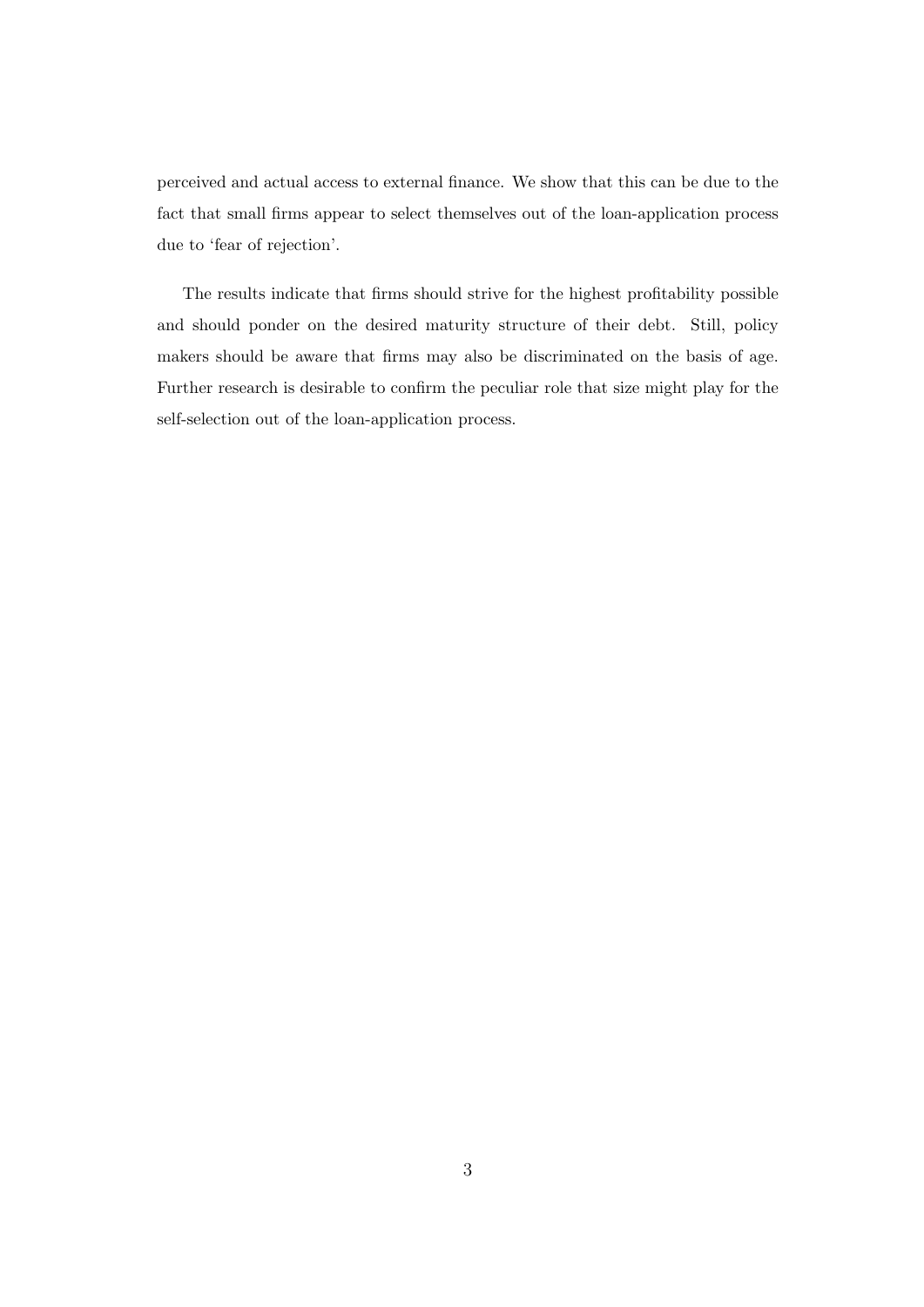perceived and actual access to external finance. We show that this can be due to the fact that small firms appear to select themselves out of the loan-application process due to 'fear of rejection'.

The results indicate that firms should strive for the highest profitability possible and should ponder on the desired maturity structure of their debt. Still, policy makers should be aware that firms may also be discriminated on the basis of age. Further research is desirable to confirm the peculiar role that size might play for the self-selection out of the loan-application process.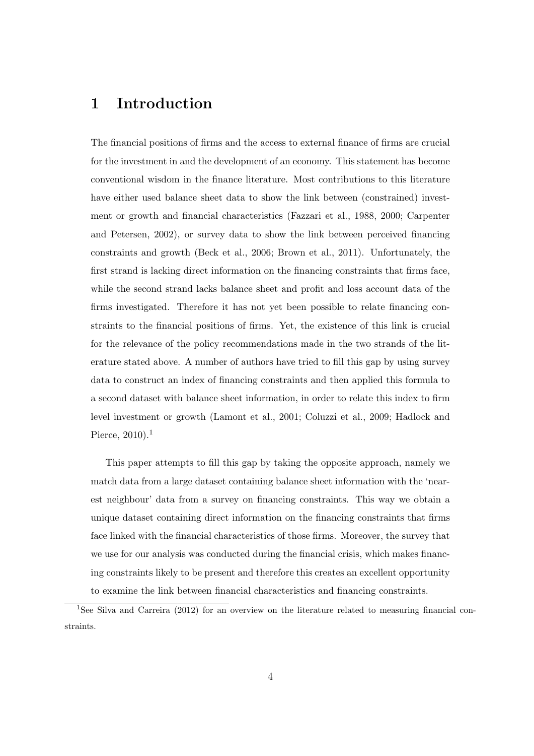# 1 Introduction

The financial positions of firms and the access to external finance of firms are crucial for the investment in and the development of an economy. This statement has become conventional wisdom in the finance literature. Most contributions to this literature have either used balance sheet data to show the link between (constrained) investment or growth and financial characteristics (Fazzari et al., 1988, 2000; Carpenter and Petersen, 2002), or survey data to show the link between perceived financing constraints and growth (Beck et al., 2006; Brown et al., 2011). Unfortunately, the first strand is lacking direct information on the financing constraints that firms face, while the second strand lacks balance sheet and profit and loss account data of the firms investigated. Therefore it has not yet been possible to relate financing constraints to the financial positions of firms. Yet, the existence of this link is crucial for the relevance of the policy recommendations made in the two strands of the literature stated above. A number of authors have tried to fill this gap by using survey data to construct an index of financing constraints and then applied this formula to a second dataset with balance sheet information, in order to relate this index to firm level investment or growth (Lamont et al., 2001; Coluzzi et al., 2009; Hadlock and Pierce, 2010).[1]

This paper attempts to fill this gap by taking the opposite approach, namely we match data from a large dataset containing balance sheet information with the 'nearest neighbour' data from a survey on financing constraints. This way we obtain a unique dataset containing direct information on the financing constraints that firms face linked with the financial characteristics of those firms. Moreover, the survey that we use for our analysis was conducted during the financial crisis, which makes financing constraints likely to be present and therefore this creates an excellent opportunity to examine the link between financial characteristics and financing constraints.

[1] See Silva and Carreira (2012) for an overview on the literature related to measuring financial constraints.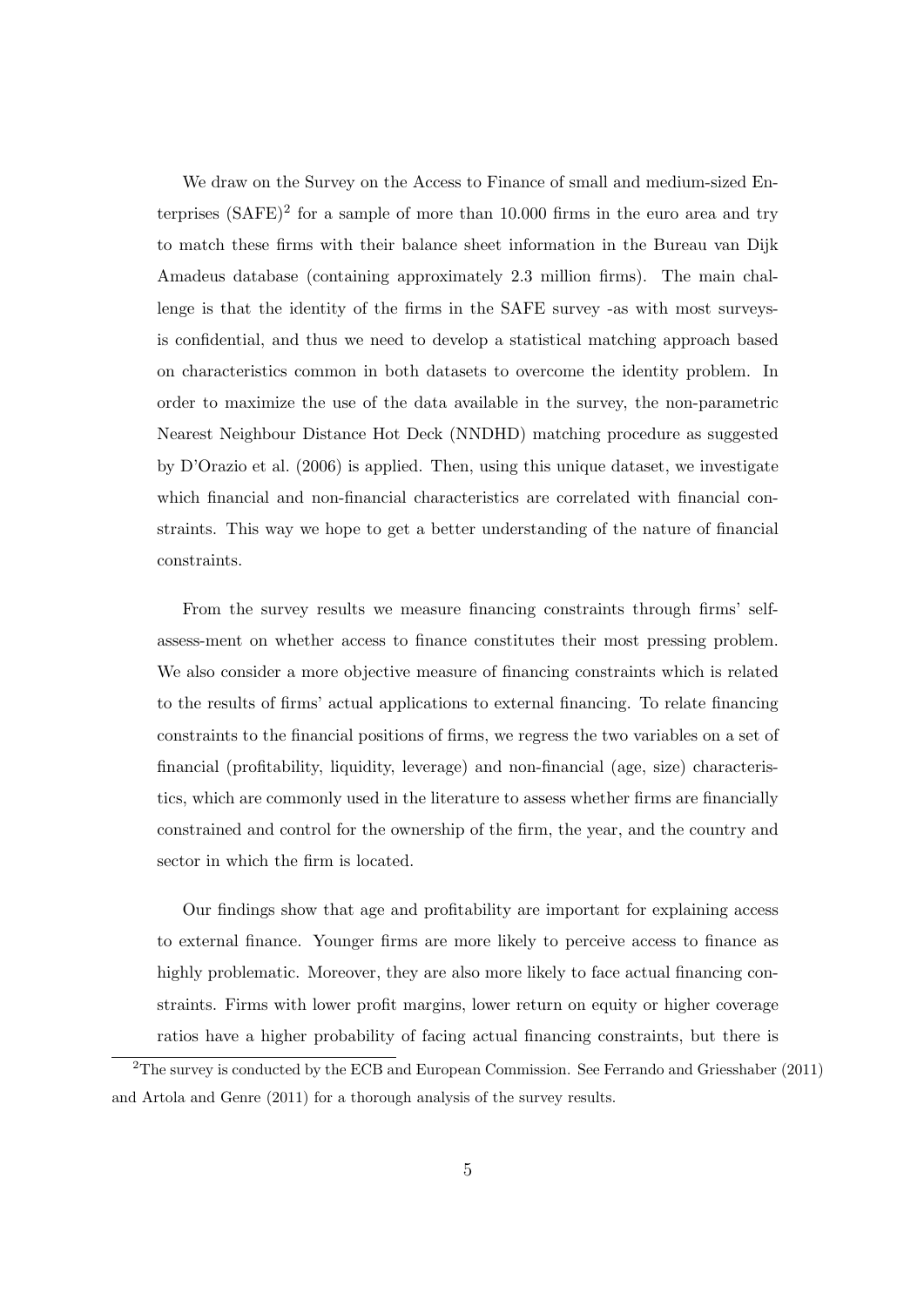We draw on the Survey on the Access to Finance of small and medium-sized Enterprises (SAFE)[2] for a sample of more than 10.000 firms in the euro area and try to match these firms with their balance sheet information in the Bureau van Dijk Amadeus database (containing approximately 2.3 million firms). The main challenge is that the identity of the firms in the SAFE survey -as with most surveys- is confidential, and thus we need to develop a statistical matching approach based on characteristics common in both datasets to overcome the identity problem. In order to maximize the use of the data available in the survey, the non-parametric Nearest Neighbour Distance Hot Deck (NNDHD) matching procedure as suggested by D'Orazio et al. (2006) is applied. Then, using this unique dataset, we investigate which financial and non-financial characteristics are correlated with financial constraints. This way we hope to get a better understanding of the nature of financial constraints.

From the survey results we measure financing constraints through firms' self-assess-ment on whether access to finance constitutes their most pressing problem. We also consider a more objective measure of financing constraints which is related to the results of firms' actual applications to external financing. To relate financing constraints to the financial positions of firms, we regress the two variables on a set of financial (profitability, liquidity, leverage) and non-financial (age, size) characteristics, which are commonly used in the literature to assess whether firms are financially constrained and control for the ownership of the firm, the year, and the country and sector in which the firm is located.

Our findings show that age and profitability are important for explaining access to external finance. Younger firms are more likely to perceive access to finance as highly problematic. Moreover, they are also more likely to face actual financing constraints. Firms with lower profit margins, lower return on equity or higher coverage ratios have a higher probability of facing actual financing constraints, but there is

[2] The survey is conducted by the ECB and European Commission. See Ferrando and Griesshaber (2011) and Artola and Genre (2011) for a thorough analysis of the survey results.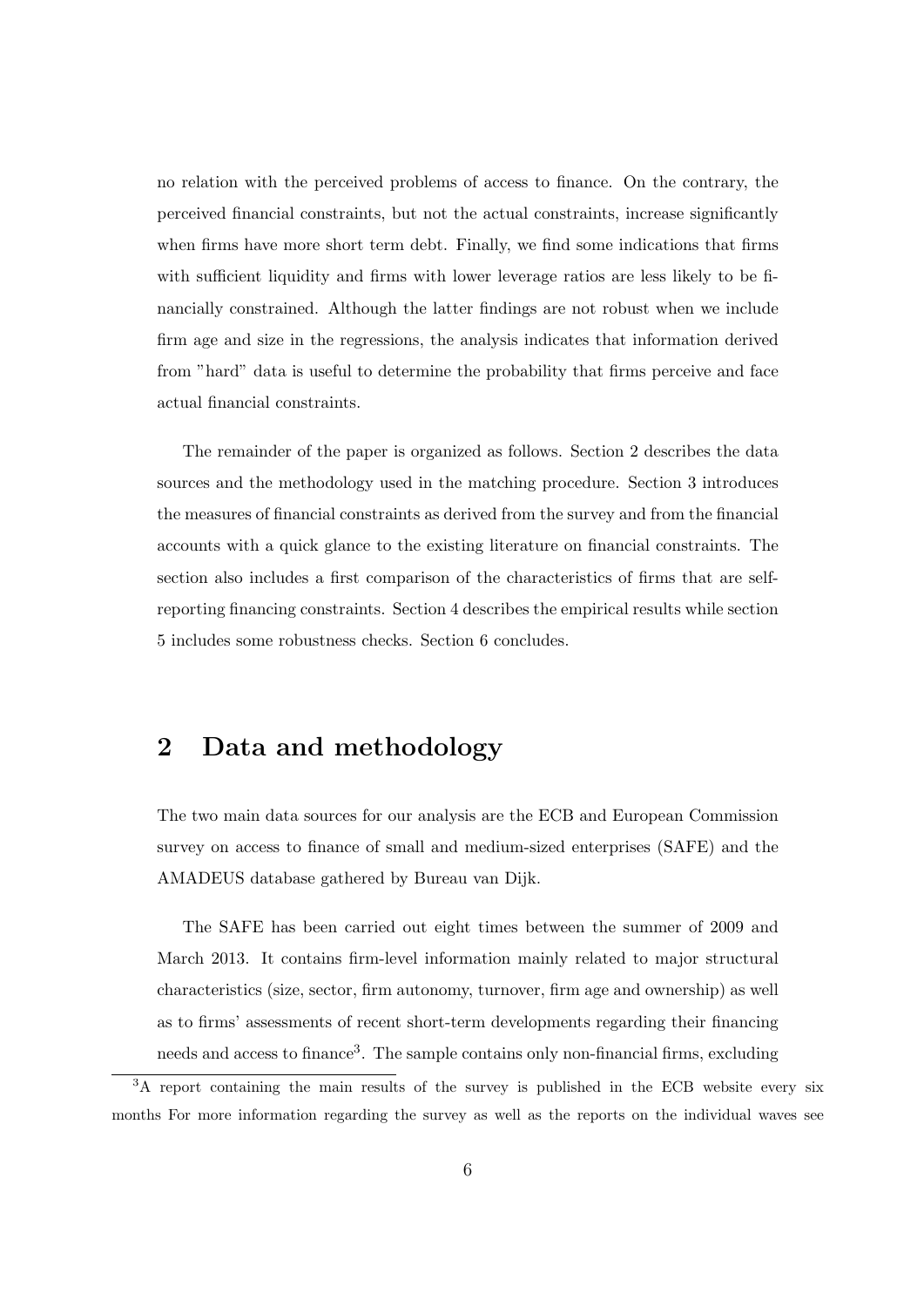no relation with the perceived problems of access to finance. On the contrary, the perceived financial constraints, but not the actual constraints, increase significantly when firms have more short term debt. Finally, we find some indications that firms with sufficient liquidity and firms with lower leverage ratios are less likely to be financially constrained. Although the latter findings are not robust when we include firm age and size in the regressions, the analysis indicates that information derived from "hard" data is useful to determine the probability that firms perceive and face actual financial constraints.

The remainder of the paper is organized as follows. Section 2 describes the data sources and the methodology used in the matching procedure. Section 3 introduces the measures of financial constraints as derived from the survey and from the financial accounts with a quick glance to the existing literature on financial constraints. The section also includes a first comparison of the characteristics of firms that are self-reporting financing constraints. Section 4 describes the empirical results while section 5 includes some robustness checks. Section 6 concludes.

## 2 Data and methodology

The two main data sources for our analysis are the ECB and European Commission survey on access to finance of small and medium-sized enterprises (SAFE) and the AMADEUS database gathered by Bureau van Dijk.

The SAFE has been carried out eight times between the summer of 2009 and March 2013. It contains firm-level information mainly related to major structural characteristics (size, sector, firm autonomy, turnover, firm age and ownership) as well as to firms' assessments of recent short-term developments regarding their financing needs and access to finance[3]. The sample contains only non-financial firms, excluding

[3]A report containing the main results of the survey is published in the ECB website every six months For more information regarding the survey as well as the reports on the individual waves see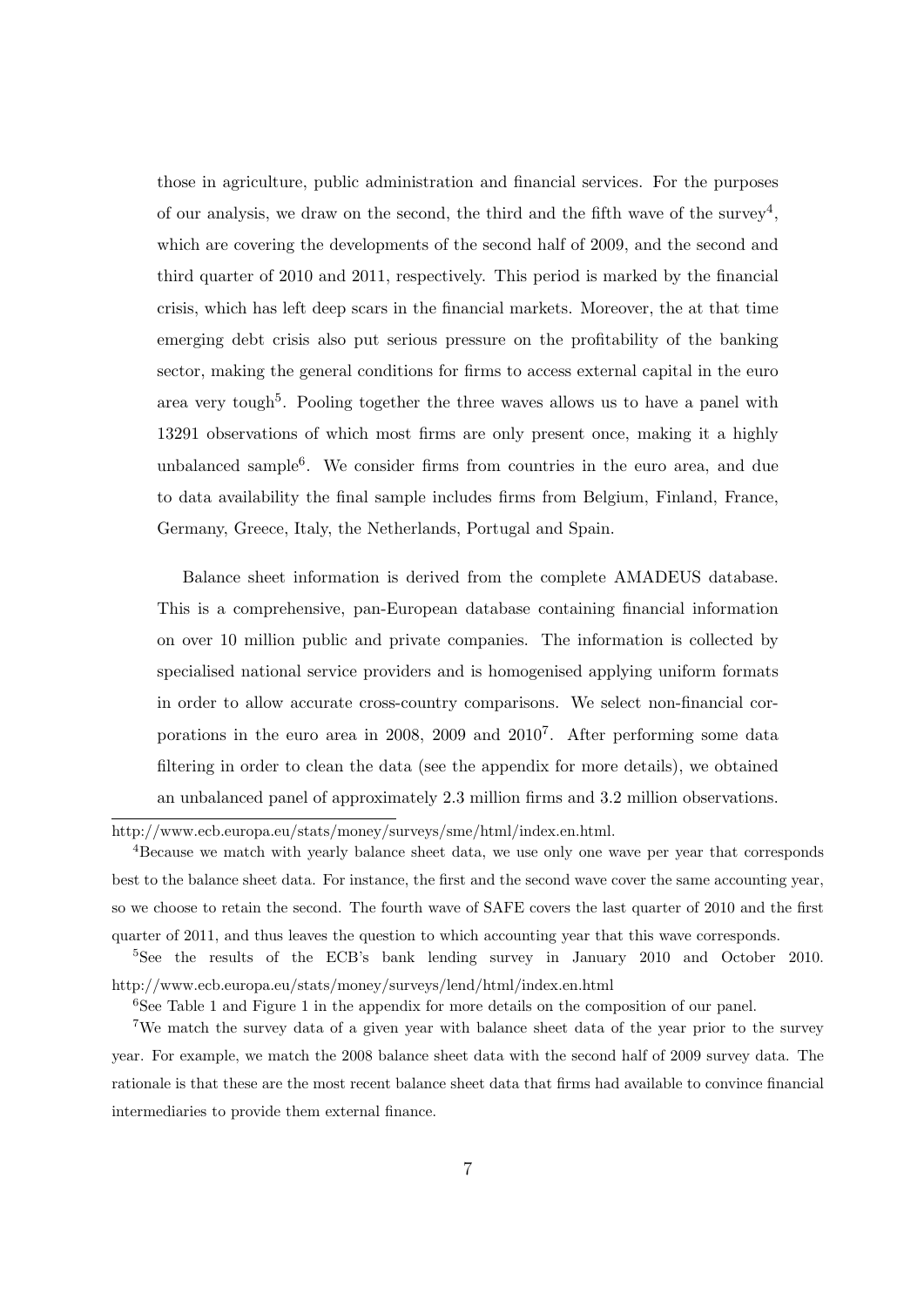those in agriculture, public administration and financial services. For the purposes of our analysis, we draw on the second, the third and the fifth wave of the survey[4], which are covering the developments of the second half of 2009, and the second and third quarter of 2010 and 2011, respectively. This period is marked by the financial crisis, which has left deep scars in the financial markets. Moreover, the at that time emerging debt crisis also put serious pressure on the profitability of the banking sector, making the general conditions for firms to access external capital in the euro area very tough[5]. Pooling together the three waves allows us to have a panel with 13291 observations of which most firms are only present once, making it a highly unbalanced sample[6]. We consider firms from countries in the euro area, and due to data availability the final sample includes firms from Belgium, Finland, France, Germany, Greece, Italy, the Netherlands, Portugal and Spain.

Balance sheet information is derived from the complete AMADEUS database. This is a comprehensive, pan-European database containing financial information on over 10 million public and private companies. The information is collected by specialised national service providers and is homogenised applying uniform formats in order to allow accurate cross-country comparisons. We select non-financial corporations in the euro area in 2008, 2009 and 2010[7]. After performing some data filtering in order to clean the data (see the appendix for more details), we obtained an unbalanced panel of approximately 2.3 million firms and 3.2 million observations.

---

http://www.ecb.europa.eu/stats/money/surveys/sme/html/index.en.html.

[4]Because we match with yearly balance sheet data, we use only one wave per year that corresponds best to the balance sheet data. For instance, the first and the second wave cover the same accounting year, so we choose to retain the second. The fourth wave of SAFE covers the last quarter of 2010 and the first quarter of 2011, and thus leaves the question to which accounting year that this wave corresponds.

[5]See the results of the ECB's bank lending survey in January 2010 and October 2010. http://www.ecb.europa.eu/stats/money/surveys/lend/html/index.en.html

[6]See Table 1 and Figure 1 in the appendix for more details on the composition of our panel.

[7]We match the survey data of a given year with balance sheet data of the year prior to the survey year. For example, we match the 2008 balance sheet data with the second half of 2009 survey data. The rationale is that these are the most recent balance sheet data that firms had available to convince financial intermediaries to provide them external finance.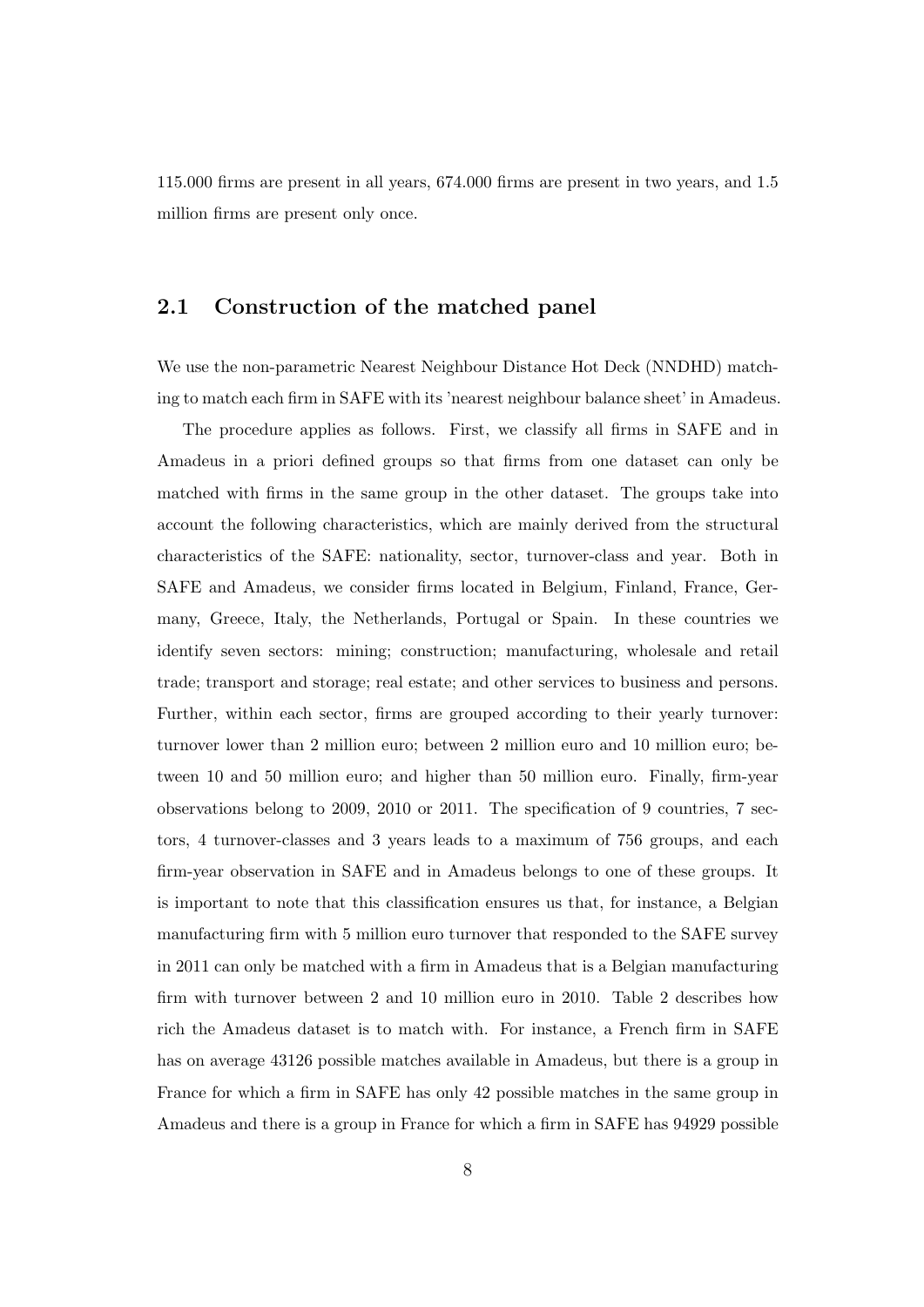115.000 firms are present in all years, 674.000 firms are present in two years, and 1.5 million firms are present only once.

## 2.1 Construction of the matched panel

We use the non-parametric Nearest Neighbour Distance Hot Deck (NNDHD) matching to match each firm in SAFE with its 'nearest neighbour balance sheet' in Amadeus.

The procedure applies as follows. First, we classify all firms in SAFE and in Amadeus in a priori defined groups so that firms from one dataset can only be matched with firms in the same group in the other dataset. The groups take into account the following characteristics, which are mainly derived from the structural characteristics of the SAFE: nationality, sector, turnover-class and year. Both in SAFE and Amadeus, we consider firms located in Belgium, Finland, France, Germany, Greece, Italy, the Netherlands, Portugal or Spain. In these countries we identify seven sectors: mining; construction; manufacturing, wholesale and retail trade; transport and storage; real estate; and other services to business and persons. Further, within each sector, firms are grouped according to their yearly turnover: turnover lower than 2 million euro; between 2 million euro and 10 million euro; between 10 and 50 million euro; and higher than 50 million euro. Finally, firm-year observations belong to 2009, 2010 or 2011. The specification of 9 countries, 7 sectors, 4 turnover-classes and 3 years leads to a maximum of 756 groups, and each firm-year observation in SAFE and in Amadeus belongs to one of these groups. It is important to note that this classification ensures us that, for instance, a Belgian manufacturing firm with 5 million euro turnover that responded to the SAFE survey in 2011 can only be matched with a firm in Amadeus that is a Belgian manufacturing firm with turnover between 2 and 10 million euro in 2010. Table 2 describes how rich the Amadeus dataset is to match with. For instance, a French firm in SAFE has on average 43126 possible matches available in Amadeus, but there is a group in France for which a firm in SAFE has only 42 possible matches in the same group in Amadeus and there is a group in France for which a firm in SAFE has 94929 possible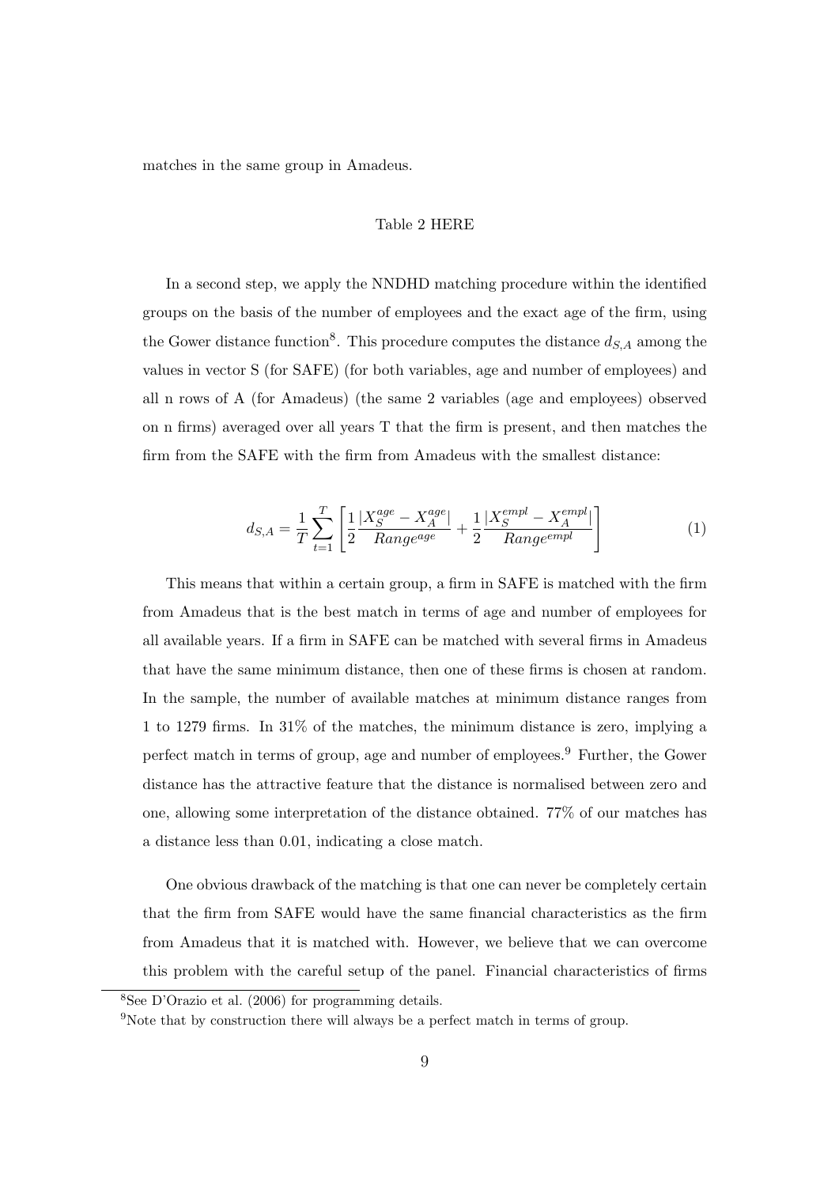matches in the same group in Amadeus.

Table 2 HERE

In a second step, we apply the NNDHD matching procedure within the identified groups on the basis of the number of employees and the exact age of the firm, using the Gower distance function[8]. This procedure computes the distance $d_{S,A}$ among the values in vector S (for SAFE) (for both variables, age and number of employees) and all n rows of A (for Amadeus) (the same 2 variables (age and employees) observed on n firms) averaged over all years T that the firm is present, and then matches the firm from the SAFE with the firm from Amadeus with the smallest distance:

$$d_{S,A} = \frac{1}{T}\sum_{t=1}^{T}\left[\frac{1}{2}\frac{|X_S^{age} - X_A^{age}|}{Range^{age}} + \frac{1}{2}\frac{|X_S^{empl} - X_A^{empl}|}{Range^{empl}}\right] \tag{1}$$

This means that within a certain group, a firm in SAFE is matched with the firm from Amadeus that is the best match in terms of age and number of employees for all available years. If a firm in SAFE can be matched with several firms in Amadeus that have the same minimum distance, then one of these firms is chosen at random. In the sample, the number of available matches at minimum distance ranges from 1 to 1279 firms. In 31% of the matches, the minimum distance is zero, implying a perfect match in terms of group, age and number of employees.[9] Further, the Gower distance has the attractive feature that the distance is normalised between zero and one, allowing some interpretation of the distance obtained. 77% of our matches has a distance less than 0.01, indicating a close match.

One obvious drawback of the matching is that one can never be completely certain that the firm from SAFE would have the same financial characteristics as the firm from Amadeus that it is matched with. However, we believe that we can overcome this problem with the careful setup of the panel. Financial characteristics of firms

[8] See D'Orazio et al. (2006) for programming details.

[9] Note that by construction there will always be a perfect match in terms of group.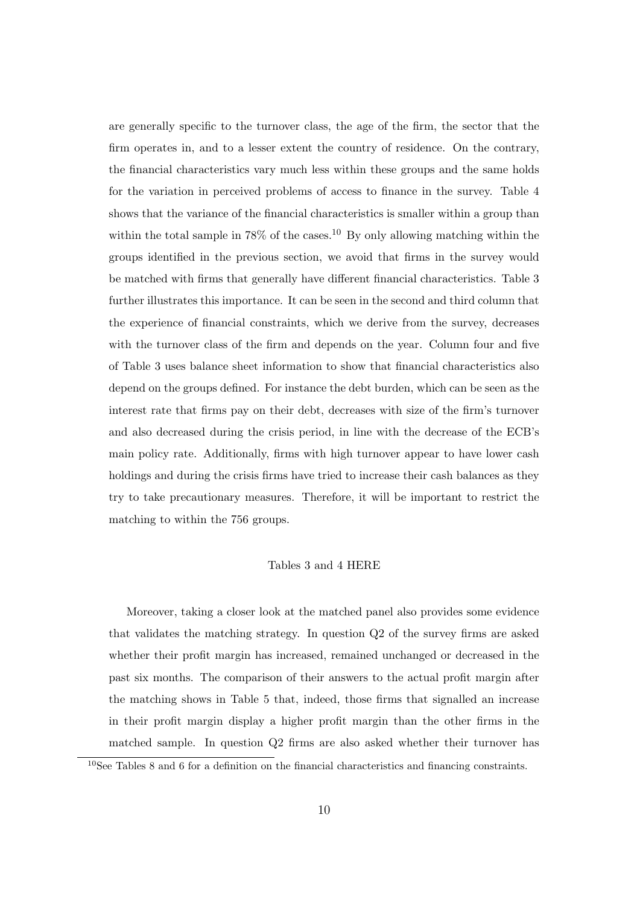are generally specific to the turnover class, the age of the firm, the sector that the firm operates in, and to a lesser extent the country of residence. On the contrary, the financial characteristics vary much less within these groups and the same holds for the variation in perceived problems of access to finance in the survey. Table 4 shows that the variance of the financial characteristics is smaller within a group than within the total sample in 78% of the cases.[10] By only allowing matching within the groups identified in the previous section, we avoid that firms in the survey would be matched with firms that generally have different financial characteristics. Table 3 further illustrates this importance. It can be seen in the second and third column that the experience of financial constraints, which we derive from the survey, decreases with the turnover class of the firm and depends on the year. Column four and five of Table 3 uses balance sheet information to show that financial characteristics also depend on the groups defined. For instance the debt burden, which can be seen as the interest rate that firms pay on their debt, decreases with size of the firm's turnover and also decreased during the crisis period, in line with the decrease of the ECB's main policy rate. Additionally, firms with high turnover appear to have lower cash holdings and during the crisis firms have tried to increase their cash balances as they try to take precautionary measures. Therefore, it will be important to restrict the matching to within the 756 groups.

Tables 3 and 4 HERE

Moreover, taking a closer look at the matched panel also provides some evidence that validates the matching strategy. In question Q2 of the survey firms are asked whether their profit margin has increased, remained unchanged or decreased in the past six months. The comparison of their answers to the actual profit margin after the matching shows in Table 5 that, indeed, those firms that signalled an increase in their profit margin display a higher profit margin than the other firms in the matched sample. In question Q2 firms are also asked whether their turnover has

[10] See Tables 8 and 6 for a definition on the financial characteristics and financing constraints.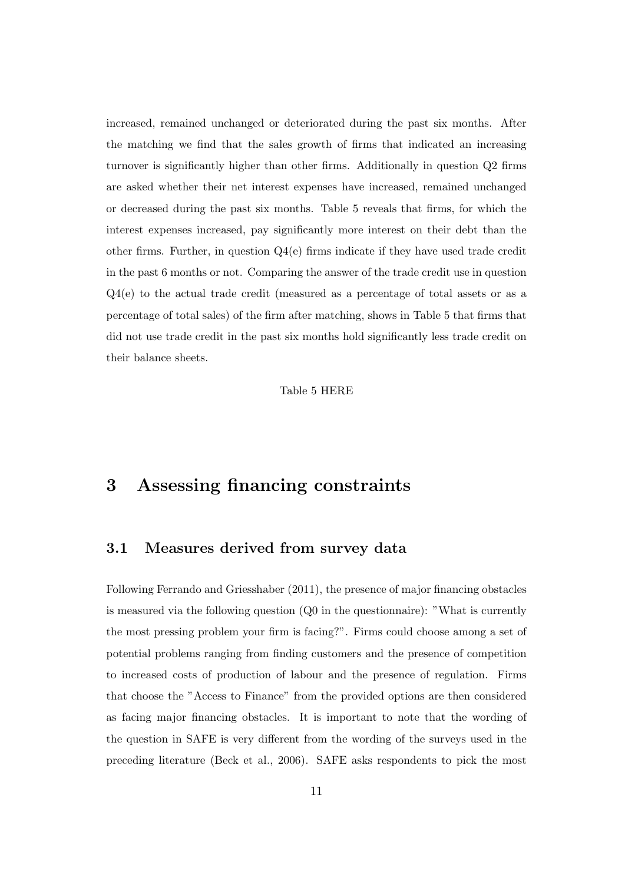increased, remained unchanged or deteriorated during the past six months. After the matching we find that the sales growth of firms that indicated an increasing turnover is significantly higher than other firms. Additionally in question Q2 firms are asked whether their net interest expenses have increased, remained unchanged or decreased during the past six months. Table 5 reveals that firms, for which the interest expenses increased, pay significantly more interest on their debt than the other firms. Further, in question Q4(e) firms indicate if they have used trade credit in the past 6 months or not. Comparing the answer of the trade credit use in question Q4(e) to the actual trade credit (measured as a percentage of total assets or as a percentage of total sales) of the firm after matching, shows in Table 5 that firms that did not use trade credit in the past six months hold significantly less trade credit on their balance sheets.

Table 5 HERE

# 3 Assessing financing constraints

## 3.1 Measures derived from survey data

Following Ferrando and Griesshaber (2011), the presence of major financing obstacles is measured via the following question (Q0 in the questionnaire): "What is currently the most pressing problem your firm is facing?". Firms could choose among a set of potential problems ranging from finding customers and the presence of competition to increased costs of production of labour and the presence of regulation. Firms that choose the "Access to Finance" from the provided options are then considered as facing major financing obstacles. It is important to note that the wording of the question in SAFE is very different from the wording of the surveys used in the preceding literature (Beck et al., 2006). SAFE asks respondents to pick the most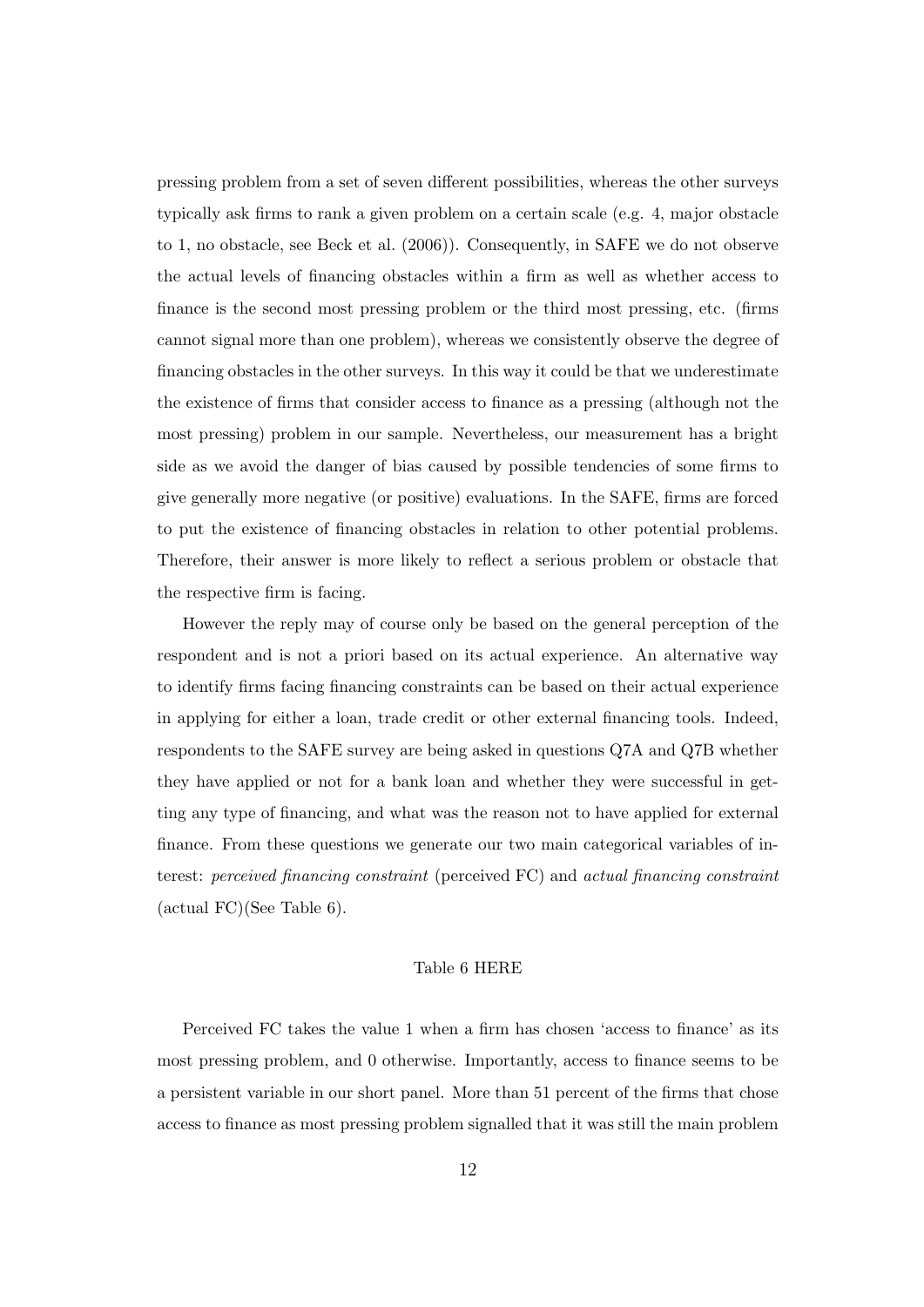pressing problem from a set of seven different possibilities, whereas the other surveys typically ask firms to rank a given problem on a certain scale (e.g. 4, major obstacle to 1, no obstacle, see Beck et al. (2006)). Consequently, in SAFE we do not observe the actual levels of financing obstacles within a firm as well as whether access to finance is the second most pressing problem or the third most pressing, etc. (firms cannot signal more than one problem), whereas we consistently observe the degree of financing obstacles in the other surveys. In this way it could be that we underestimate the existence of firms that consider access to finance as a pressing (although not the most pressing) problem in our sample. Nevertheless, our measurement has a bright side as we avoid the danger of bias caused by possible tendencies of some firms to give generally more negative (or positive) evaluations. In the SAFE, firms are forced to put the existence of financing obstacles in relation to other potential problems. Therefore, their answer is more likely to reflect a serious problem or obstacle that the respective firm is facing.

However the reply may of course only be based on the general perception of the respondent and is not a priori based on its actual experience. An alternative way to identify firms facing financing constraints can be based on their actual experience in applying for either a loan, trade credit or other external financing tools. Indeed, respondents to the SAFE survey are being asked in questions Q7A and Q7B whether they have applied or not for a bank loan and whether they were successful in getting any type of financing, and what was the reason not to have applied for external finance. From these questions we generate our two main categorical variables of interest: *perceived financing constraint* (perceived FC) and *actual financing constraint* (actual FC)(See Table 6).

Table 6 HERE

Perceived FC takes the value 1 when a firm has chosen 'access to finance' as its most pressing problem, and 0 otherwise. Importantly, access to finance seems to be a persistent variable in our short panel. More than 51 percent of the firms that chose access to finance as most pressing problem signalled that it was still the main problem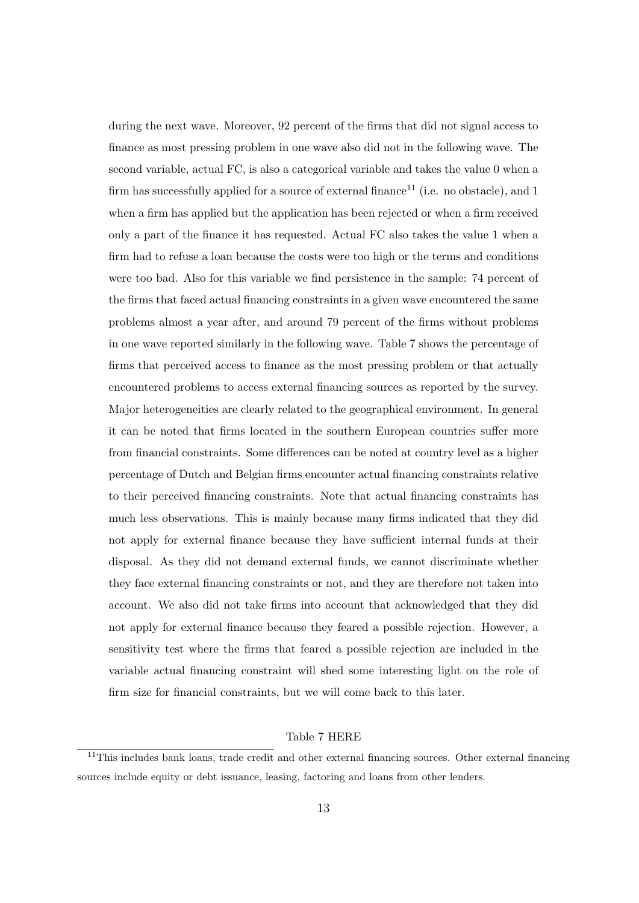during the next wave. Moreover, 92 percent of the firms that did not signal access to finance as most pressing problem in one wave also did not in the following wave. The second variable, actual FC, is also a categorical variable and takes the value 0 when a firm has successfully applied for a source of external finance[11] (i.e. no obstacle), and 1 when a firm has applied but the application has been rejected or when a firm received only a part of the finance it has requested. Actual FC also takes the value 1 when a firm had to refuse a loan because the costs were too high or the terms and conditions were too bad. Also for this variable we find persistence in the sample: 74 percent of the firms that faced actual financing constraints in a given wave encountered the same problems almost a year after, and around 79 percent of the firms without problems in one wave reported similarly in the following wave. Table 7 shows the percentage of firms that perceived access to finance as the most pressing problem or that actually encountered problems to access external financing sources as reported by the survey. Major heterogeneities are clearly related to the geographical environment. In general it can be noted that firms located in the southern European countries suffer more from financial constraints. Some differences can be noted at country level as a higher percentage of Dutch and Belgian firms encounter actual financing constraints relative to their perceived financing constraints. Note that actual financing constraints has much less observations. This is mainly because many firms indicated that they did not apply for external finance because they have sufficient internal funds at their disposal. As they did not demand external funds, we cannot discriminate whether they face external financing constraints or not, and they are therefore not taken into account. We also did not take firms into account that acknowledged that they did not apply for external finance because they feared a possible rejection. However, a sensitivity test where the firms that feared a possible rejection are included in the variable actual financing constraint will shed some interesting light on the role of firm size for financial constraints, but we will come back to this later.

Table 7 HERE

[11] This includes bank loans, trade credit and other external financing sources. Other external financing sources include equity or debt issuance, leasing, factoring and loans from other lenders.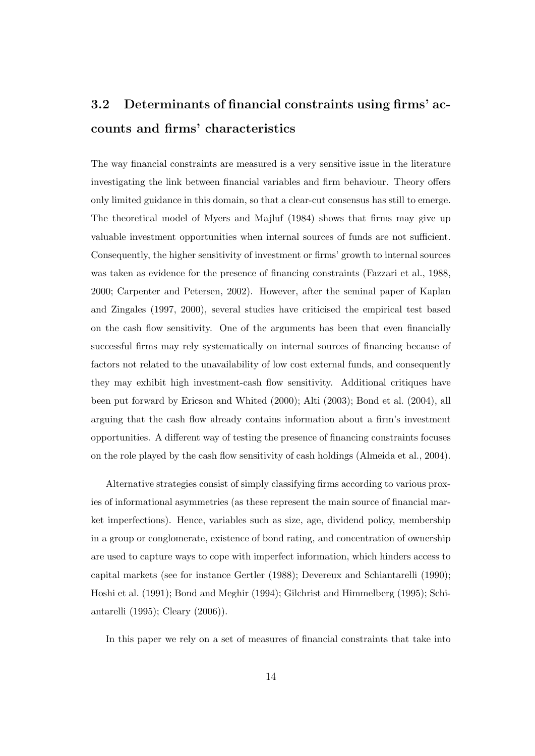## 3.2 Determinants of financial constraints using firms' accounts and firms' characteristics

The way financial constraints are measured is a very sensitive issue in the literature investigating the link between financial variables and firm behaviour. Theory offers only limited guidance in this domain, so that a clear-cut consensus has still to emerge. The theoretical model of Myers and Majluf (1984) shows that firms may give up valuable investment opportunities when internal sources of funds are not sufficient. Consequently, the higher sensitivity of investment or firms' growth to internal sources was taken as evidence for the presence of financing constraints (Fazzari et al., 1988, 2000; Carpenter and Petersen, 2002). However, after the seminal paper of Kaplan and Zingales (1997, 2000), several studies have criticised the empirical test based on the cash flow sensitivity. One of the arguments has been that even financially successful firms may rely systematically on internal sources of financing because of factors not related to the unavailability of low cost external funds, and consequently they may exhibit high investment-cash flow sensitivity. Additional critiques have been put forward by Ericson and Whited (2000); Alti (2003); Bond et al. (2004), all arguing that the cash flow already contains information about a firm's investment opportunities. A different way of testing the presence of financing constraints focuses on the role played by the cash flow sensitivity of cash holdings (Almeida et al., 2004).

Alternative strategies consist of simply classifying firms according to various proxies of informational asymmetries (as these represent the main source of financial market imperfections). Hence, variables such as size, age, dividend policy, membership in a group or conglomerate, existence of bond rating, and concentration of ownership are used to capture ways to cope with imperfect information, which hinders access to capital markets (see for instance Gertler (1988); Devereux and Schiantarelli (1990); Hoshi et al. (1991); Bond and Meghir (1994); Gilchrist and Himmelberg (1995); Schiantarelli (1995); Cleary (2006)).

In this paper we rely on a set of measures of financial constraints that take into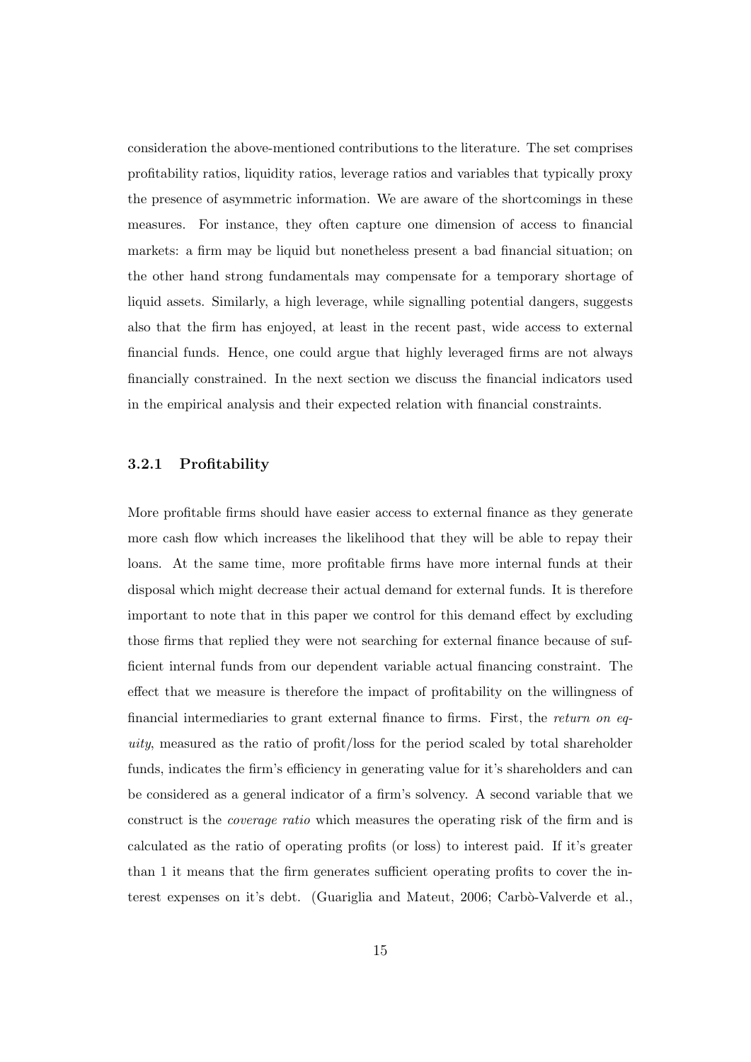consideration the above-mentioned contributions to the literature. The set comprises profitability ratios, liquidity ratios, leverage ratios and variables that typically proxy the presence of asymmetric information. We are aware of the shortcomings in these measures. For instance, they often capture one dimension of access to financial markets: a firm may be liquid but nonetheless present a bad financial situation; on the other hand strong fundamentals may compensate for a temporary shortage of liquid assets. Similarly, a high leverage, while signalling potential dangers, suggests also that the firm has enjoyed, at least in the recent past, wide access to external financial funds. Hence, one could argue that highly leveraged firms are not always financially constrained. In the next section we discuss the financial indicators used in the empirical analysis and their expected relation with financial constraints.

### 3.2.1 Profitability

More profitable firms should have easier access to external finance as they generate more cash flow which increases the likelihood that they will be able to repay their loans. At the same time, more profitable firms have more internal funds at their disposal which might decrease their actual demand for external funds. It is therefore important to note that in this paper we control for this demand effect by excluding those firms that replied they were not searching for external finance because of sufficient internal funds from our dependent variable actual financing constraint. The effect that we measure is therefore the impact of profitability on the willingness of financial intermediaries to grant external finance to firms. First, the *return on equity*, measured as the ratio of profit/loss for the period scaled by total shareholder funds, indicates the firm's efficiency in generating value for it's shareholders and can be considered as a general indicator of a firm's solvency. A second variable that we construct is the *coverage ratio* which measures the operating risk of the firm and is calculated as the ratio of operating profits (or loss) to interest paid. If it's greater than 1 it means that the firm generates sufficient operating profits to cover the interest expenses on it's debt. (Guariglia and Mateut, 2006; Carbò-Valverde et al.,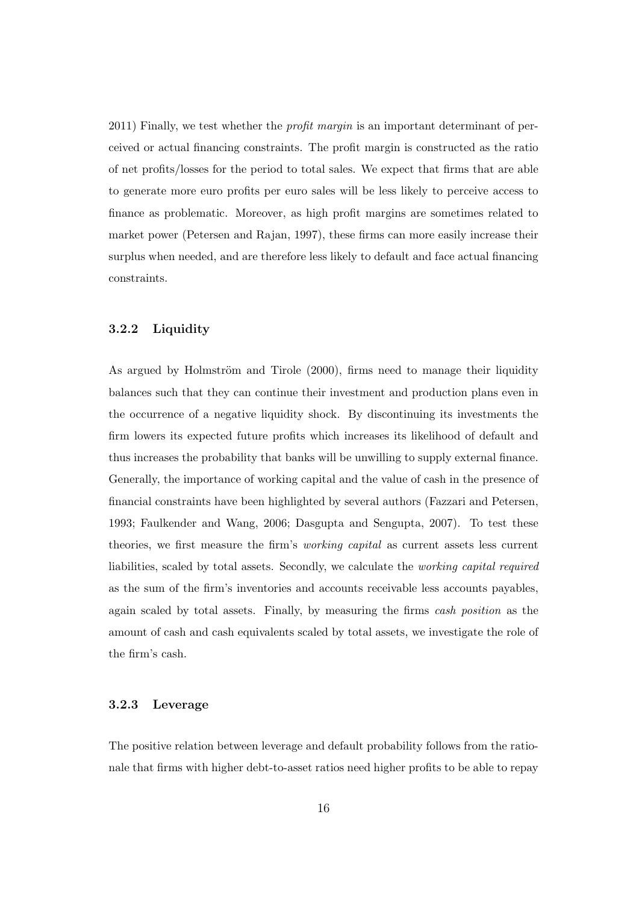2011) Finally, we test whether the *profit margin* is an important determinant of perceived or actual financing constraints. The profit margin is constructed as the ratio of net profits/losses for the period to total sales. We expect that firms that are able to generate more euro profits per euro sales will be less likely to perceive access to finance as problematic. Moreover, as high profit margins are sometimes related to market power (Petersen and Rajan, 1997), these firms can more easily increase their surplus when needed, and are therefore less likely to default and face actual financing constraints.

### 3.2.2 Liquidity

As argued by Holmström and Tirole (2000), firms need to manage their liquidity balances such that they can continue their investment and production plans even in the occurrence of a negative liquidity shock. By discontinuing its investments the firm lowers its expected future profits which increases its likelihood of default and thus increases the probability that banks will be unwilling to supply external finance. Generally, the importance of working capital and the value of cash in the presence of financial constraints have been highlighted by several authors (Fazzari and Petersen, 1993; Faulkender and Wang, 2006; Dasgupta and Sengupta, 2007). To test these theories, we first measure the firm's *working capital* as current assets less current liabilities, scaled by total assets. Secondly, we calculate the *working capital required* as the sum of the firm's inventories and accounts receivable less accounts payables, again scaled by total assets. Finally, by measuring the firms *cash position* as the amount of cash and cash equivalents scaled by total assets, we investigate the role of the firm's cash.

### 3.2.3 Leverage

The positive relation between leverage and default probability follows from the rationale that firms with higher debt-to-asset ratios need higher profits to be able to repay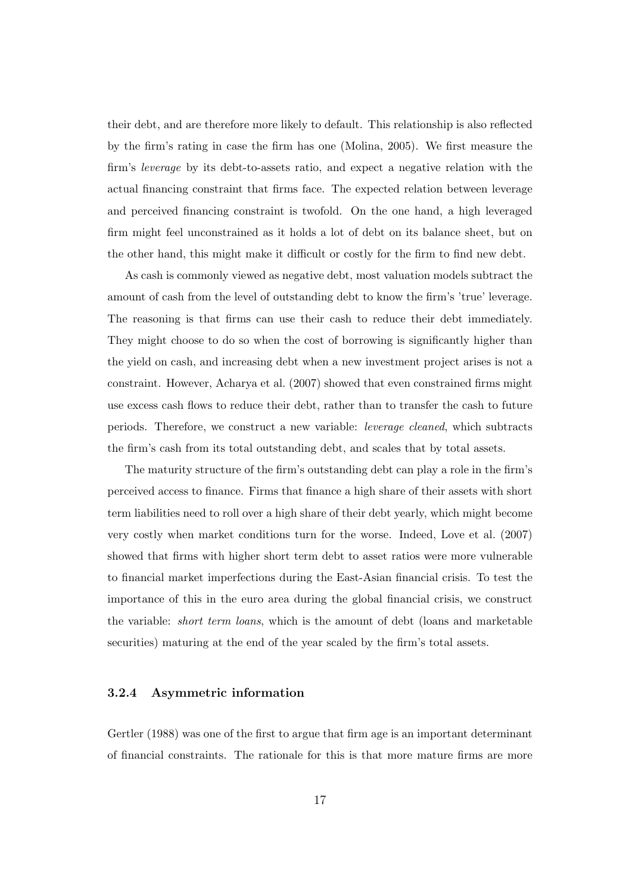their debt, and are therefore more likely to default. This relationship is also reflected by the firm's rating in case the firm has one (Molina, 2005). We first measure the firm's *leverage* by its debt-to-assets ratio, and expect a negative relation with the actual financing constraint that firms face. The expected relation between leverage and perceived financing constraint is twofold. On the one hand, a high leveraged firm might feel unconstrained as it holds a lot of debt on its balance sheet, but on the other hand, this might make it difficult or costly for the firm to find new debt.

As cash is commonly viewed as negative debt, most valuation models subtract the amount of cash from the level of outstanding debt to know the firm's 'true' leverage. The reasoning is that firms can use their cash to reduce their debt immediately. They might choose to do so when the cost of borrowing is significantly higher than the yield on cash, and increasing debt when a new investment project arises is not a constraint. However, Acharya et al. (2007) showed that even constrained firms might use excess cash flows to reduce their debt, rather than to transfer the cash to future periods. Therefore, we construct a new variable: *leverage cleaned*, which subtracts the firm's cash from its total outstanding debt, and scales that by total assets.

The maturity structure of the firm's outstanding debt can play a role in the firm's perceived access to finance. Firms that finance a high share of their assets with short term liabilities need to roll over a high share of their debt yearly, which might become very costly when market conditions turn for the worse. Indeed, Love et al. (2007) showed that firms with higher short term debt to asset ratios were more vulnerable to financial market imperfections during the East-Asian financial crisis. To test the importance of this in the euro area during the global financial crisis, we construct the variable: *short term loans*, which is the amount of debt (loans and marketable securities) maturing at the end of the year scaled by the firm's total assets.

### 3.2.4 Asymmetric information

Gertler (1988) was one of the first to argue that firm age is an important determinant of financial constraints. The rationale for this is that more mature firms are more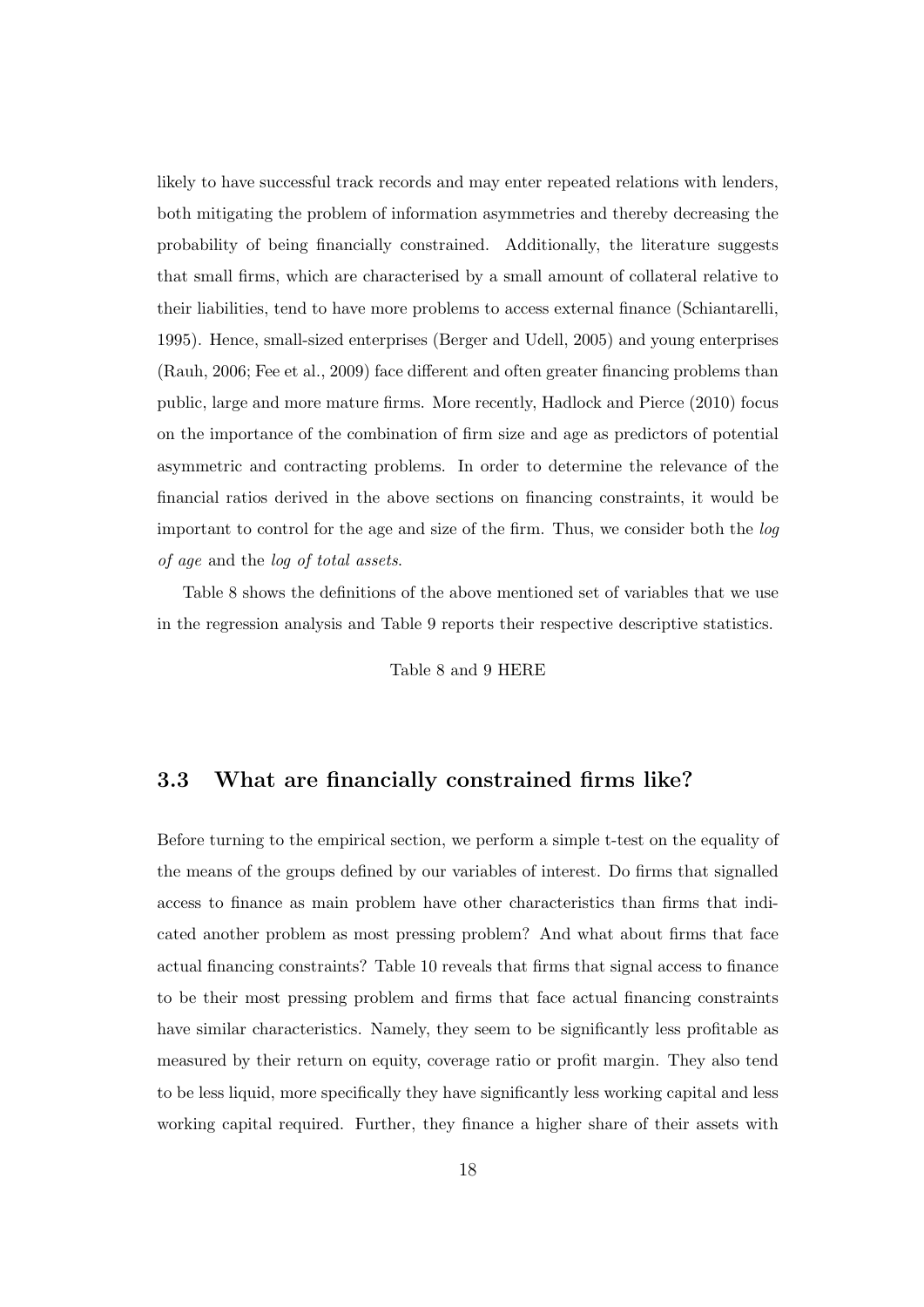likely to have successful track records and may enter repeated relations with lenders, both mitigating the problem of information asymmetries and thereby decreasing the probability of being financially constrained. Additionally, the literature suggests that small firms, which are characterised by a small amount of collateral relative to their liabilities, tend to have more problems to access external finance (Schiantarelli, 1995). Hence, small-sized enterprises (Berger and Udell, 2005) and young enterprises (Rauh, 2006; Fee et al., 2009) face different and often greater financing problems than public, large and more mature firms. More recently, Hadlock and Pierce (2010) focus on the importance of the combination of firm size and age as predictors of potential asymmetric and contracting problems. In order to determine the relevance of the financial ratios derived in the above sections on financing constraints, it would be important to control for the age and size of the firm. Thus, we consider both the *log of age* and the *log of total assets*.

Table 8 shows the definitions of the above mentioned set of variables that we use in the regression analysis and Table 9 reports their respective descriptive statistics.

Table 8 and 9 HERE

### 3.3 What are financially constrained firms like?

Before turning to the empirical section, we perform a simple t-test on the equality of the means of the groups defined by our variables of interest. Do firms that signalled access to finance as main problem have other characteristics than firms that indicated another problem as most pressing problem? And what about firms that face actual financing constraints? Table 10 reveals that firms that signal access to finance to be their most pressing problem and firms that face actual financing constraints have similar characteristics. Namely, they seem to be significantly less profitable as measured by their return on equity, coverage ratio or profit margin. They also tend to be less liquid, more specifically they have significantly less working capital and less working capital required. Further, they finance a higher share of their assets with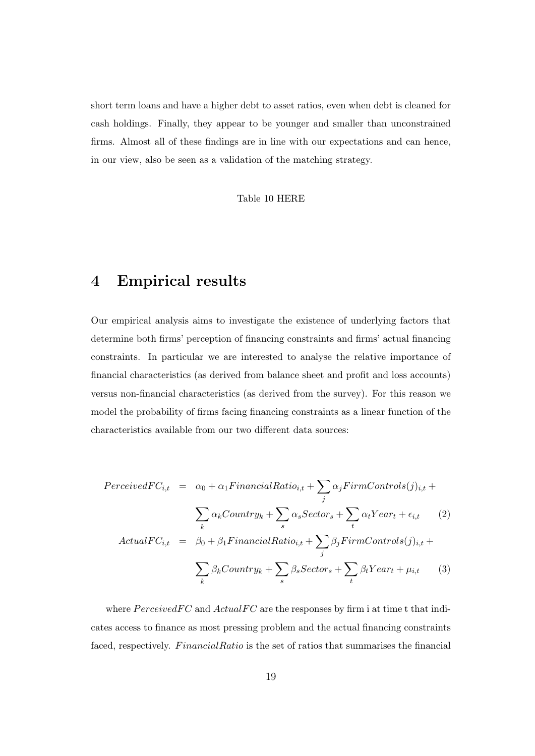short term loans and have a higher debt to asset ratios, even when debt is cleaned for cash holdings. Finally, they appear to be younger and smaller than unconstrained firms. Almost all of these findings are in line with our expectations and can hence, in our view, also be seen as a validation of the matching strategy.

Table 10 HERE

# 4 Empirical results

Our empirical analysis aims to investigate the existence of underlying factors that determine both firms' perception of financing constraints and firms' actual financing constraints. In particular we are interested to analyse the relative importance of financial characteristics (as derived from balance sheet and profit and loss accounts) versus non-financial characteristics (as derived from the survey). For this reason we model the probability of firms facing financing constraints as a linear function of the characteristics available from our two different data sources:

$$
\begin{aligned}
PerceivedFC_{i,t} &= \alpha_0 + \alpha_1 FinancialRatio_{i,t} + \sum_j \alpha_j FirmControls(j)_{i,t} + \\
&\quad \sum_k \alpha_k Country_k + \sum_s \alpha_s Sector_s + \sum_t \alpha_t Year_t + \epsilon_{i,t} \qquad (2) \\
ActualFC_{i,t} &= \beta_0 + \beta_1 FinancialRatio_{i,t} + \sum_j \beta_j FirmControls(j)_{i,t} + \\
&\quad \sum_k \beta_k Country_k + \sum_s \beta_s Sector_s + \sum_t \beta_t Year_t + \mu_{i,t} \qquad (3)
\end{aligned}
$$

where $PerceivedFC$ and $ActualFC$ are the responses by firm i at time t that indicates access to finance as most pressing problem and the actual financing constraints faced, respectively. $FinancialRatio$ is the set of ratios that summarises the financial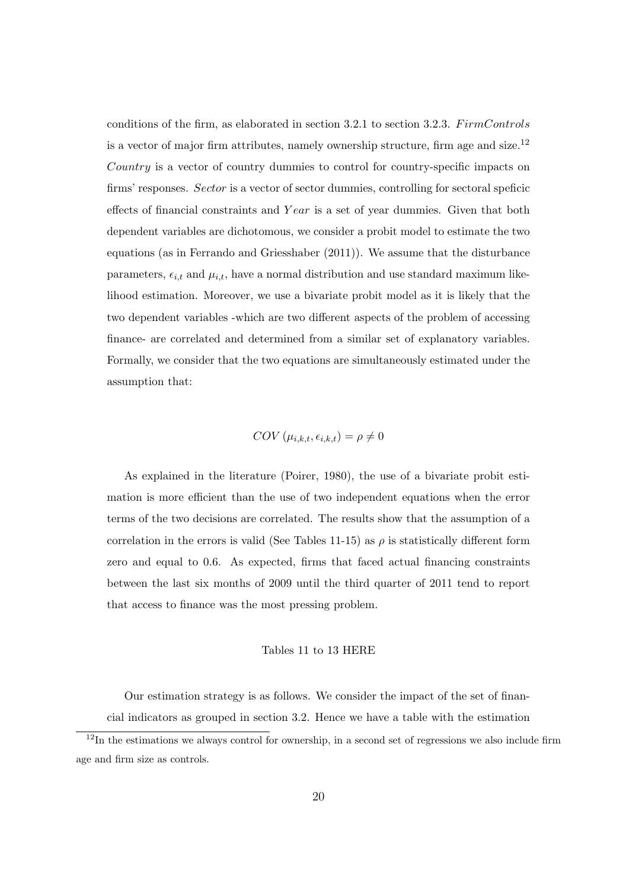conditions of the firm, as elaborated in section 3.2.1 to section 3.2.3. $FirmControls$ is a vector of major firm attributes, namely ownership structure, firm age and size.[12] $Country$ is a vector of country dummies to control for country-specific impacts on firms' responses. $Sector$ is a vector of sector dummies, controlling for sectoral speficic effects of financial constraints and $Year$ is a set of year dummies. Given that both dependent variables are dichotomous, we consider a probit model to estimate the two equations (as in Ferrando and Griesshaber (2011)). We assume that the disturbance parameters, $\epsilon_{i,t}$ and $\mu_{i,t}$, have a normal distribution and use standard maximum likelihood estimation. Moreover, we use a bivariate probit model as it is likely that the two dependent variables -which are two different aspects of the problem of accessing finance- are correlated and determined from a similar set of explanatory variables. Formally, we consider that the two equations are simultaneously estimated under the assumption that:

$$COV\left(\mu_{i,k,t}, \epsilon_{i,k,t}\right) = \rho \neq 0$$

As explained in the literature (Poirer, 1980), the use of a bivariate probit estimation is more efficient than the use of two independent equations when the error terms of the two decisions are correlated. The results show that the assumption of a correlation in the errors is valid (See Tables 11-15) as $\rho$ is statistically different form zero and equal to 0.6. As expected, firms that faced actual financing constraints between the last six months of 2009 until the third quarter of 2011 tend to report that access to finance was the most pressing problem.

Tables 11 to 13 HERE

Our estimation strategy is as follows. We consider the impact of the set of financial indicators as grouped in section 3.2. Hence we have a table with the estimation

[12] In the estimations we always control for ownership, in a second set of regressions we also include firm age and firm size as controls.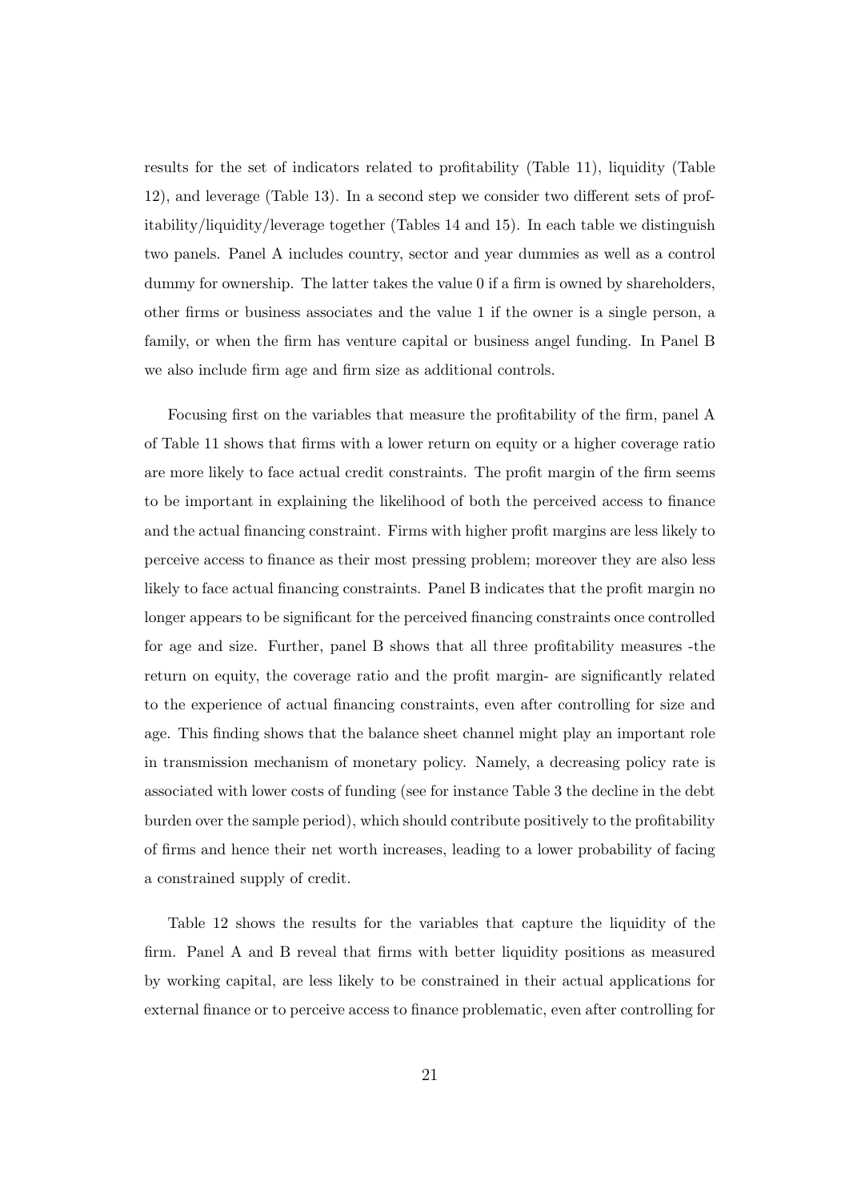results for the set of indicators related to profitability (Table 11), liquidity (Table 12), and leverage (Table 13). In a second step we consider two different sets of profitability/liquidity/leverage together (Tables 14 and 15). In each table we distinguish two panels. Panel A includes country, sector and year dummies as well as a control dummy for ownership. The latter takes the value 0 if a firm is owned by shareholders, other firms or business associates and the value 1 if the owner is a single person, a family, or when the firm has venture capital or business angel funding. In Panel B we also include firm age and firm size as additional controls.

Focusing first on the variables that measure the profitability of the firm, panel A of Table 11 shows that firms with a lower return on equity or a higher coverage ratio are more likely to face actual credit constraints. The profit margin of the firm seems to be important in explaining the likelihood of both the perceived access to finance and the actual financing constraint. Firms with higher profit margins are less likely to perceive access to finance as their most pressing problem; moreover they are also less likely to face actual financing constraints. Panel B indicates that the profit margin no longer appears to be significant for the perceived financing constraints once controlled for age and size. Further, panel B shows that all three profitability measures -the return on equity, the coverage ratio and the profit margin- are significantly related to the experience of actual financing constraints, even after controlling for size and age. This finding shows that the balance sheet channel might play an important role in transmission mechanism of monetary policy. Namely, a decreasing policy rate is associated with lower costs of funding (see for instance Table 3 the decline in the debt burden over the sample period), which should contribute positively to the profitability of firms and hence their net worth increases, leading to a lower probability of facing a constrained supply of credit.

Table 12 shows the results for the variables that capture the liquidity of the firm. Panel A and B reveal that firms with better liquidity positions as measured by working capital, are less likely to be constrained in their actual applications for external finance or to perceive access to finance problematic, even after controlling for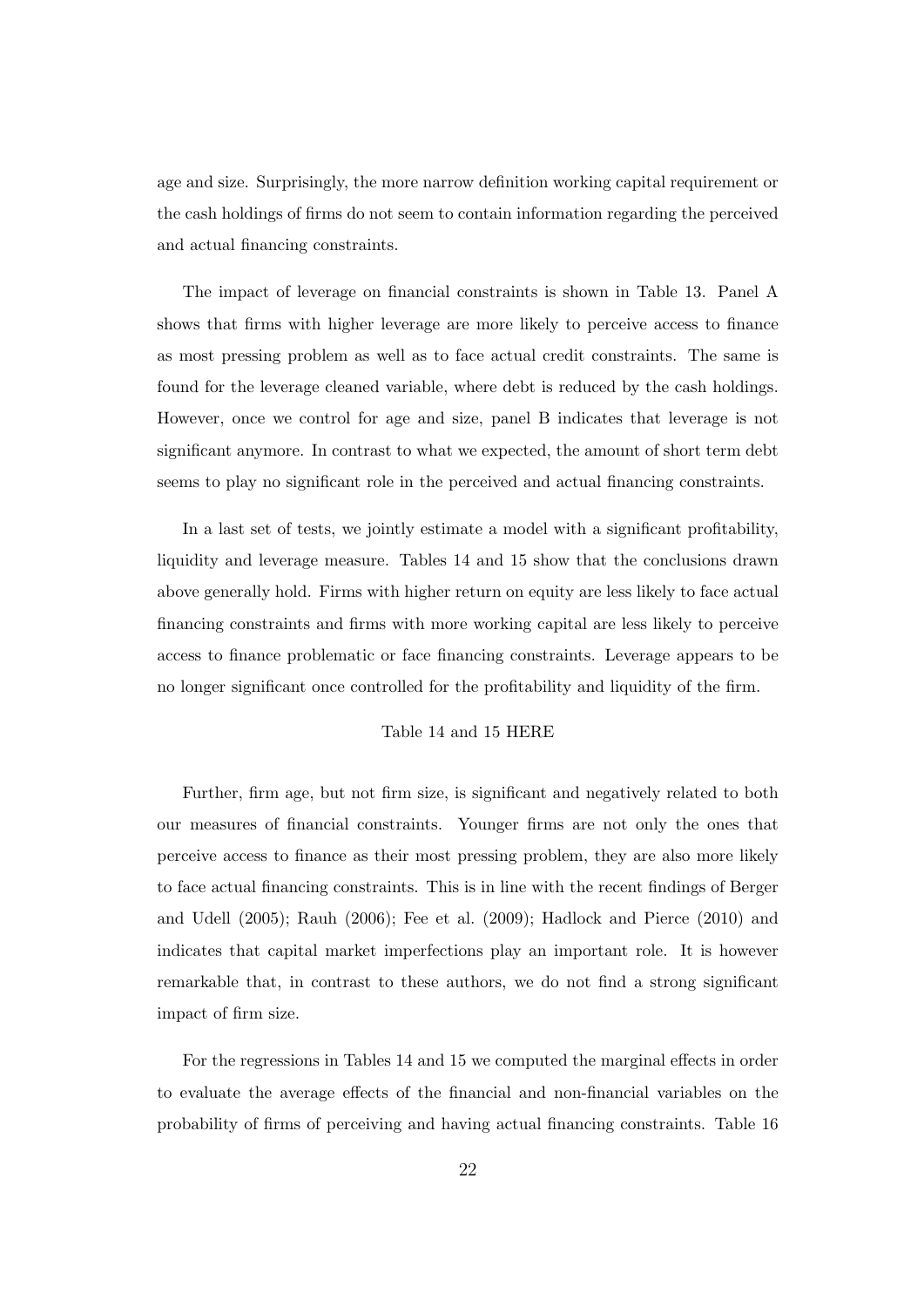age and size. Surprisingly, the more narrow definition working capital requirement or the cash holdings of firms do not seem to contain information regarding the perceived and actual financing constraints.

The impact of leverage on financial constraints is shown in Table 13. Panel A shows that firms with higher leverage are more likely to perceive access to finance as most pressing problem as well as to face actual credit constraints. The same is found for the leverage cleaned variable, where debt is reduced by the cash holdings. However, once we control for age and size, panel B indicates that leverage is not significant anymore. In contrast to what we expected, the amount of short term debt seems to play no significant role in the perceived and actual financing constraints.

In a last set of tests, we jointly estimate a model with a significant profitability, liquidity and leverage measure. Tables 14 and 15 show that the conclusions drawn above generally hold. Firms with higher return on equity are less likely to face actual financing constraints and firms with more working capital are less likely to perceive access to finance problematic or face financing constraints. Leverage appears to be no longer significant once controlled for the profitability and liquidity of the firm.

Table 14 and 15 HERE

Further, firm age, but not firm size, is significant and negatively related to both our measures of financial constraints. Younger firms are not only the ones that perceive access to finance as their most pressing problem, they are also more likely to face actual financing constraints. This is in line with the recent findings of Berger and Udell (2005); Rauh (2006); Fee et al. (2009); Hadlock and Pierce (2010) and indicates that capital market imperfections play an important role. It is however remarkable that, in contrast to these authors, we do not find a strong significant impact of firm size.

For the regressions in Tables 14 and 15 we computed the marginal effects in order to evaluate the average effects of the financial and non-financial variables on the probability of firms of perceiving and having actual financing constraints. Table 16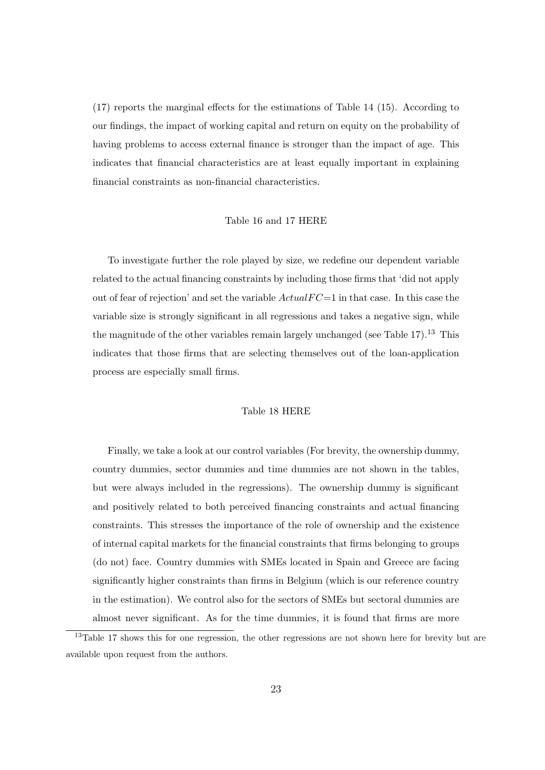(17) reports the marginal effects for the estimations of Table 14 (15). According to our findings, the impact of working capital and return on equity on the probability of having problems to access external finance is stronger than the impact of age. This indicates that financial characteristics are at least equally important in explaining financial constraints as non-financial characteristics.

Table 16 and 17 HERE

To investigate further the role played by size, we redefine our dependent variable related to the actual financing constraints by including those firms that 'did not apply out of fear of rejection' and set the variable $ActualFC$=1 in that case. In this case the variable size is strongly significant in all regressions and takes a negative sign, while the magnitude of the other variables remain largely unchanged (see Table 17).[13] This indicates that those firms that are selecting themselves out of the loan-application process are especially small firms.

Table 18 HERE

Finally, we take a look at our control variables (For brevity, the ownership dummy, country dummies, sector dummies and time dummies are not shown in the tables, but were always included in the regressions). The ownership dummy is significant and positively related to both perceived financing constraints and actual financing constraints. This stresses the importance of the role of ownership and the existence of internal capital markets for the financial constraints that firms belonging to groups (do not) face. Country dummies with SMEs located in Spain and Greece are facing significantly higher constraints than firms in Belgium (which is our reference country in the estimation). We control also for the sectors of SMEs but sectoral dummies are almost never significant. As for the time dummies, it is found that firms are more

[13] Table 17 shows this for one regression, the other regressions are not shown here for brevity but are available upon request from the authors.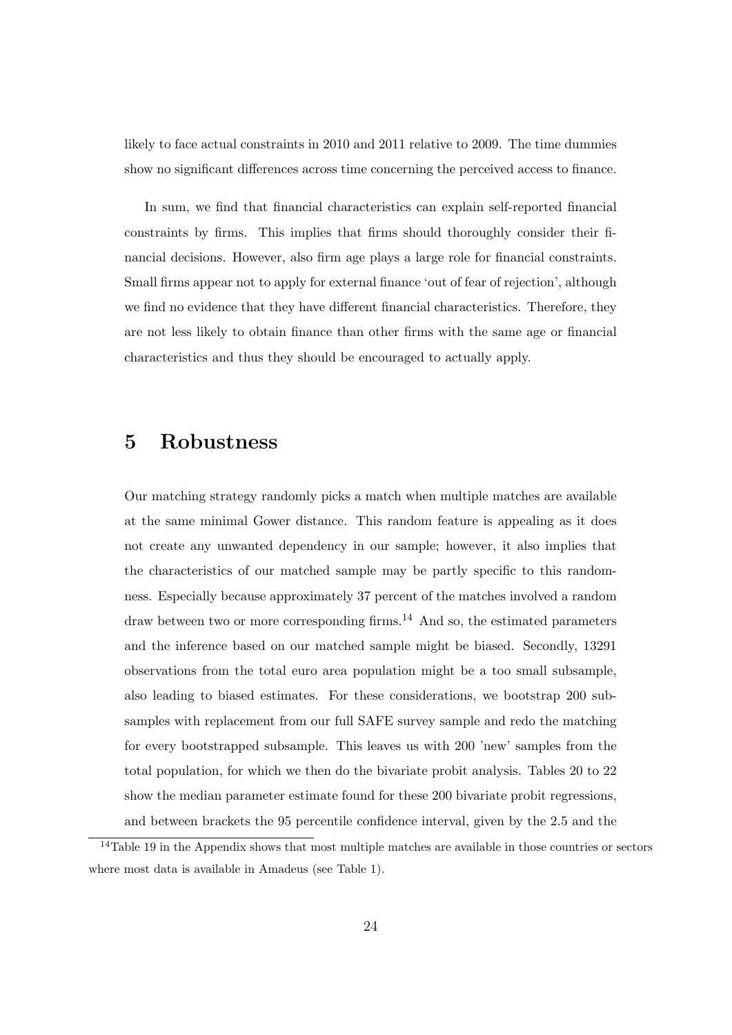likely to face actual constraints in 2010 and 2011 relative to 2009. The time dummies show no significant differences across time concerning the perceived access to finance.

In sum, we find that financial characteristics can explain self-reported financial constraints by firms. This implies that firms should thoroughly consider their financial decisions. However, also firm age plays a large role for financial constraints. Small firms appear not to apply for external finance 'out of fear of rejection', although we find no evidence that they have different financial characteristics. Therefore, they are not less likely to obtain finance than other firms with the same age or financial characteristics and thus they should be encouraged to actually apply.

# 5 Robustness

Our matching strategy randomly picks a match when multiple matches are available at the same minimal Gower distance. This random feature is appealing as it does not create any unwanted dependency in our sample; however, it also implies that the characteristics of our matched sample may be partly specific to this randomness. Especially because approximately 37 percent of the matches involved a random draw between two or more corresponding firms.[14] And so, the estimated parameters and the inference based on our matched sample might be biased. Secondly, 13291 observations from the total euro area population might be a too small subsample, also leading to biased estimates. For these considerations, we bootstrap 200 subsamples with replacement from our full SAFE survey sample and redo the matching for every bootstrapped subsample. This leaves us with 200 'new' samples from the total population, for which we then do the bivariate probit analysis. Tables 20 to 22 show the median parameter estimate found for these 200 bivariate probit regressions, and between brackets the 95 percentile confidence interval, given by the 2.5 and the

[14]Table 19 in the Appendix shows that most multiple matches are available in those countries or sectors where most data is available in Amadeus (see Table 1).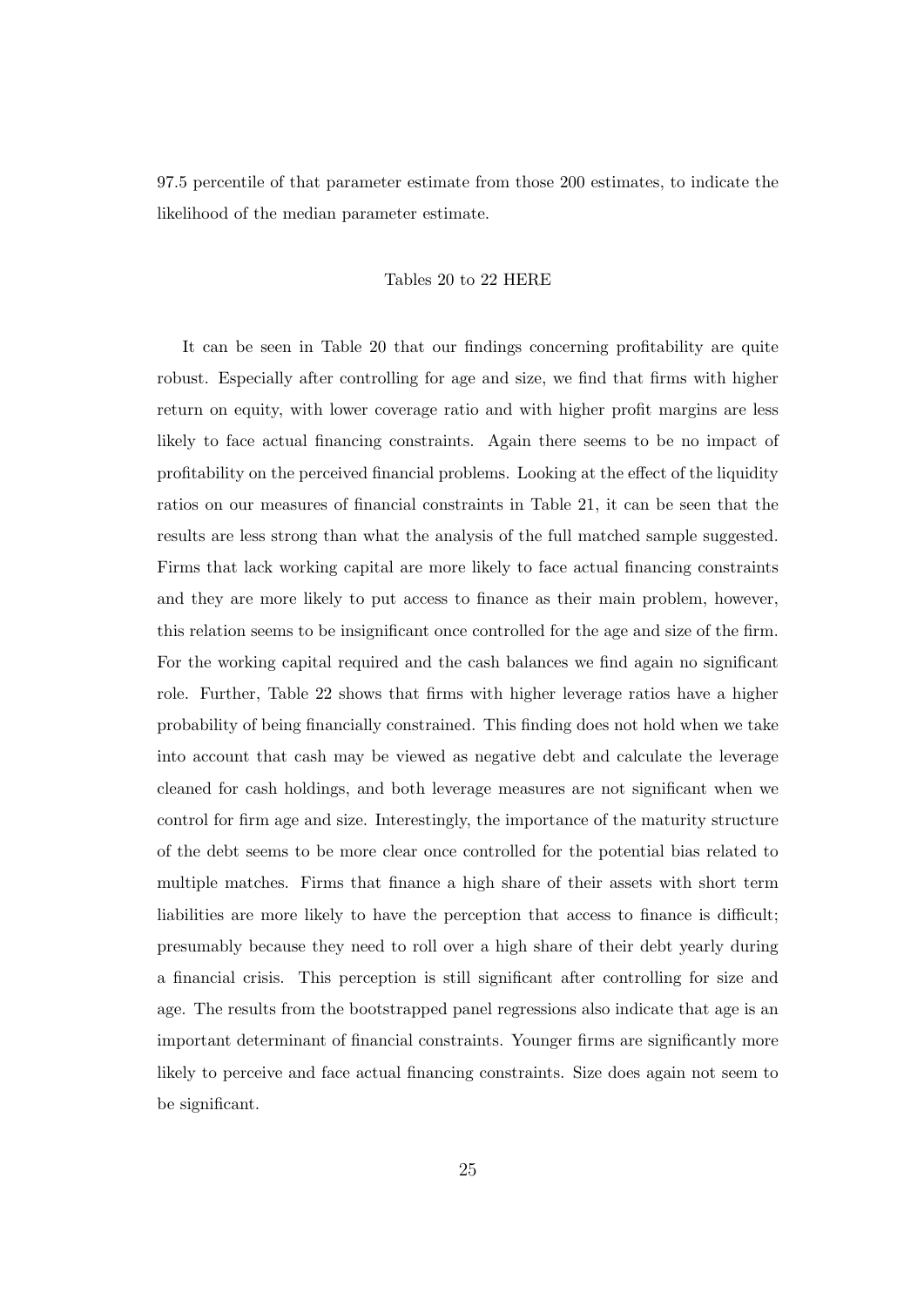97.5 percentile of that parameter estimate from those 200 estimates, to indicate the likelihood of the median parameter estimate.

Tables 20 to 22 HERE

It can be seen in Table 20 that our findings concerning profitability are quite robust. Especially after controlling for age and size, we find that firms with higher return on equity, with lower coverage ratio and with higher profit margins are less likely to face actual financing constraints. Again there seems to be no impact of profitability on the perceived financial problems. Looking at the effect of the liquidity ratios on our measures of financial constraints in Table 21, it can be seen that the results are less strong than what the analysis of the full matched sample suggested. Firms that lack working capital are more likely to face actual financing constraints and they are more likely to put access to finance as their main problem, however, this relation seems to be insignificant once controlled for the age and size of the firm. For the working capital required and the cash balances we find again no significant role. Further, Table 22 shows that firms with higher leverage ratios have a higher probability of being financially constrained. This finding does not hold when we take into account that cash may be viewed as negative debt and calculate the leverage cleaned for cash holdings, and both leverage measures are not significant when we control for firm age and size. Interestingly, the importance of the maturity structure of the debt seems to be more clear once controlled for the potential bias related to multiple matches. Firms that finance a high share of their assets with short term liabilities are more likely to have the perception that access to finance is difficult; presumably because they need to roll over a high share of their debt yearly during a financial crisis. This perception is still significant after controlling for size and age. The results from the bootstrapped panel regressions also indicate that age is an important determinant of financial constraints. Younger firms are significantly more likely to perceive and face actual financing constraints. Size does again not seem to be significant.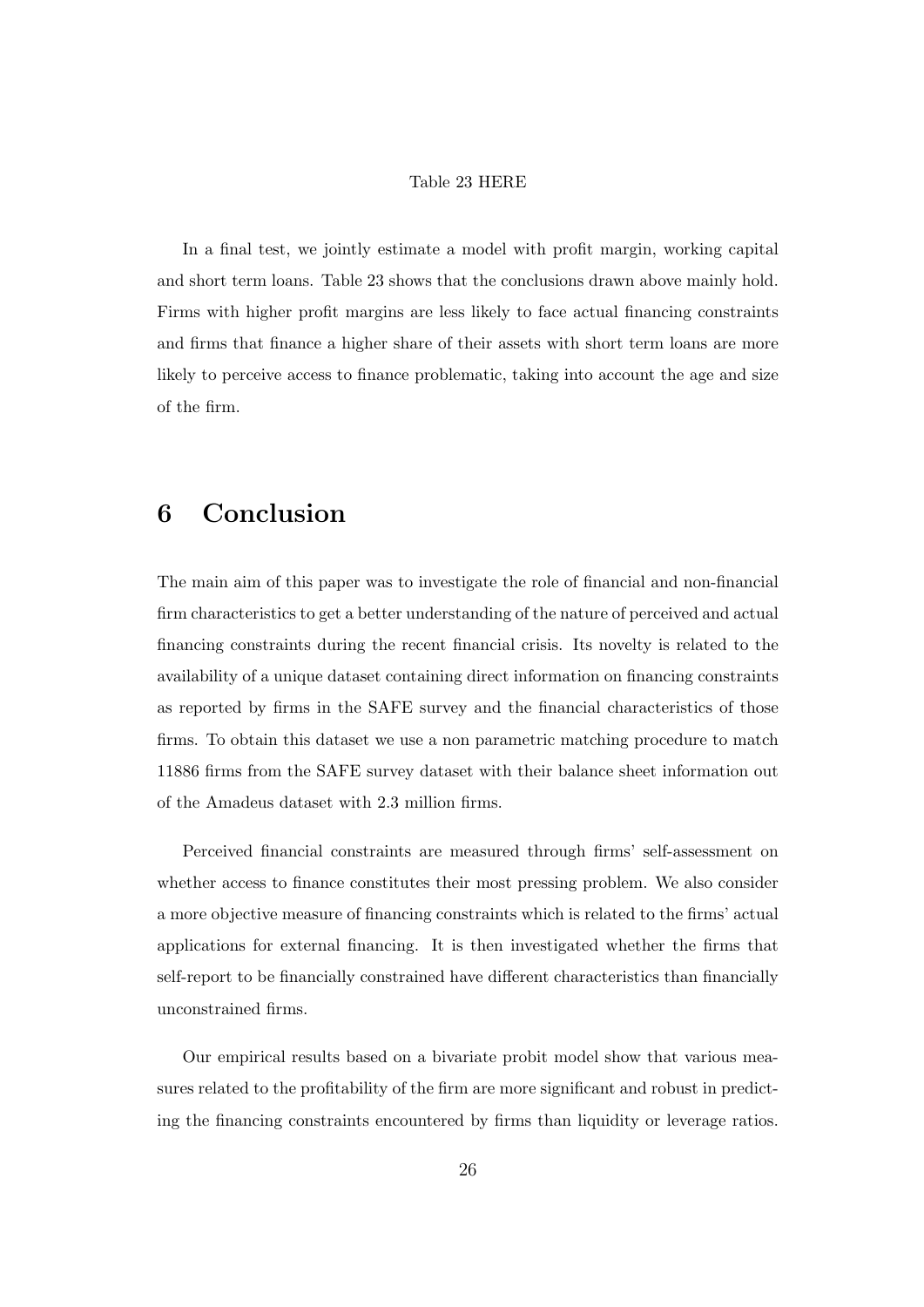Table 23 HERE

In a final test, we jointly estimate a model with profit margin, working capital and short term loans. Table 23 shows that the conclusions drawn above mainly hold. Firms with higher profit margins are less likely to face actual financing constraints and firms that finance a higher share of their assets with short term loans are more likely to perceive access to finance problematic, taking into account the age and size of the firm.

# 6 Conclusion

The main aim of this paper was to investigate the role of financial and non-financial firm characteristics to get a better understanding of the nature of perceived and actual financing constraints during the recent financial crisis. Its novelty is related to the availability of a unique dataset containing direct information on financing constraints as reported by firms in the SAFE survey and the financial characteristics of those firms. To obtain this dataset we use a non parametric matching procedure to match 11886 firms from the SAFE survey dataset with their balance sheet information out of the Amadeus dataset with 2.3 million firms.

Perceived financial constraints are measured through firms' self-assessment on whether access to finance constitutes their most pressing problem. We also consider a more objective measure of financing constraints which is related to the firms' actual applications for external financing. It is then investigated whether the firms that self-report to be financially constrained have different characteristics than financially unconstrained firms.

Our empirical results based on a bivariate probit model show that various measures related to the profitability of the firm are more significant and robust in predicting the financing constraints encountered by firms than liquidity or leverage ratios.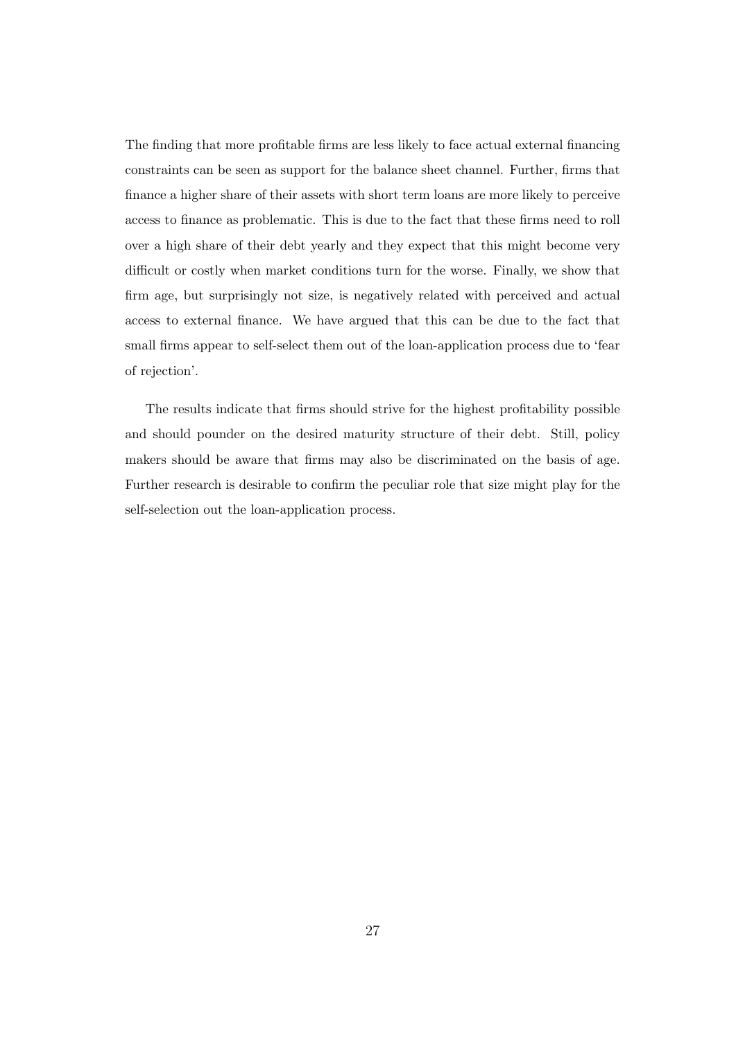The finding that more profitable firms are less likely to face actual external financing constraints can be seen as support for the balance sheet channel. Further, firms that finance a higher share of their assets with short term loans are more likely to perceive access to finance as problematic. This is due to the fact that these firms need to roll over a high share of their debt yearly and they expect that this might become very difficult or costly when market conditions turn for the worse. Finally, we show that firm age, but surprisingly not size, is negatively related with perceived and actual access to external finance. We have argued that this can be due to the fact that small firms appear to self-select them out of the loan-application process due to 'fear of rejection'.

The results indicate that firms should strive for the highest profitability possible and should pounder on the desired maturity structure of their debt. Still, policy makers should be aware that firms may also be discriminated on the basis of age. Further research is desirable to confirm the peculiar role that size might play for the self-selection out the loan-application process.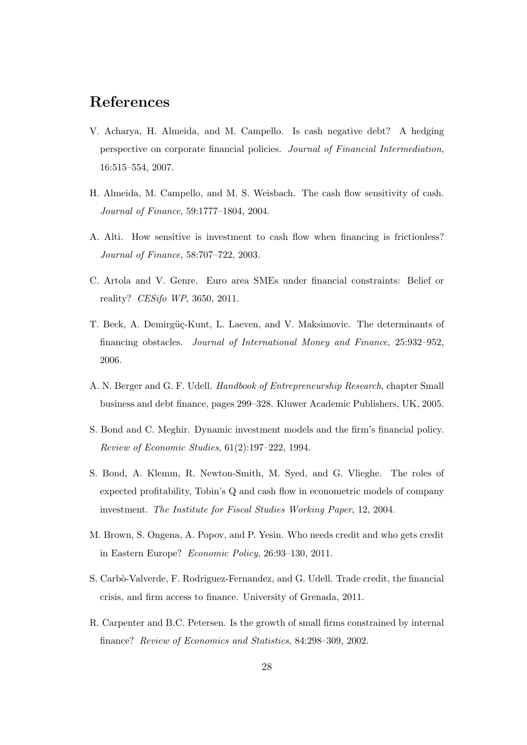# References

V. Acharya, H. Almeida, and M. Campello. Is cash negative debt? A hedging perspective on corporate financial policies. *Journal of Financial Intermediation*, 16:515–554, 2007.

H. Almeida, M. Campello, and M. S. Weisbach. The cash flow sensitivity of cash. *Journal of Finance*, 59:1777–1804, 2004.

A. Alti. How sensitive is investment to cash flow when financing is frictionless? *Journal of Finance*, 58:707–722, 2003.

C. Artola and V. Genre. Euro area SMEs under financial constraints: Belief or reality? *CESifo WP*, 3650, 2011.

T. Beck, A. Demirgüç-Kunt, L. Laeven, and V. Maksimovic. The determinants of financing obstacles. *Journal of International Money and Finance*, 25:932–952, 2006.

A. N. Berger and G. F. Udell. *Handbook of Entrepreneurship Research*, chapter Small business and debt finance, pages 299–328. Kluwer Academic Publishers, UK, 2005.

S. Bond and C. Meghir. Dynamic investment models and the firm's financial policy. *Review of Economic Studies*, 61(2):197–222, 1994.

S. Bond, A. Klemm, R. Newton-Smith, M. Syed, and G. Vlieghe. The roles of expected profitability, Tobin's Q and cash flow in econometric models of company investment. *The Institute for Fiscal Studies Working Paper*, 12, 2004.

M. Brown, S. Ongena, A. Popov, and P. Yesin. Who needs credit and who gets credit in Eastern Europe? *Economic Policy*, 26:93–130, 2011.

S. Carbò-Valverde, F. Rodriguez-Fernandez, and G. Udell. Trade credit, the financial crisis, and firm access to finance. University of Grenada, 2011.

R. Carpenter and B.C. Petersen. Is the growth of small firms constrained by internal finance? *Review of Economics and Statistics*, 84:298–309, 2002.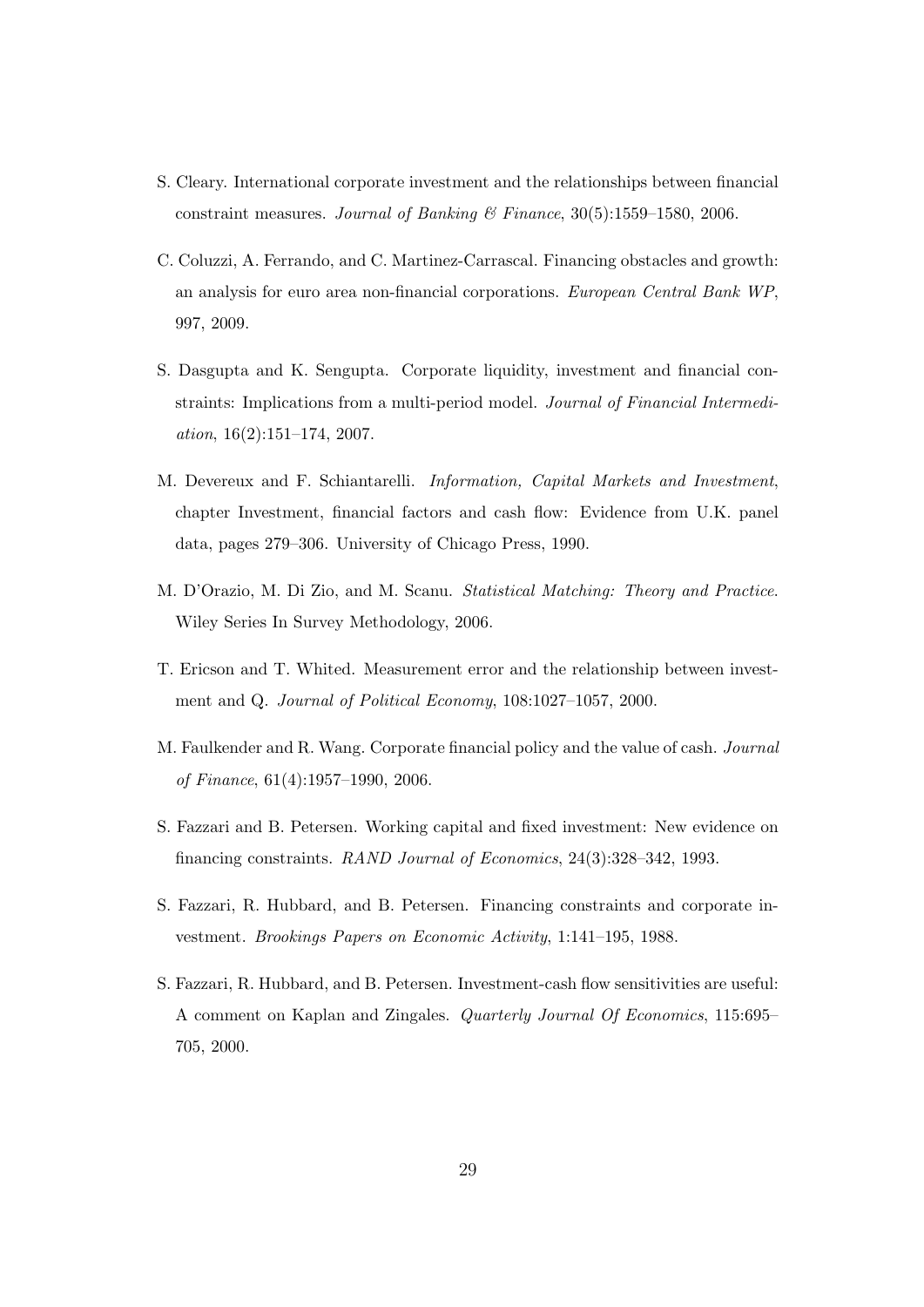S. Cleary. International corporate investment and the relationships between financial constraint measures. *Journal of Banking & Finance*, 30(5):1559–1580, 2006.

C. Coluzzi, A. Ferrando, and C. Martinez-Carrascal. Financing obstacles and growth: an analysis for euro area non-financial corporations. *European Central Bank WP*, 997, 2009.

S. Dasgupta and K. Sengupta. Corporate liquidity, investment and financial constraints: Implications from a multi-period model. *Journal of Financial Intermediation*, 16(2):151–174, 2007.

M. Devereux and F. Schiantarelli. *Information, Capital Markets and Investment*, chapter Investment, financial factors and cash flow: Evidence from U.K. panel data, pages 279–306. University of Chicago Press, 1990.

M. D'Orazio, M. Di Zio, and M. Scanu. *Statistical Matching: Theory and Practice*. Wiley Series In Survey Methodology, 2006.

T. Ericson and T. Whited. Measurement error and the relationship between investment and Q. *Journal of Political Economy*, 108:1027–1057, 2000.

M. Faulkender and R. Wang. Corporate financial policy and the value of cash. *Journal of Finance*, 61(4):1957–1990, 2006.

S. Fazzari and B. Petersen. Working capital and fixed investment: New evidence on financing constraints. *RAND Journal of Economics*, 24(3):328–342, 1993.

S. Fazzari, R. Hubbard, and B. Petersen. Financing constraints and corporate investment. *Brookings Papers on Economic Activity*, 1:141–195, 1988.

S. Fazzari, R. Hubbard, and B. Petersen. Investment-cash flow sensitivities are useful: A comment on Kaplan and Zingales. *Quarterly Journal Of Economics*, 115:695–705, 2000.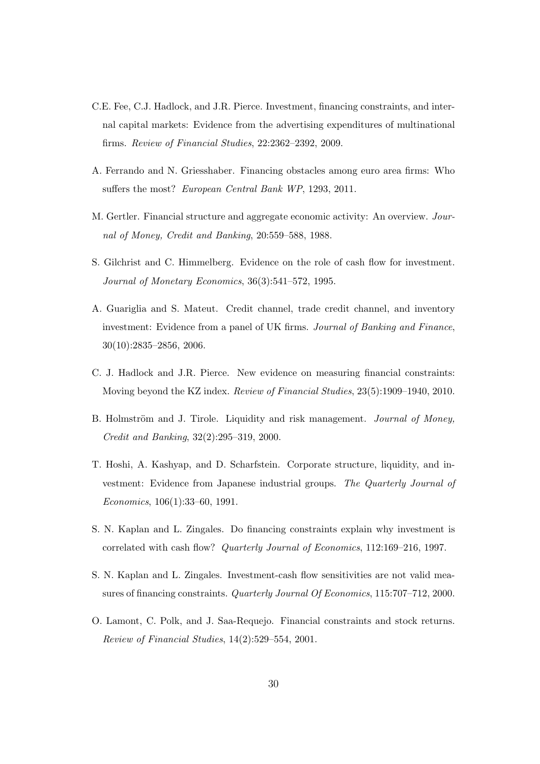C.E. Fee, C.J. Hadlock, and J.R. Pierce. Investment, financing constraints, and internal capital markets: Evidence from the advertising expenditures of multinational firms. *Review of Financial Studies*, 22:2362–2392, 2009.

A. Ferrando and N. Griesshaber. Financing obstacles among euro area firms: Who suffers the most? *European Central Bank WP*, 1293, 2011.

M. Gertler. Financial structure and aggregate economic activity: An overview. *Journal of Money, Credit and Banking*, 20:559–588, 1988.

S. Gilchrist and C. Himmelberg. Evidence on the role of cash flow for investment. *Journal of Monetary Economics*, 36(3):541–572, 1995.

A. Guariglia and S. Mateut. Credit channel, trade credit channel, and inventory investment: Evidence from a panel of UK firms. *Journal of Banking and Finance*, 30(10):2835–2856, 2006.

C. J. Hadlock and J.R. Pierce. New evidence on measuring financial constraints: Moving beyond the KZ index. *Review of Financial Studies*, 23(5):1909–1940, 2010.

B. Holmström and J. Tirole. Liquidity and risk management. *Journal of Money, Credit and Banking*, 32(2):295–319, 2000.

T. Hoshi, A. Kashyap, and D. Scharfstein. Corporate structure, liquidity, and investment: Evidence from Japanese industrial groups. *The Quarterly Journal of Economics*, 106(1):33–60, 1991.

S. N. Kaplan and L. Zingales. Do financing constraints explain why investment is correlated with cash flow? *Quarterly Journal of Economics*, 112:169–216, 1997.

S. N. Kaplan and L. Zingales. Investment-cash flow sensitivities are not valid measures of financing constraints. *Quarterly Journal Of Economics*, 115:707–712, 2000.

O. Lamont, C. Polk, and J. Saa-Requejo. Financial constraints and stock returns. *Review of Financial Studies*, 14(2):529–554, 2001.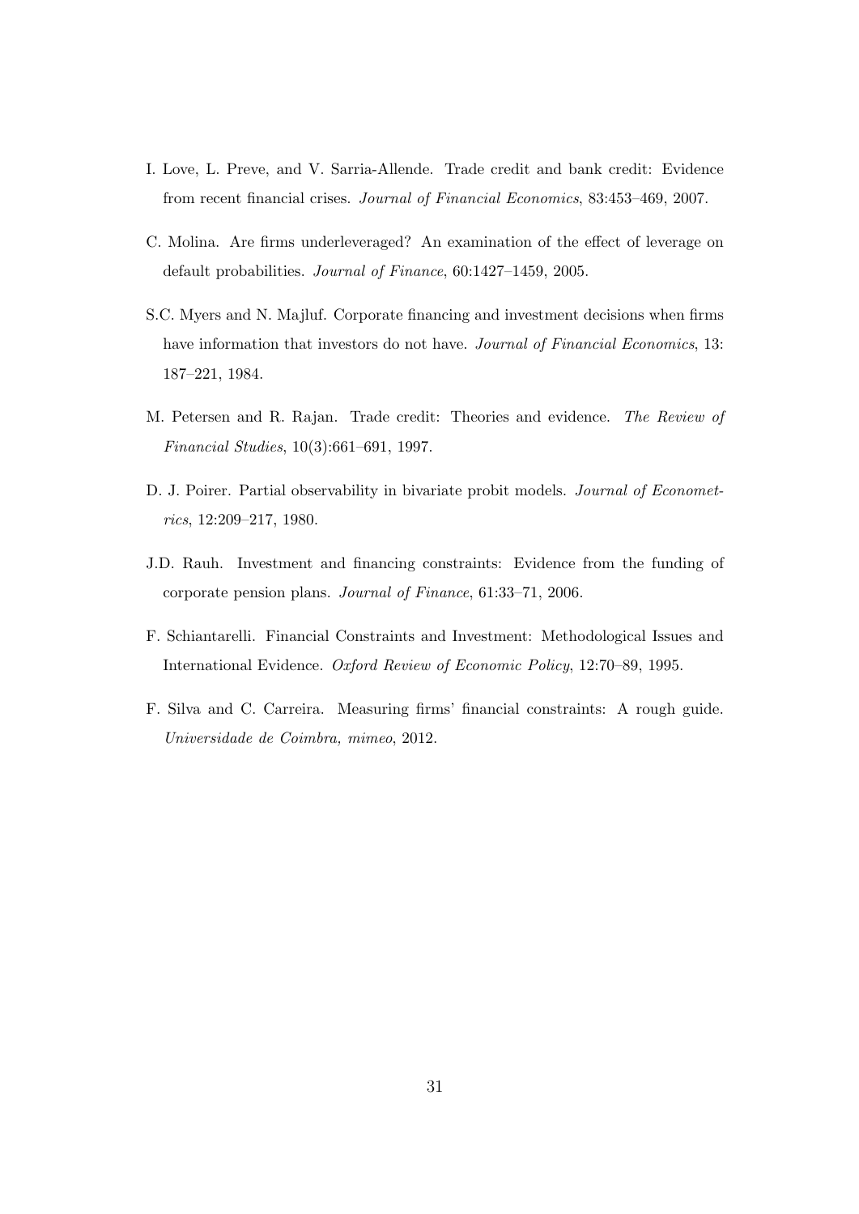I. Love, L. Preve, and V. Sarria-Allende. Trade credit and bank credit: Evidence from recent financial crises. *Journal of Financial Economics*, 83:453–469, 2007.

C. Molina. Are firms underleveraged? An examination of the effect of leverage on default probabilities. *Journal of Finance*, 60:1427–1459, 2005.

S.C. Myers and N. Majluf. Corporate financing and investment decisions when firms have information that investors do not have. *Journal of Financial Economics*, 13: 187–221, 1984.

M. Petersen and R. Rajan. Trade credit: Theories and evidence. *The Review of Financial Studies*, 10(3):661–691, 1997.

D. J. Poirer. Partial observability in bivariate probit models. *Journal of Econometrics*, 12:209–217, 1980.

J.D. Rauh. Investment and financing constraints: Evidence from the funding of corporate pension plans. *Journal of Finance*, 61:33–71, 2006.

F. Schiantarelli. Financial Constraints and Investment: Methodological Issues and International Evidence. *Oxford Review of Economic Policy*, 12:70–89, 1995.

F. Silva and C. Carreira. Measuring firms' financial constraints: A rough guide. *Universidade de Coimbra, mimeo*, 2012.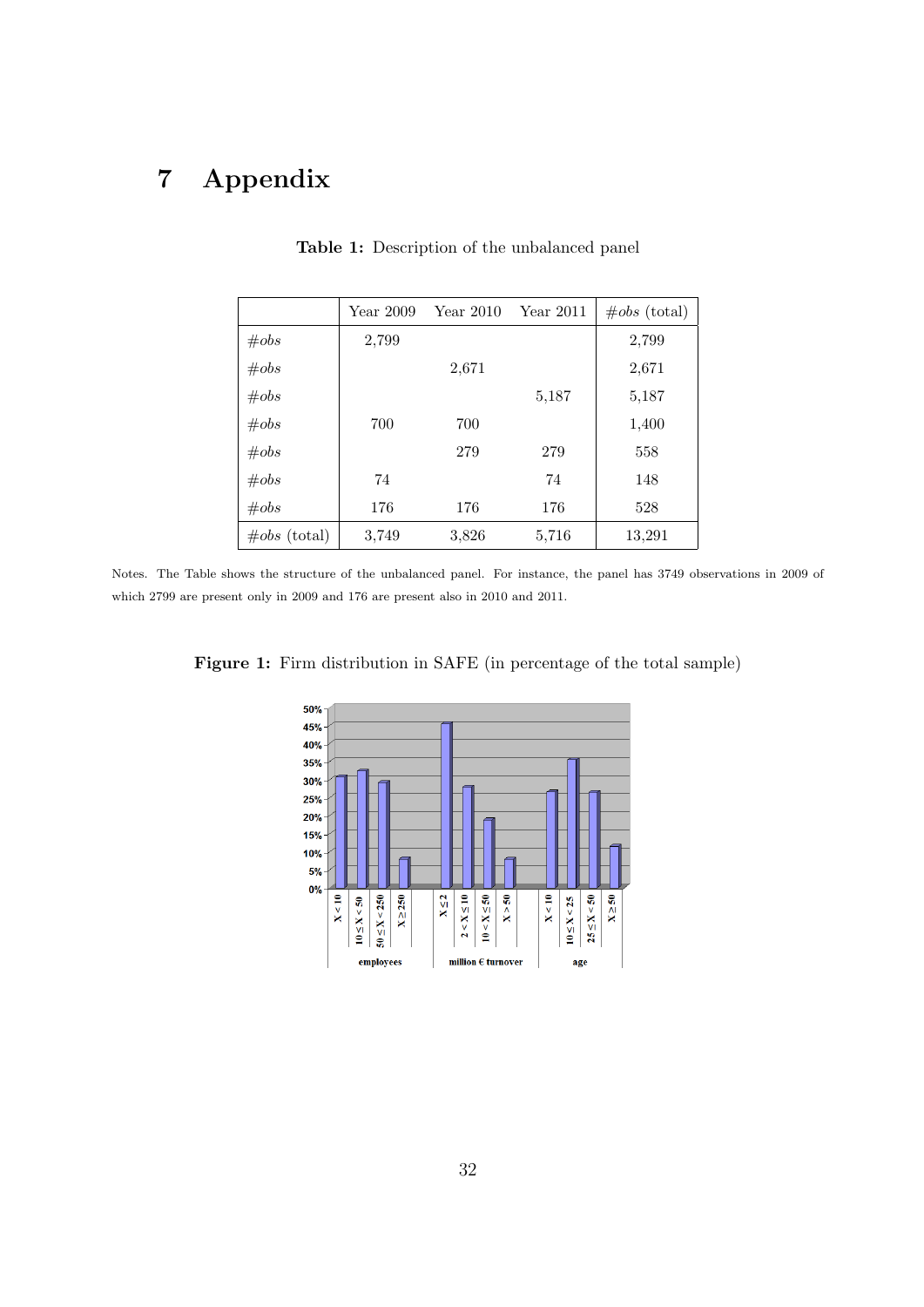# 7 Appendix

**Table 1:** Description of the unbalanced panel

| | Year 2009 | Year 2010 | Year 2011 | #*obs* (total) |
|---|---|---|---|---|
| #*obs* | 2,799 | | | 2,799 |
| #*obs* | | 2,671 | | 2,671 |
| #*obs* | | | 5,187 | 5,187 |
| #*obs* | 700 | 700 | | 1,400 |
| #*obs* | | 279 | 279 | 558 |
| #*obs* | 74 | | 74 | 148 |
| #*obs* | 176 | 176 | 176 | 528 |
| #*obs* (total) | 3,749 | 3,826 | 5,716 | 13,291 |

Notes. The Table shows the structure of the unbalanced panel. For instance, the panel has 3749 observations in 2009 of which 2799 are present only in 2009 and 176 are present also in 2010 and 2011.

**Figure 1:** Firm distribution in SAFE (in percentage of the total sample)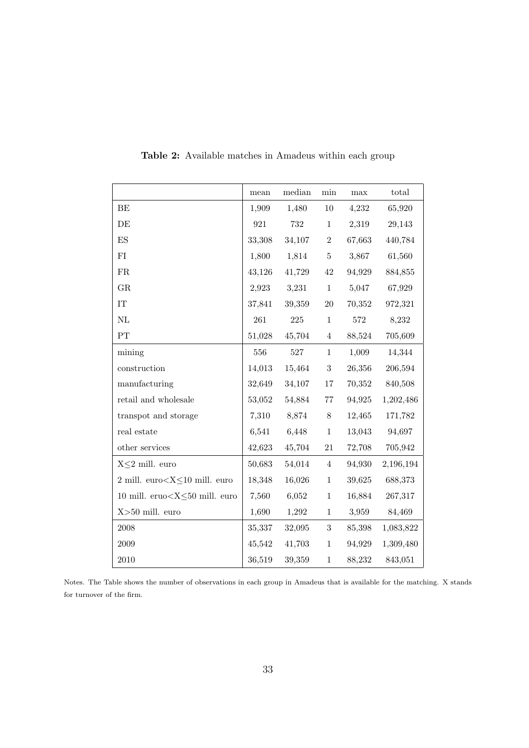**Table 2:** Available matches in Amadeus within each group

| | mean | median | min | max | total |
|---|---|---|---|---|---|
| BE | 1,909 | 1,480 | 10 | 4,232 | 65,920 |
| DE | 921 | 732 | 1 | 2,319 | 29,143 |
| ES | 33,308 | 34,107 | 2 | 67,663 | 440,784 |
| FI | 1,800 | 1,814 | 5 | 3,867 | 61,560 |
| FR | 43,126 | 41,729 | 42 | 94,929 | 884,855 |
| GR | 2,923 | 3,231 | 1 | 5,047 | 67,929 |
| IT | 37,841 | 39,359 | 20 | 70,352 | 972,321 |
| NL | 261 | 225 | 1 | 572 | 8,232 |
| PT | 51,028 | 45,704 | 4 | 88,524 | 705,609 |
| mining | 556 | 527 | 1 | 1,009 | 14,344 |
| construction | 14,013 | 15,464 | 3 | 26,356 | 206,594 |
| manufacturing | 32,649 | 34,107 | 17 | 70,352 | 840,508 |
| retail and wholesale | 53,052 | 54,884 | 77 | 94,925 | 1,202,486 |
| transpot and storage | 7,310 | 8,874 | 8 | 12,465 | 171,782 |
| real estate | 6,541 | 6,448 | 1 | 13,043 | 94,697 |
| other services | 42,623 | 45,704 | 21 | 72,708 | 705,942 |
| X≤2 mill. euro | 50,683 | 54,014 | 4 | 94,930 | 2,196,194 |
| 2 mill. euro<X≤10 mill. euro | 18,348 | 16,026 | 1 | 39,625 | 688,373 |
| 10 mill. eruo<X≤50 mill. euro | 7,560 | 6,052 | 1 | 16,884 | 267,317 |
| X>50 mill. euro | 1,690 | 1,292 | 1 | 3,959 | 84,469 |
| 2008 | 35,337 | 32,095 | 3 | 85,398 | 1,083,822 |
| 2009 | 45,542 | 41,703 | 1 | 94,929 | 1,309,480 |
| 2010 | 36,519 | 39,359 | 1 | 88,232 | 843,051 |

Notes. The Table shows the number of observations in each group in Amadeus that is available for the matching. X stands for turnover of the firm.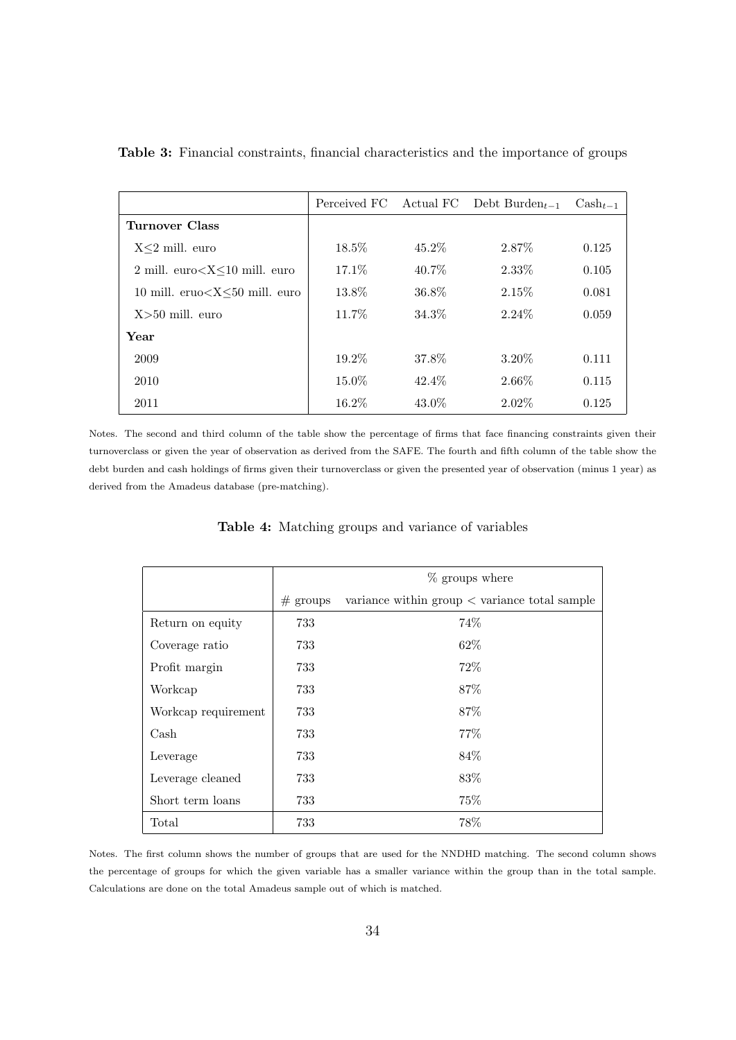**Table 3:** Financial constraints, financial characteristics and the importance of groups

| | Perceived FC | Actual FC | Debt Burden$_{t-1}$ | Cash$_{t-1}$ |
|---|---|---|---|---|
| **Turnover Class** | | | | |
| X≤2 mill. euro | 18.5% | 45.2% | 2.87% | 0.125 |
| 2 mill. euro<X≤10 mill. euro | 17.1% | 40.7% | 2.33% | 0.105 |
| 10 mill. eruo<X≤50 mill. euro | 13.8% | 36.8% | 2.15% | 0.081 |
| X>50 mill. euro | 11.7% | 34.3% | 2.24% | 0.059 |
| **Year** | | | | |
| 2009 | 19.2% | 37.8% | 3.20% | 0.111 |
| 2010 | 15.0% | 42.4% | 2.66% | 0.115 |
| 2011 | 16.2% | 43.0% | 2.02% | 0.125 |

Notes. The second and third column of the table show the percentage of firms that face financing constraints given their turnoverclass or given the year of observation as derived from the SAFE. The fourth and fifth column of the table show the debt burden and cash holdings of firms given their turnoverclass or given the presented year of observation (minus 1 year) as derived from the Amadeus database (pre-matching).

**Table 4:** Matching groups and variance of variables

| | | % groups where |
|---|---|---|
| | # groups | variance within group < variance total sample |
| Return on equity | 733 | 74% |
| Coverage ratio | 733 | 62% |
| Profit margin | 733 | 72% |
| Workcap | 733 | 87% |
| Workcap requirement | 733 | 87% |
| Cash | 733 | 77% |
| Leverage | 733 | 84% |
| Leverage cleaned | 733 | 83% |
| Short term loans | 733 | 75% |
| Total | 733 | 78% |

Notes. The first column shows the number of groups that are used for the NNDHD matching. The second column shows the percentage of groups for which the given variable has a smaller variance within the group than in the total sample. Calculations are done on the total Amadeus sample out of which is matched.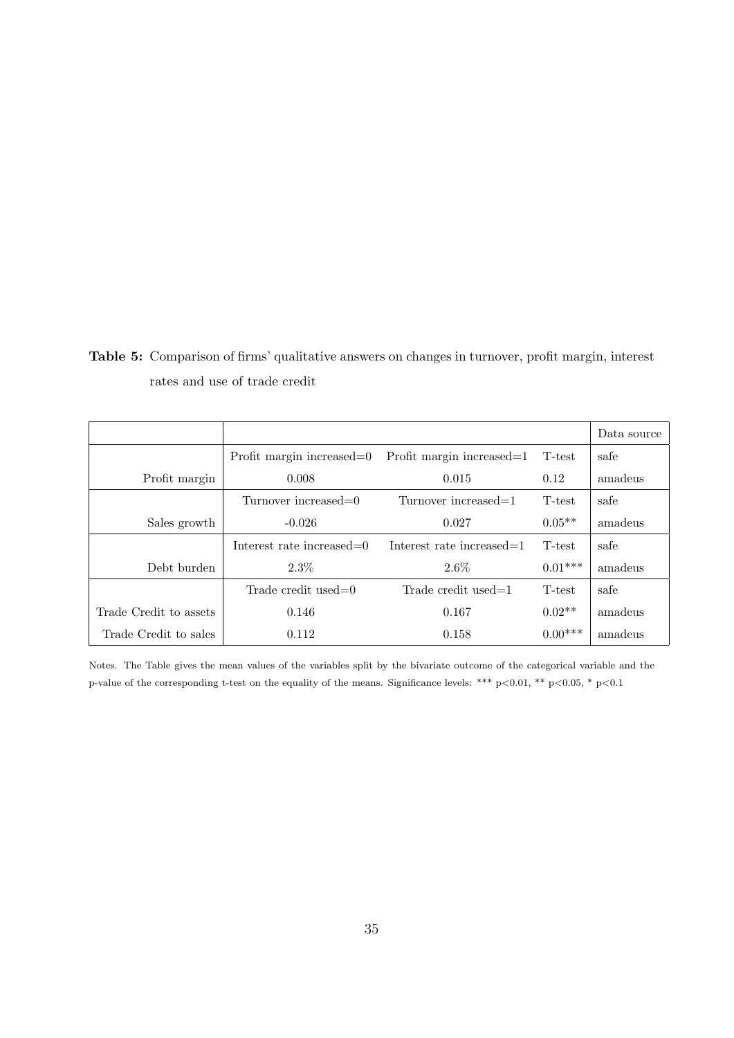**Table 5:** Comparison of firms' qualitative answers on changes in turnover, profit margin, interest rates and use of trade credit

| | | | | Data source |
|---|---|---|---|---|
| | Profit margin increased=0 | Profit margin increased=1 | T-test | safe |
| Profit margin | 0.008 | 0.015 | 0.12 | amadeus |
| | Turnover increased=0 | Turnover increased=1 | T-test | safe |
| Sales growth | -0.026 | 0.027 | 0.05** | amadeus |
| | Interest rate increased=0 | Interest rate increased=1 | T-test | safe |
| Debt burden | 2.3% | 2.6% | 0.01*** | amadeus |
| | Trade credit used=0 | Trade credit used=1 | T-test | safe |
| Trade Credit to assets | 0.146 | 0.167 | 0.02** | amadeus |
| Trade Credit to sales | 0.112 | 0.158 | 0.00*** | amadeus |

Notes. The Table gives the mean values of the variables split by the bivariate outcome of the categorical variable and the p-value of the corresponding t-test on the equality of the means. Significance levels: *** $p<0.01$, ** $p<0.05$, * $p<0.1$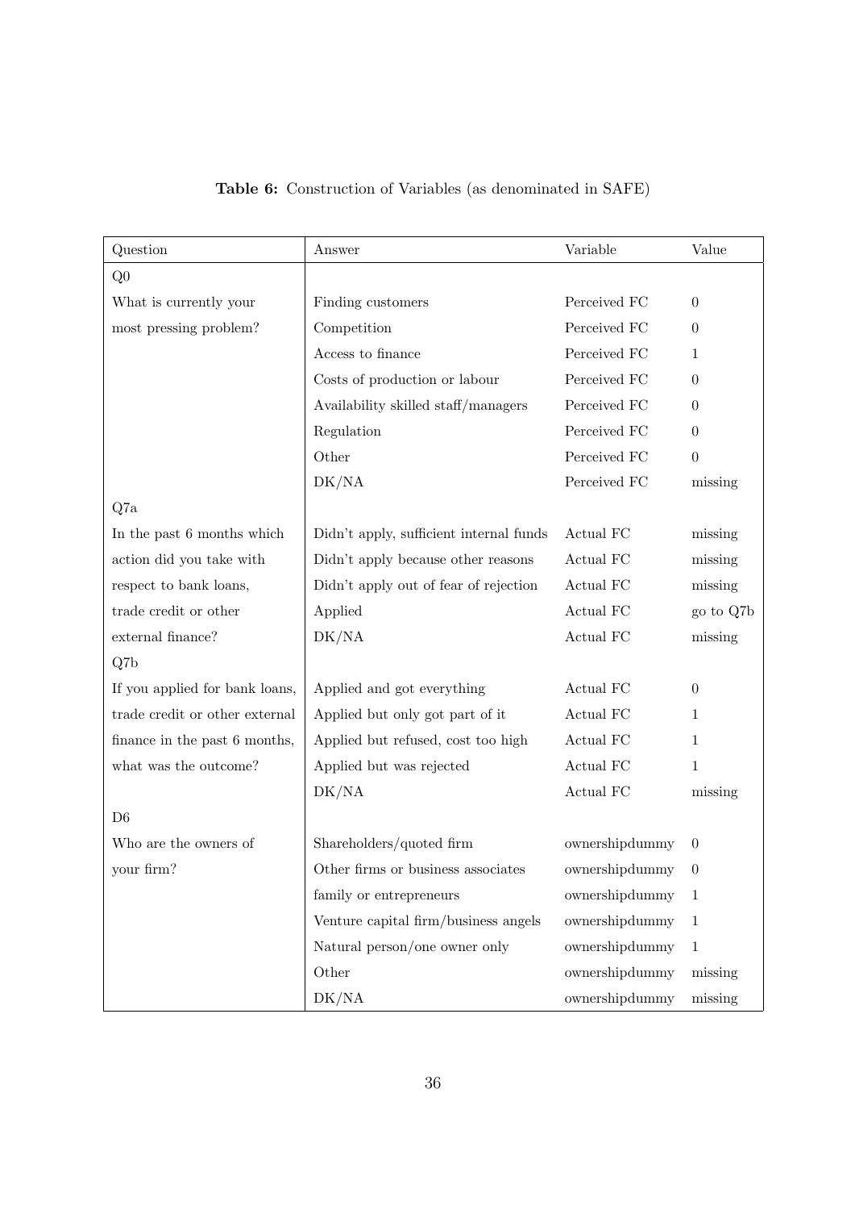**Table 6:** Construction of Variables (as denominated in SAFE)

| Question | Answer | Variable | Value |
|---|---|---|---|
| Q0 | | | |
| What is currently your | Finding customers | Perceived FC | 0 |
| most pressing problem? | Competition | Perceived FC | 0 |
| | Access to finance | Perceived FC | 1 |
| | Costs of production or labour | Perceived FC | 0 |
| | Availability skilled staff/managers | Perceived FC | 0 |
| | Regulation | Perceived FC | 0 |
| | Other | Perceived FC | 0 |
| | DK/NA | Perceived FC | missing |
| Q7a | | | |
| In the past 6 months which | Didn't apply, sufficient internal funds | Actual FC | missing |
| action did you take with | Didn't apply because other reasons | Actual FC | missing |
| respect to bank loans, | Didn't apply out of fear of rejection | Actual FC | missing |
| trade credit or other | Applied | Actual FC | go to Q7b |
| external finance? | DK/NA | Actual FC | missing |
| Q7b | | | |
| If you applied for bank loans, | Applied and got everything | Actual FC | 0 |
| trade credit or other external | Applied but only got part of it | Actual FC | 1 |
| finance in the past 6 months, | Applied but refused, cost too high | Actual FC | 1 |
| what was the outcome? | Applied but was rejected | Actual FC | 1 |
| | DK/NA | Actual FC | missing |
| D6 | | | |
| Who are the owners of | Shareholders/quoted firm | ownershipdummy | 0 |
| your firm? | Other firms or business associates | ownershipdummy | 0 |
| | family or entrepreneurs | ownershipdummy | 1 |
| | Venture capital firm/business angels | ownershipdummy | 1 |
| | Natural person/one owner only | ownershipdummy | 1 |
| | Other | ownershipdummy | missing |
| | DK/NA | ownershipdummy | missing |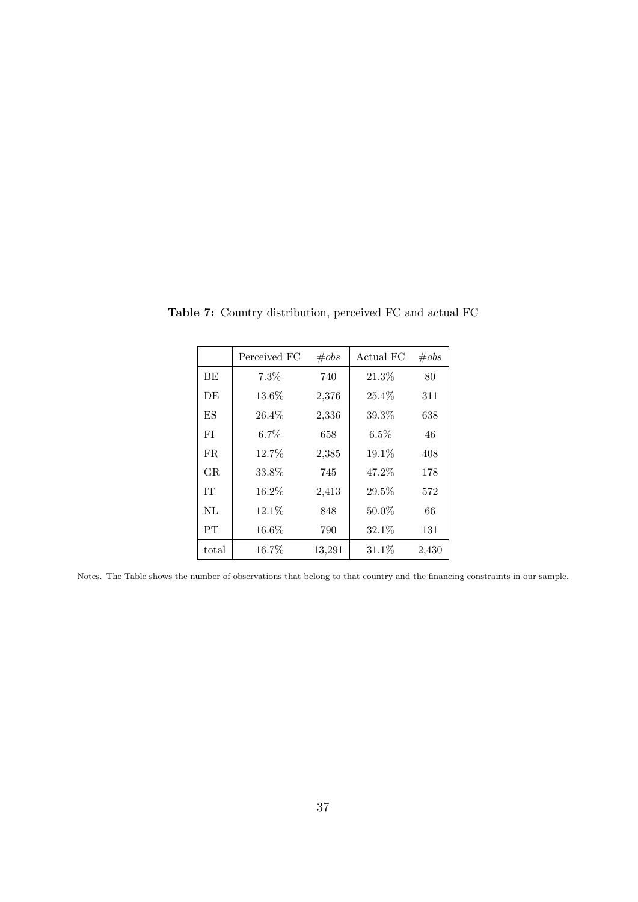**Table 7:** Country distribution, perceived FC and actual FC

|  | Perceived FC | *#obs* | Actual FC | *#obs* |
|---|---|---|---|---|
| BE | 7.3% | 740 | 21.3% | 80 |
| DE | 13.6% | 2,376 | 25.4% | 311 |
| ES | 26.4% | 2,336 | 39.3% | 638 |
| FI | 6.7% | 658 | 6.5% | 46 |
| FR | 12.7% | 2,385 | 19.1% | 408 |
| GR | 33.8% | 745 | 47.2% | 178 |
| IT | 16.2% | 2,413 | 29.5% | 572 |
| NL | 12.1% | 848 | 50.0% | 66 |
| PT | 16.6% | 790 | 32.1% | 131 |
| total | 16.7% | 13,291 | 31.1% | 2,430 |

Notes. The Table shows the number of observations that belong to that country and the financing constraints in our sample.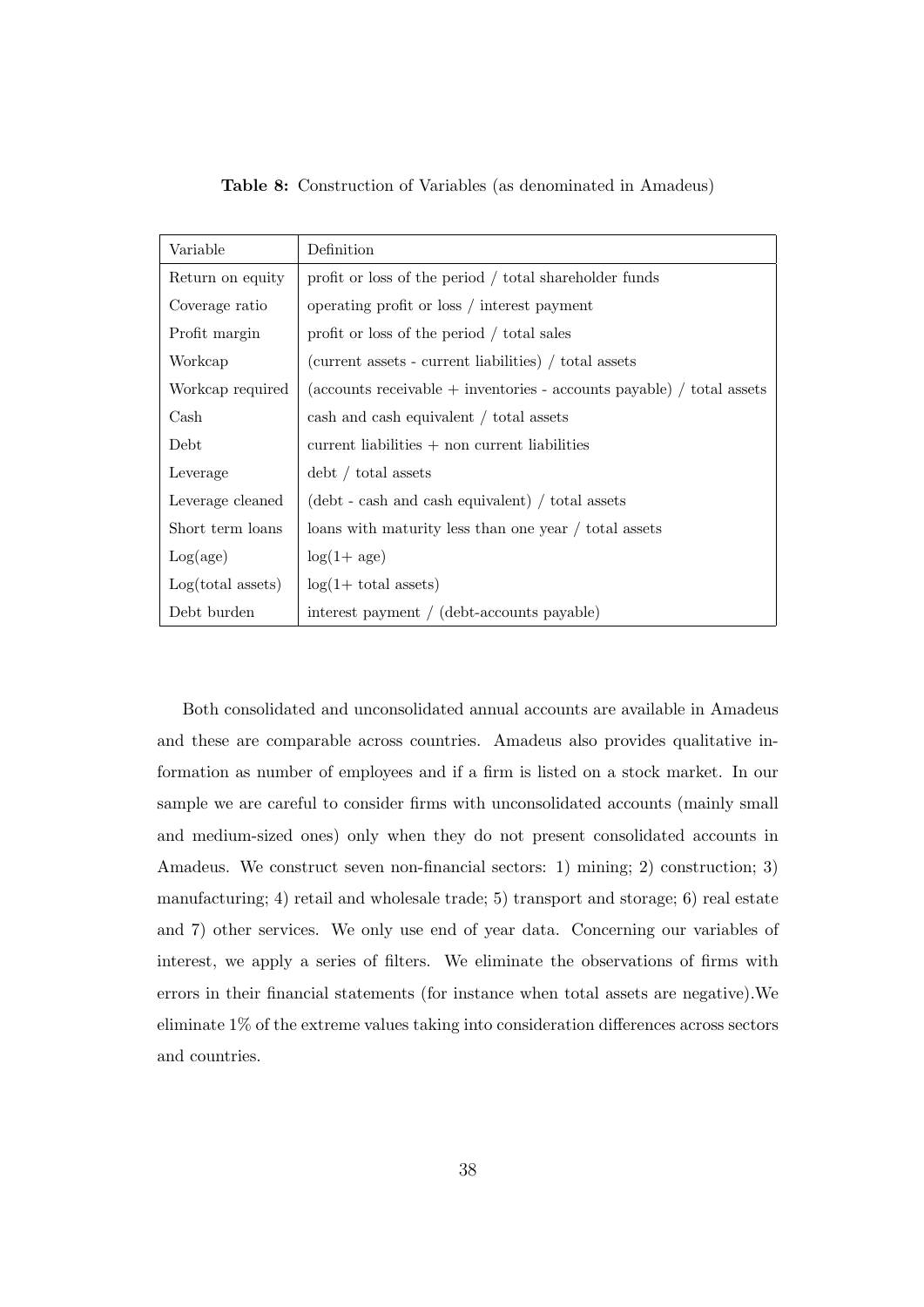**Table 8:** Construction of Variables (as denominated in Amadeus)

| Variable | Definition |
|---|---|
| Return on equity | profit or loss of the period / total shareholder funds |
| Coverage ratio | operating profit or loss / interest payment |
| Profit margin | profit or loss of the period / total sales |
| Workcap | (current assets - current liabilities) / total assets |
| Workcap required | (accounts receivable + inventories - accounts payable) / total assets |
| Cash | cash and cash equivalent / total assets |
| Debt | current liabilities + non current liabilities |
| Leverage | debt / total assets |
| Leverage cleaned | (debt - cash and cash equivalent) / total assets |
| Short term loans | loans with maturity less than one year / total assets |
| Log(age) | log(1+ age) |
| Log(total assets) | log(1+ total assets) |
| Debt burden | interest payment / (debt-accounts payable) |

Both consolidated and unconsolidated annual accounts are available in Amadeus and these are comparable across countries. Amadeus also provides qualitative information as number of employees and if a firm is listed on a stock market. In our sample we are careful to consider firms with unconsolidated accounts (mainly small and medium-sized ones) only when they do not present consolidated accounts in Amadeus. We construct seven non-financial sectors: 1) mining; 2) construction; 3) manufacturing; 4) retail and wholesale trade; 5) transport and storage; 6) real estate and 7) other services. We only use end of year data. Concerning our variables of interest, we apply a series of filters. We eliminate the observations of firms with errors in their financial statements (for instance when total assets are negative).We eliminate 1% of the extreme values taking into consideration differences across sectors and countries.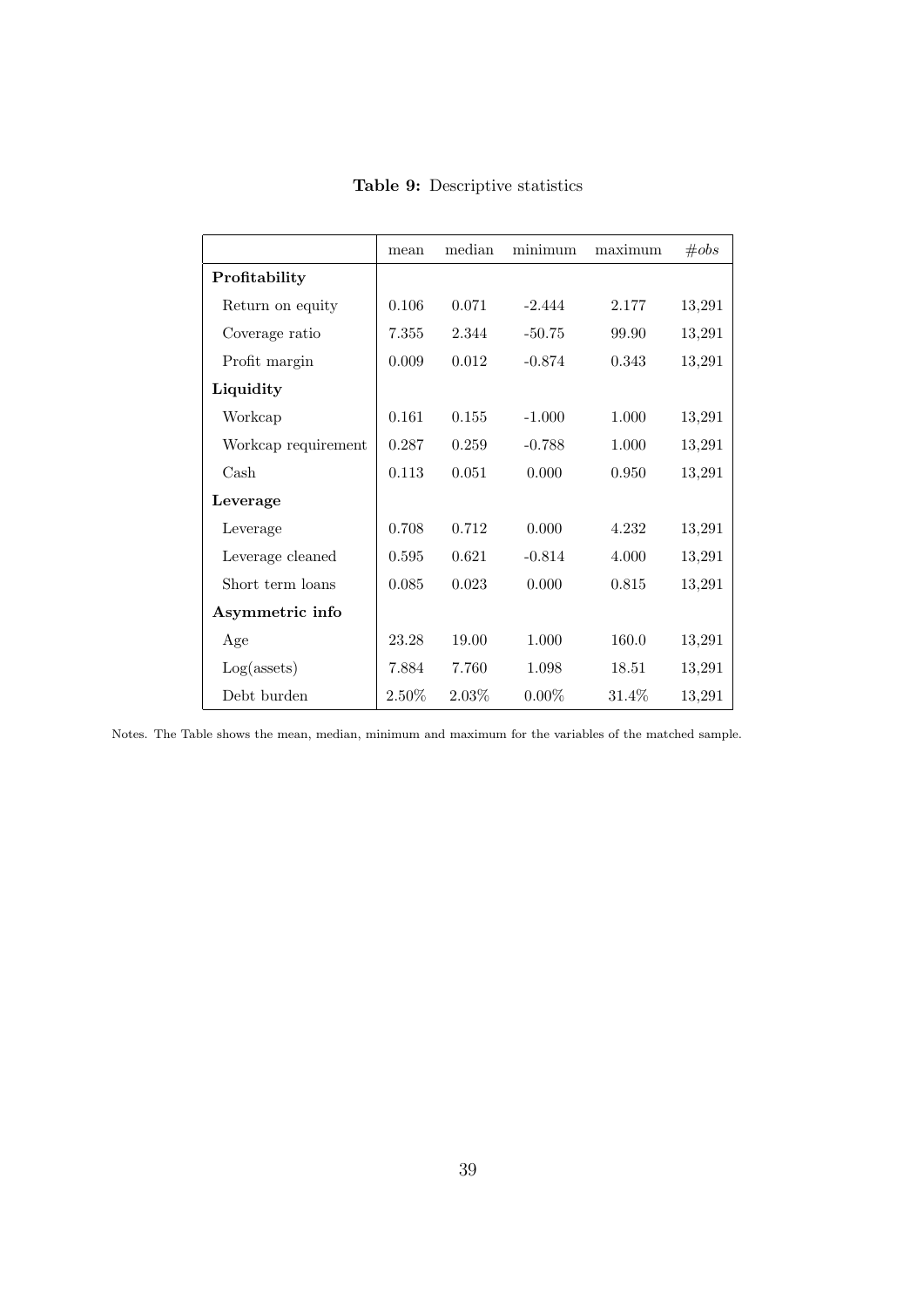**Table 9:** Descriptive statistics

| | mean | median | minimum | maximum | *#obs* |
|---|---|---|---|---|---|
| **Profitability** | | | | | |
| Return on equity | 0.106 | 0.071 | -2.444 | 2.177 | 13,291 |
| Coverage ratio | 7.355 | 2.344 | -50.75 | 99.90 | 13,291 |
| Profit margin | 0.009 | 0.012 | -0.874 | 0.343 | 13,291 |
| **Liquidity** | | | | | |
| Workcap | 0.161 | 0.155 | -1.000 | 1.000 | 13,291 |
| Workcap requirement | 0.287 | 0.259 | -0.788 | 1.000 | 13,291 |
| Cash | 0.113 | 0.051 | 0.000 | 0.950 | 13,291 |
| **Leverage** | | | | | |
| Leverage | 0.708 | 0.712 | 0.000 | 4.232 | 13,291 |
| Leverage cleaned | 0.595 | 0.621 | -0.814 | 4.000 | 13,291 |
| Short term loans | 0.085 | 0.023 | 0.000 | 0.815 | 13,291 |
| **Asymmetric info** | | | | | |
| Age | 23.28 | 19.00 | 1.000 | 160.0 | 13,291 |
| Log(assets) | 7.884 | 7.760 | 1.098 | 18.51 | 13,291 |
| Debt burden | 2.50% | 2.03% | 0.00% | 31.4% | 13,291 |

Notes. The Table shows the mean, median, minimum and maximum for the variables of the matched sample.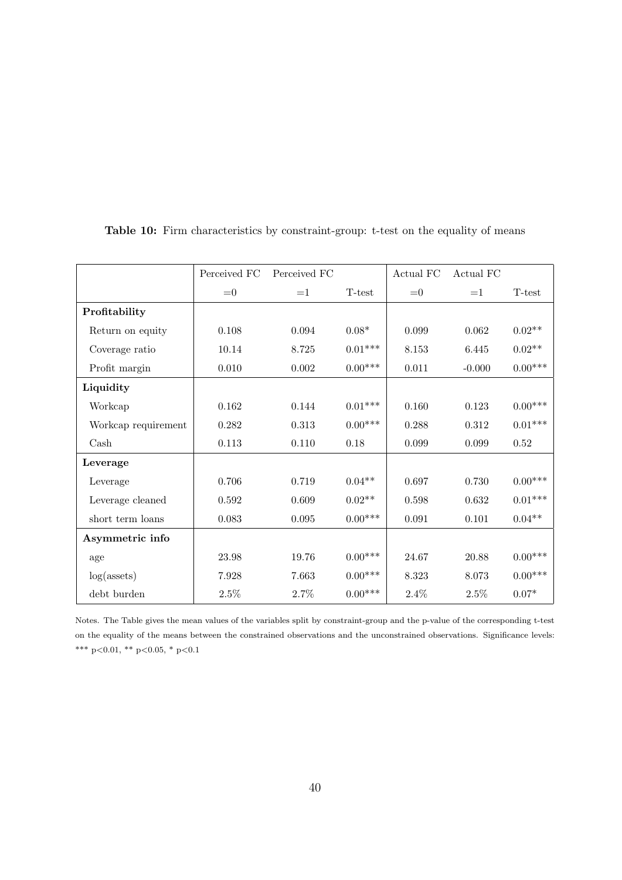**Table 10:** Firm characteristics by constraint-group: t-test on the equality of means

| | Perceived FC | Perceived FC | | Actual FC | Actual FC | |
|---|---|---|---|---|---|---|
| | =0 | =1 | T-test | =0 | =1 | T-test |
| **Profitability** | | | | | | |
| Return on equity | 0.108 | 0.094 | 0.08* | 0.099 | 0.062 | 0.02** |
| Coverage ratio | 10.14 | 8.725 | 0.01*** | 8.153 | 6.445 | 0.02** |
| Profit margin | 0.010 | 0.002 | 0.00*** | 0.011 | -0.000 | 0.00*** |
| **Liquidity** | | | | | | |
| Workcap | 0.162 | 0.144 | 0.01*** | 0.160 | 0.123 | 0.00*** |
| Workcap requirement | 0.282 | 0.313 | 0.00*** | 0.288 | 0.312 | 0.01*** |
| Cash | 0.113 | 0.110 | 0.18 | 0.099 | 0.099 | 0.52 |
| **Leverage** | | | | | | |
| Leverage | 0.706 | 0.719 | 0.04** | 0.697 | 0.730 | 0.00*** |
| Leverage cleaned | 0.592 | 0.609 | 0.02** | 0.598 | 0.632 | 0.01*** |
| short term loans | 0.083 | 0.095 | 0.00*** | 0.091 | 0.101 | 0.04** |
| **Asymmetric info** | | | | | | |
| age | 23.98 | 19.76 | 0.00*** | 24.67 | 20.88 | 0.00*** |
| log(assets) | 7.928 | 7.663 | 0.00*** | 8.323 | 8.073 | 0.00*** |
| debt burden | 2.5% | 2.7% | 0.00*** | 2.4% | 2.5% | 0.07* |

Notes. The Table gives the mean values of the variables split by constraint-group and the p-value of the corresponding t-test on the equality of the means between the constrained observations and the unconstrained observations. Significance levels: *** $p<0.01$, ** $p<0.05$, * $p<0.1$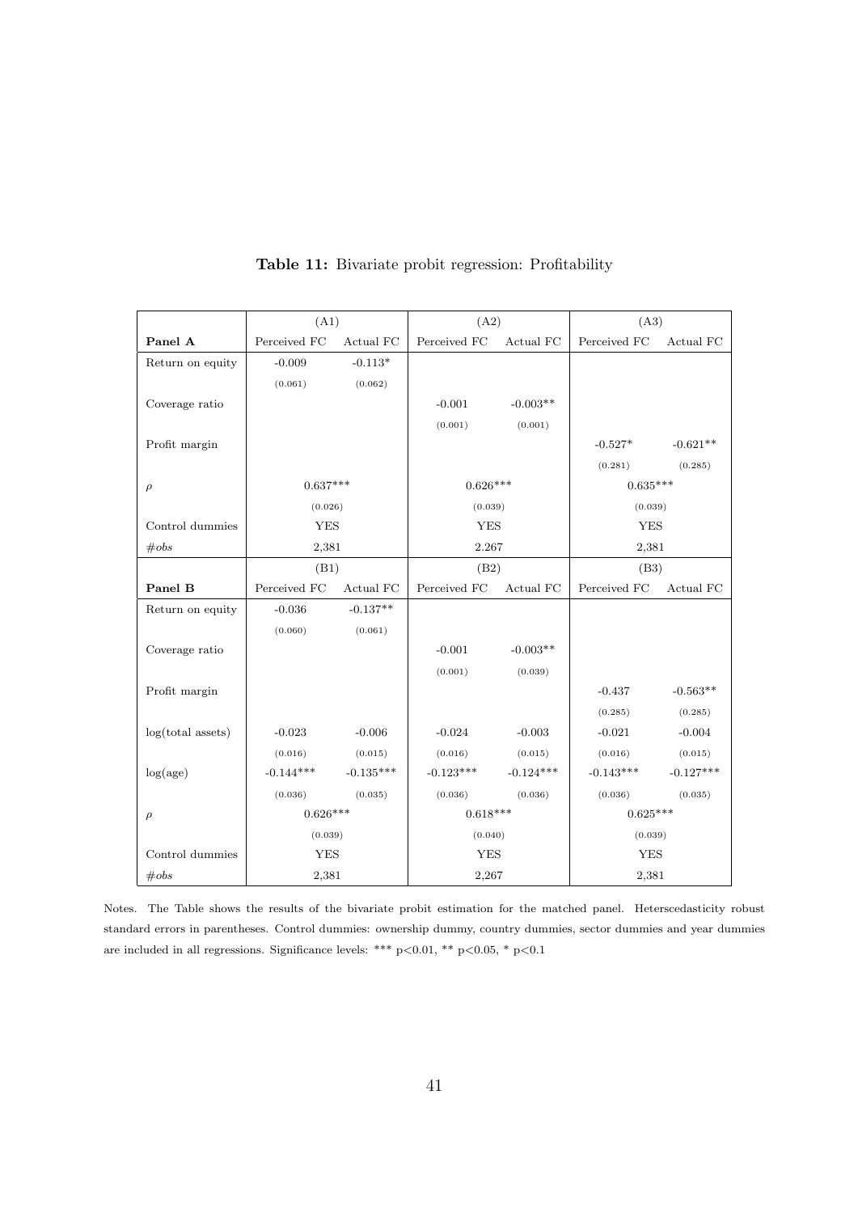**Table 11:** Bivariate probit regression: Profitability

| | (A1) | | (A2) | | (A3) | |
|---|---|---|---|---|---|---|
| **Panel A** | Perceived FC | Actual FC | Perceived FC | Actual FC | Perceived FC | Actual FC |
| Return on equity | -0.009 | -0.113* | | | | |
| | (0.061) | (0.062) | | | | |
| Coverage ratio | | | -0.001 | -0.003** | | |
| | | | (0.001) | (0.001) | | |
| Profit margin | | | | | -0.527* | -0.621** |
| | | | | | (0.281) | (0.285) |
| $\rho$ | 0.637*** | | 0.626*** | | 0.635*** | |
| | (0.026) | | (0.039) | | (0.039) | |
| Control dummies | YES | | YES | | YES | |
| *#obs* | 2,381 | | 2.267 | | 2,381 | |
| | (B1) | | (B2) | | (B3) | |
| **Panel B** | Perceived FC | Actual FC | Perceived FC | Actual FC | Perceived FC | Actual FC |
| Return on equity | -0.036 | -0.137** | | | | |
| | (0.060) | (0.061) | | | | |
| Coverage ratio | | | -0.001 | -0.003** | | |
| | | | (0.001) | (0.039) | | |
| Profit margin | | | | | -0.437 | -0.563** |
| | | | | | (0.285) | (0.285) |
| log(total assets) | -0.023 | -0.006 | -0.024 | -0.003 | -0.021 | -0.004 |
| | (0.016) | (0.015) | (0.016) | (0.015) | (0.016) | (0.015) |
| log(age) | -0.144*** | -0.135*** | -0.123*** | -0.124*** | -0.143*** | -0.127*** |
| | (0.036) | (0.035) | (0.036) | (0.036) | (0.036) | (0.035) |
| $\rho$ | 0.626*** | | 0.618*** | | 0.625*** | |
| | (0.039) | | (0.040) | | (0.039) | |
| Control dummies | YES | | YES | | YES | |
| *#obs* | 2,381 | | 2,267 | | 2,381 | |

Notes. The Table shows the results of the bivariate probit estimation for the matched panel. Heterscedasticity robust standard errors in parentheses. Control dummies: ownership dummy, country dummies, sector dummies and year dummies are included in all regressions. Significance levels: *** p<0.01, ** p<0.05, * p<0.1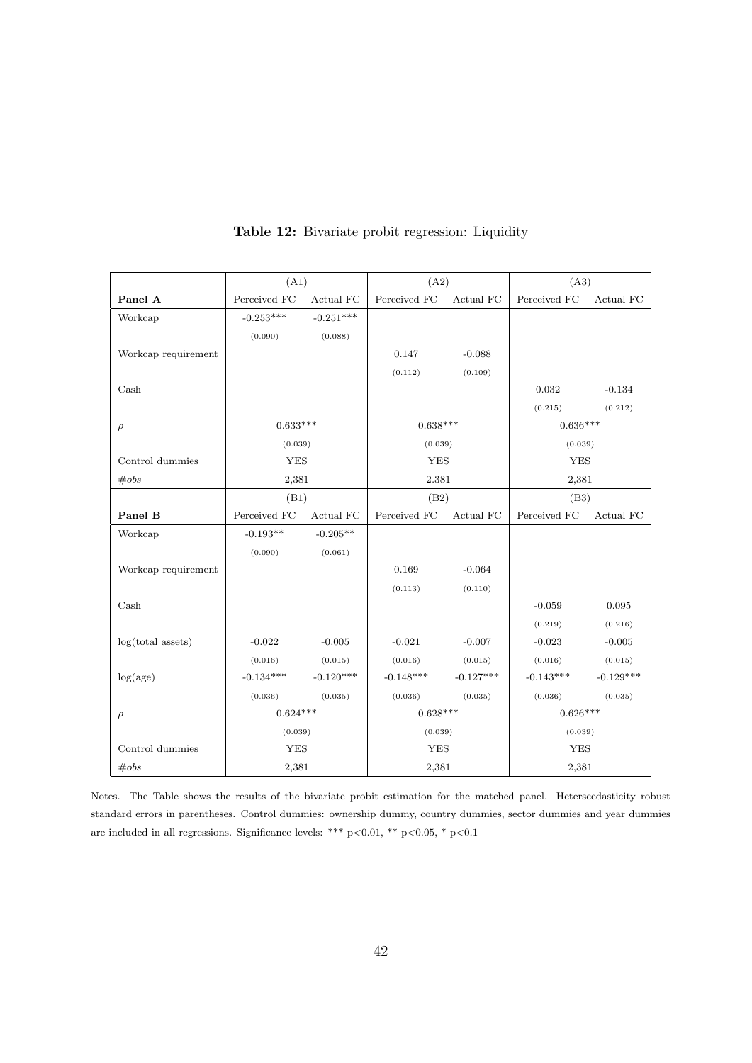**Table 12:** Bivariate probit regression: Liquidity

| | (A1) | | (A2) | | (A3) | |
|---|---|---|---|---|---|---|
| **Panel A** | Perceived FC | Actual FC | Perceived FC | Actual FC | Perceived FC | Actual FC |
| Workcap | -0.253*** | -0.251*** | | | | |
| | (0.090) | (0.088) | | | | |
| Workcap requirement | | | 0.147 | -0.088 | | |
| | | | (0.112) | (0.109) | | |
| Cash | | | | | 0.032 | -0.134 |
| | | | | | (0.215) | (0.212) |
| $\rho$ | 0.633*** | | 0.638*** | | 0.636*** | |
| | (0.039) | | (0.039) | | (0.039) | |
| Control dummies | YES | | YES | | YES | |
| *#obs* | 2,381 | | 2.381 | | 2,381 | |
| | (B1) | | (B2) | | (B3) | |
| **Panel B** | Perceived FC | Actual FC | Perceived FC | Actual FC | Perceived FC | Actual FC |
| Workcap | -0.193** | -0.205** | | | | |
| | (0.090) | (0.061) | | | | |
| Workcap requirement | | | 0.169 | -0.064 | | |
| | | | (0.113) | (0.110) | | |
| Cash | | | | | -0.059 | 0.095 |
| | | | | | (0.219) | (0.216) |
| log(total assets) | -0.022 | -0.005 | -0.021 | -0.007 | -0.023 | -0.005 |
| | (0.016) | (0.015) | (0.016) | (0.015) | (0.016) | (0.015) |
| log(age) | -0.134*** | -0.120*** | -0.148*** | -0.127*** | -0.143*** | -0.129*** |
| | (0.036) | (0.035) | (0.036) | (0.035) | (0.036) | (0.035) |
| $\rho$ | 0.624*** | | 0.628*** | | 0.626*** | |
| | (0.039) | | (0.039) | | (0.039) | |
| Control dummies | YES | | YES | | YES | |
| *#obs* | 2,381 | | 2,381 | | 2,381 | |

Notes. The Table shows the results of the bivariate probit estimation for the matched panel. Heterscedasticity robust standard errors in parentheses. Control dummies: ownership dummy, country dummies, sector dummies and year dummies are included in all regressions. Significance levels: *** p<0.01, ** p<0.05, * p<0.1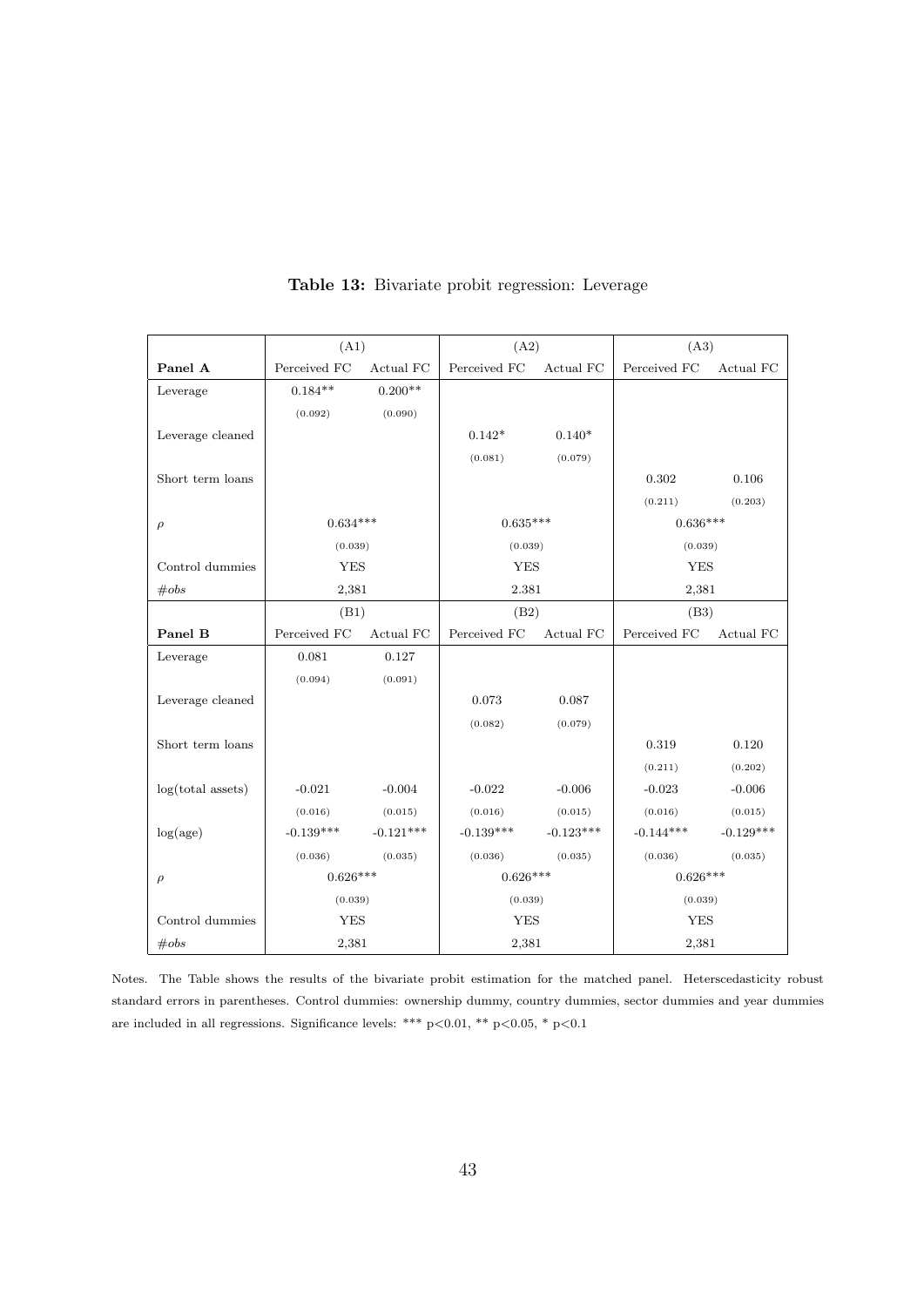**Table 13:** Bivariate probit regression: Leverage

| | (A1) | | (A2) | | (A3) | |
|---|---|---|---|---|---|---|
| **Panel A** | Perceived FC | Actual FC | Perceived FC | Actual FC | Perceived FC | Actual FC |
| Leverage | 0.184** | 0.200** | | | | |
| | (0.092) | (0.090) | | | | |
| Leverage cleaned | | | 0.142* | 0.140* | | |
| | | | (0.081) | (0.079) | | |
| Short term loans | | | | | 0.302 | 0.106 |
| | | | | | (0.211) | (0.203) |
| $\rho$ | 0.634*** | | 0.635*** | | 0.636*** | |
| | (0.039) | | (0.039) | | (0.039) | |
| Control dummies | YES | | YES | | YES | |
| *#obs* | 2,381 | | 2.381 | | 2,381 | |
| | (B1) | | (B2) | | (B3) | |
| **Panel B** | Perceived FC | Actual FC | Perceived FC | Actual FC | Perceived FC | Actual FC |
| Leverage | 0.081 | 0.127 | | | | |
| | (0.094) | (0.091) | | | | |
| Leverage cleaned | | | 0.073 | 0.087 | | |
| | | | (0.082) | (0.079) | | |
| Short term loans | | | | | 0.319 | 0.120 |
| | | | | | (0.211) | (0.202) |
| log(total assets) | -0.021 | -0.004 | -0.022 | -0.006 | -0.023 | -0.006 |
| | (0.016) | (0.015) | (0.016) | (0.015) | (0.016) | (0.015) |
| log(age) | -0.139*** | -0.121*** | -0.139*** | -0.123*** | -0.144*** | -0.129*** |
| | (0.036) | (0.035) | (0.036) | (0.035) | (0.036) | (0.035) |
| $\rho$ | 0.626*** | | 0.626*** | | 0.626*** | |
| | (0.039) | | (0.039) | | (0.039) | |
| Control dummies | YES | | YES | | YES | |
| *#obs* | 2,381 | | 2,381 | | 2,381 | |

Notes. The Table shows the results of the bivariate probit estimation for the matched panel. Heterscedasticity robust standard errors in parentheses. Control dummies: ownership dummy, country dummies, sector dummies and year dummies are included in all regressions. Significance levels: *** p<0.01, ** p<0.05, * p<0.1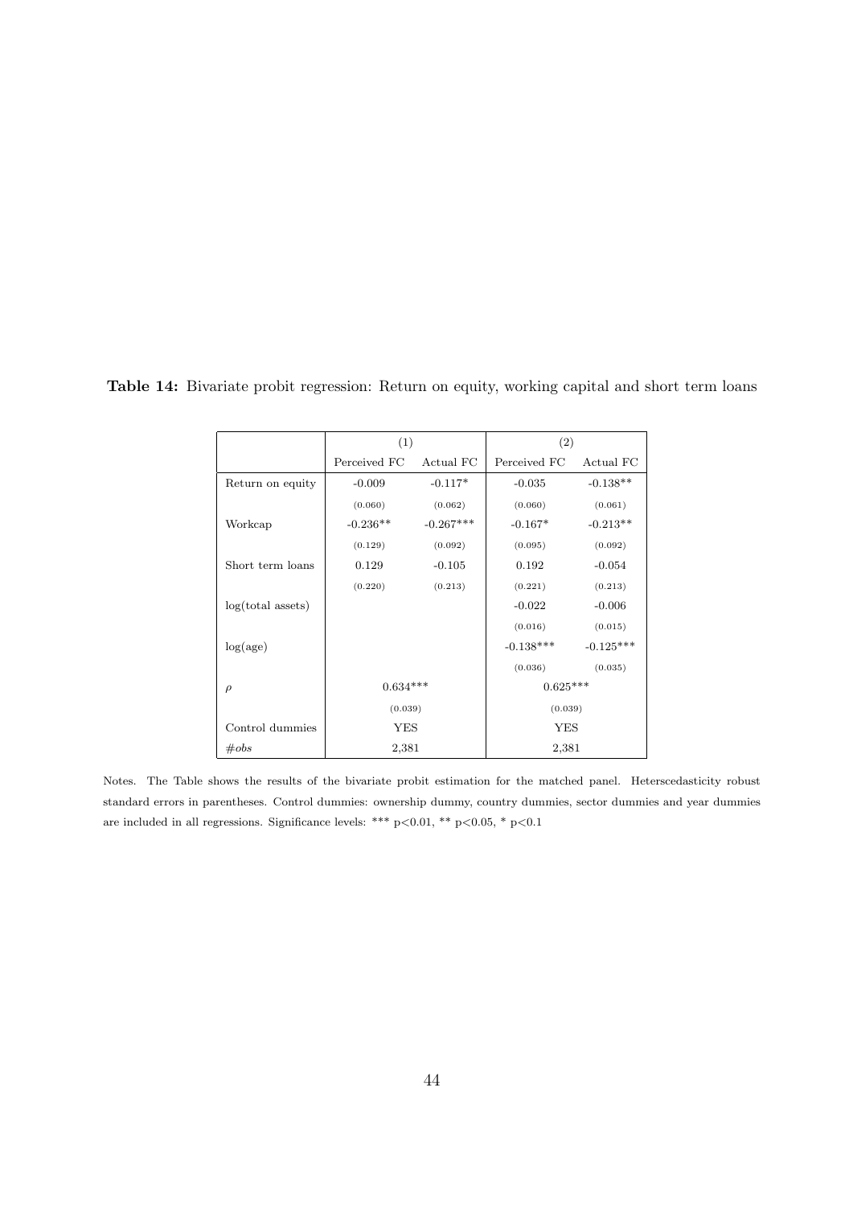**Table 14:** Bivariate probit regression: Return on equity, working capital and short term loans

| | (1) | | (2) | |
|---|---|---|---|---|
| | Perceived FC | Actual FC | Perceived FC | Actual FC |
| Return on equity | -0.009 | -0.117* | -0.035 | -0.138** |
| | (0.060) | (0.062) | (0.060) | (0.061) |
| Workcap | -0.236** | -0.267*** | -0.167* | -0.213** |
| | (0.129) | (0.092) | (0.095) | (0.092) |
| Short term loans | 0.129 | -0.105 | 0.192 | -0.054 |
| | (0.220) | (0.213) | (0.221) | (0.213) |
| log(total assets) | | | -0.022 | -0.006 |
| | | | (0.016) | (0.015) |
| log(age) | | | -0.138*** | -0.125*** |
| | | | (0.036) | (0.035) |
| $\rho$ | 0.634*** | | 0.625*** | |
| | (0.039) | | (0.039) | |
| Control dummies | YES | | YES | |
| *#obs* | 2,381 | | 2,381 | |

Notes. The Table shows the results of the bivariate probit estimation for the matched panel. Heterscedasticity robust standard errors in parentheses. Control dummies: ownership dummy, country dummies, sector dummies and year dummies are included in all regressions. Significance levels: *** p<0.01, ** p<0.05, * p<0.1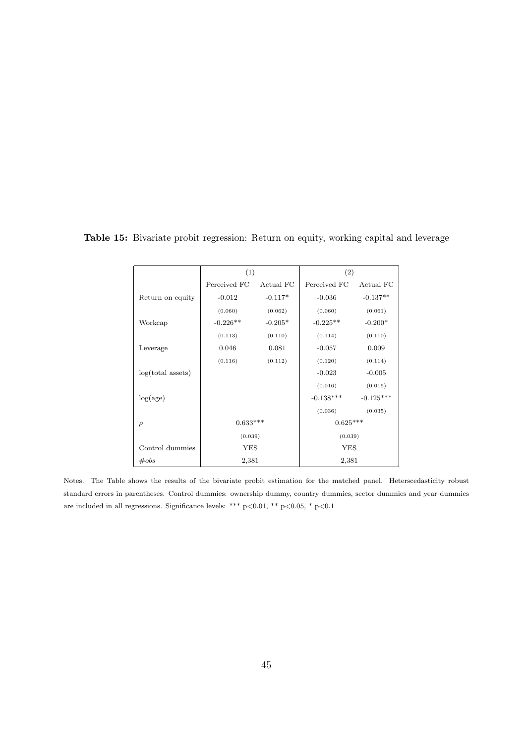**Table 15:** Bivariate probit regression: Return on equity, working capital and leverage

| | (1) | | (2) | |
|---|---|---|---|---|
| | Perceived FC | Actual FC | Perceived FC | Actual FC |
| Return on equity | -0.012 | -0.117* | -0.036 | -0.137** |
| | (0.060) | (0.062) | (0.060) | (0.061) |
| Workcap | -0.226** | -0.205* | -0.225** | -0.200* |
| | (0.113) | (0.110) | (0.114) | (0.110) |
| Leverage | 0.046 | 0.081 | -0.057 | 0.009 |
| | (0.116) | (0.112) | (0.120) | (0.114) |
| log(total assets) | | | -0.023 | -0.005 |
| | | | (0.016) | (0.015) |
| log(age) | | | -0.138*** | -0.125*** |
| | | | (0.036) | (0.035) |
| $\rho$ | 0.633*** | | 0.625*** | |
| | (0.039) | | (0.039) | |
| Control dummies | YES | | YES | |
| *#obs* | 2,381 | | 2,381 | |

Notes. The Table shows the results of the bivariate probit estimation for the matched panel. Heterscedasticity robust standard errors in parentheses. Control dummies: ownership dummy, country dummies, sector dummies and year dummies are included in all regressions. Significance levels: *** p<0.01, ** p<0.05, * p<0.1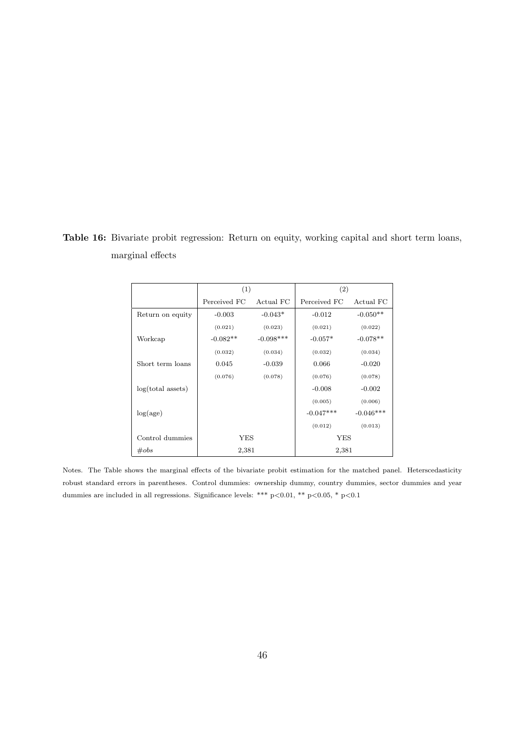**Table 16:** Bivariate probit regression: Return on equity, working capital and short term loans, marginal effects

| | (1) | | (2) | |
|---|---|---|---|---|
| | Perceived FC | Actual FC | Perceived FC | Actual FC |
| Return on equity | -0.003 | -0.043* | -0.012 | -0.050** |
| | (0.021) | (0.023) | (0.021) | (0.022) |
| Workcap | -0.082** | -0.098*** | -0.057* | -0.078** |
| | (0.032) | (0.034) | (0.032) | (0.034) |
| Short term loans | 0.045 | -0.039 | 0.066 | -0.020 |
| | (0.076) | (0.078) | (0.076) | (0.078) |
| log(total assets) | | | -0.008 | -0.002 |
| | | | (0.005) | (0.006) |
| log(age) | | | -0.047*** | -0.046*** |
| | | | (0.012) | (0.013) |
| Control dummies | YES | | YES | |
| *#obs* | 2,381 | | 2,381 | |

Notes. The Table shows the marginal effects of the bivariate probit estimation for the matched panel. Heterscedasticity robust standard errors in parentheses. Control dummies: ownership dummy, country dummies, sector dummies and year dummies are included in all regressions. Significance levels: *** $p<0.01$, ** $p<0.05$, * $p<0.1$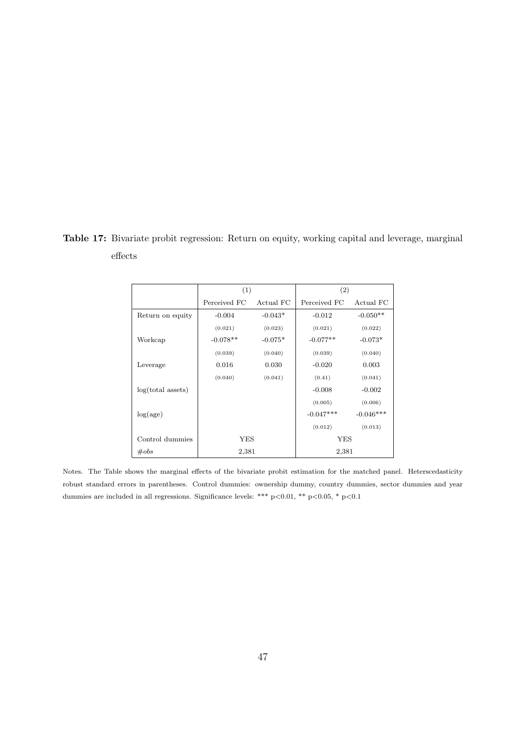**Table 17:** Bivariate probit regression: Return on equity, working capital and leverage, marginal effects

| | (1) | | (2) | |
|---|---|---|---|---|
| | Perceived FC | Actual FC | Perceived FC | Actual FC |
| Return on equity | -0.004 | -0.043* | -0.012 | -0.050** |
| | (0.021) | (0.023) | (0.021) | (0.022) |
| Workcap | -0.078** | -0.075* | -0.077** | -0.073* |
| | (0.039) | (0.040) | (0.039) | (0.040) |
| Leverage | 0.016 | 0.030 | -0.020 | 0.003 |
| | (0.040) | (0.041) | (0.41) | (0.041) |
| log(total assets) | | | -0.008 | -0.002 |
| | | | (0.005) | (0.006) |
| log(age) | | | -0.047*** | -0.046*** |
| | | | (0.012) | (0.013) |
| Control dummies | YES | | YES | |
| *#obs* | 2,381 | | 2,381 | |

Notes. The Table shows the marginal effects of the bivariate probit estimation for the matched panel. Heterscedasticity robust standard errors in parentheses. Control dummies: ownership dummy, country dummies, sector dummies and year dummies are included in all regressions. Significance levels: *** p<0.01, ** p<0.05, * p<0.1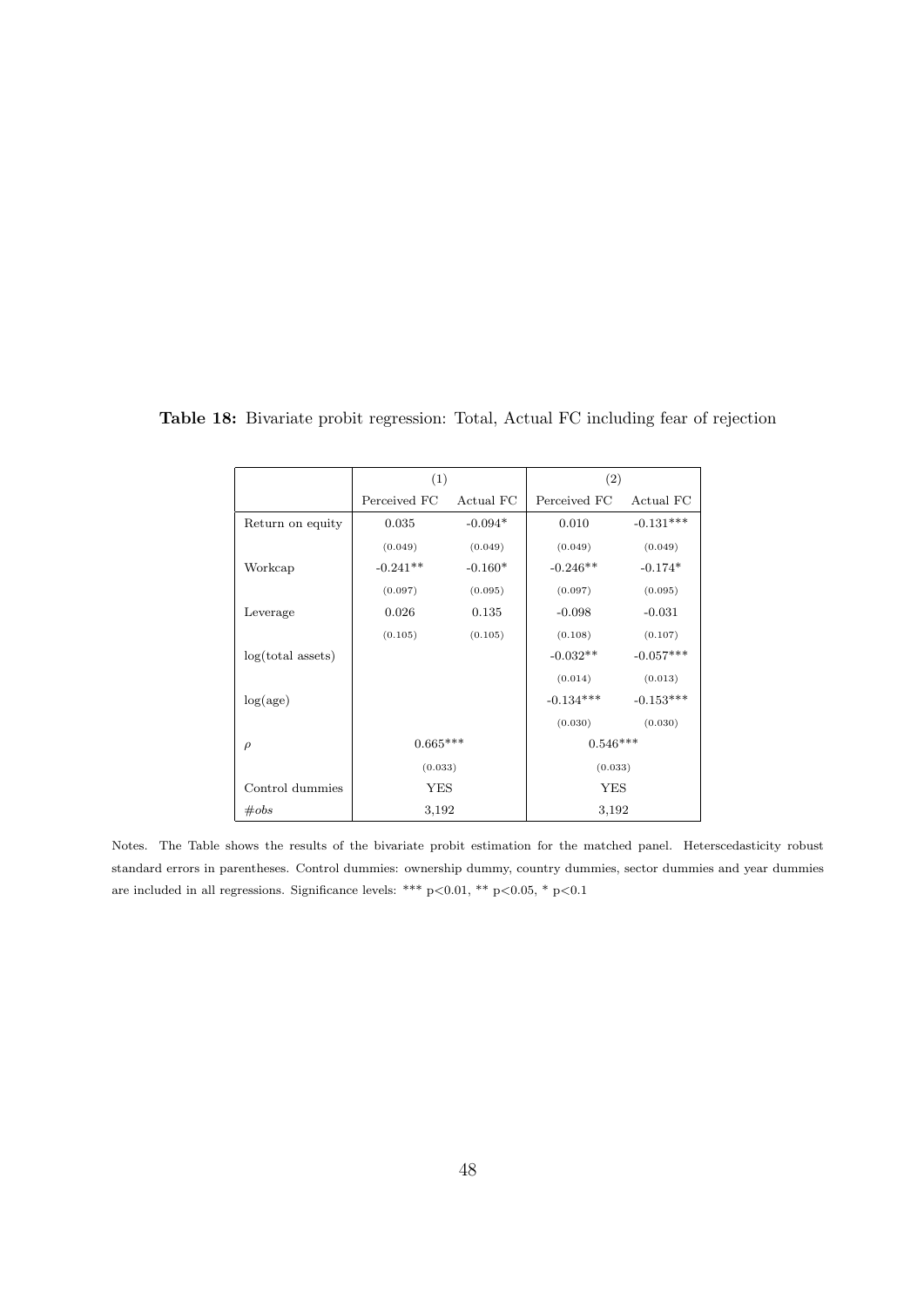**Table 18:** Bivariate probit regression: Total, Actual FC including fear of rejection

| | (1) | | (2) | |
|---|---|---|---|---|
| | Perceived FC | Actual FC | Perceived FC | Actual FC |
| Return on equity | 0.035 | -0.094* | 0.010 | -0.131*** |
| | (0.049) | (0.049) | (0.049) | (0.049) |
| Workcap | -0.241** | -0.160* | -0.246** | -0.174* |
| | (0.097) | (0.095) | (0.097) | (0.095) |
| Leverage | 0.026 | 0.135 | -0.098 | -0.031 |
| | (0.105) | (0.105) | (0.108) | (0.107) |
| log(total assets) | | | -0.032** | -0.057*** |
| | | | (0.014) | (0.013) |
| log(age) | | | -0.134*** | -0.153*** |
| | | | (0.030) | (0.030) |
| $\rho$ | 0.665*** | | 0.546*** | |
| | (0.033) | | (0.033) | |
| Control dummies | YES | | YES | |
| *#obs* | 3,192 | | 3,192 | |

Notes. The Table shows the results of the bivariate probit estimation for the matched panel. Heterscedasticity robust standard errors in parentheses. Control dummies: ownership dummy, country dummies, sector dummies and year dummies are included in all regressions. Significance levels: *** p<0.01, ** p<0.05, * p<0.1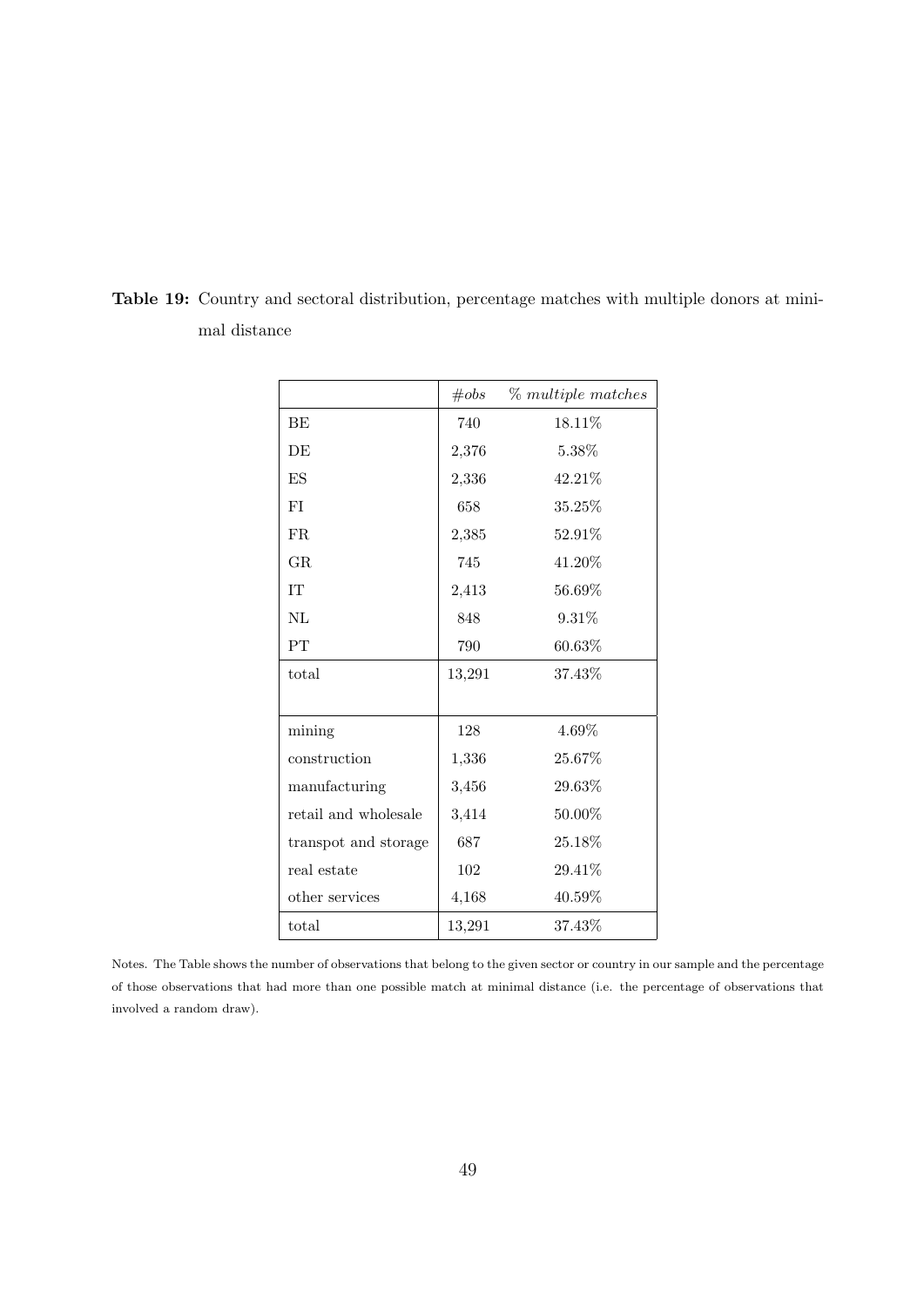**Table 19:** Country and sectoral distribution, percentage matches with multiple donors at minimal distance

| | *#obs* | *% multiple matches* |
|---|---|---|
| BE | 740 | 18.11% |
| DE | 2,376 | 5.38% |
| ES | 2,336 | 42.21% |
| FI | 658 | 35.25% |
| FR | 2,385 | 52.91% |
| GR | 745 | 41.20% |
| IT | 2,413 | 56.69% |
| NL | 848 | 9.31% |
| PT | 790 | 60.63% |
| total | 13,291 | 37.43% |
| | | |
| mining | 128 | 4.69% |
| construction | 1,336 | 25.67% |
| manufacturing | 3,456 | 29.63% |
| retail and wholesale | 3,414 | 50.00% |
| transpot and storage | 687 | 25.18% |
| real estate | 102 | 29.41% |
| other services | 4,168 | 40.59% |
| total | 13,291 | 37.43% |

Notes. The Table shows the number of observations that belong to the given sector or country in our sample and the percentage of those observations that had more than one possible match at minimal distance (i.e. the percentage of observations that involved a random draw).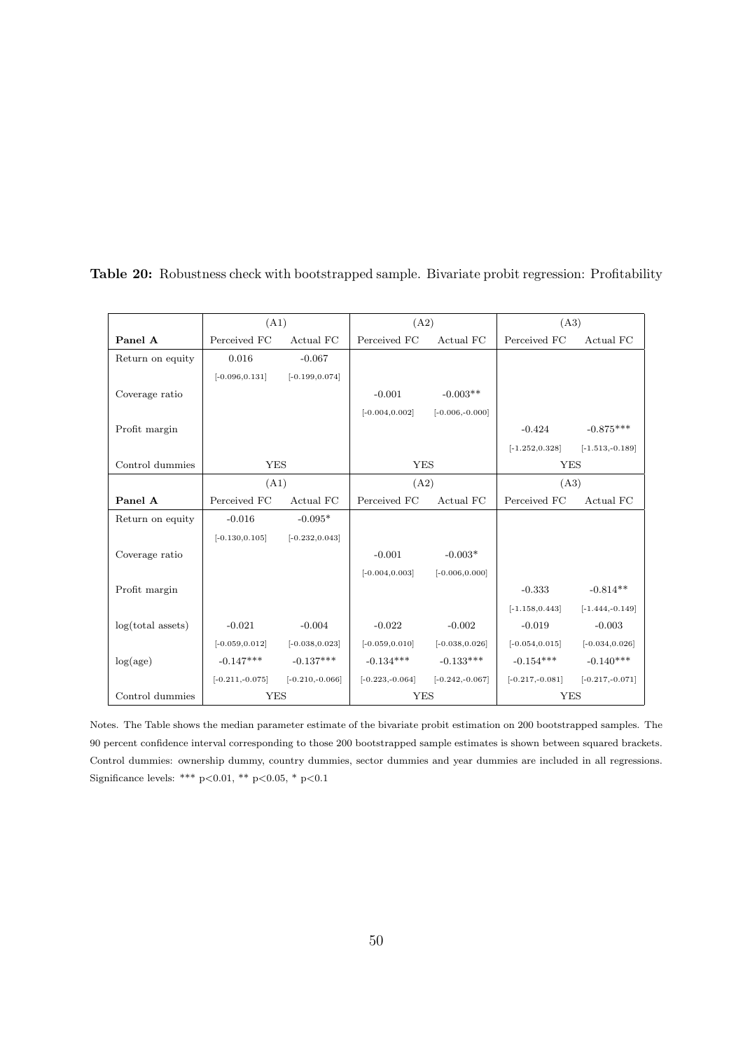**Table 20:** Robustness check with bootstrapped sample. Bivariate probit regression: Profitability

| | (A1) | | (A2) | | (A3) | |
|---|---|---|---|---|---|---|
| **Panel A** | Perceived FC | Actual FC | Perceived FC | Actual FC | Perceived FC | Actual FC |
| Return on equity | 0.016 | -0.067 | | | | |
| | [-0.096,0.131] | [-0.199,0.074] | | | | |
| Coverage ratio | | | -0.001 | -0.003** | | |
| | | | [-0.004,0.002] | [-0.006,-0.000] | | |
| Profit margin | | | | | -0.424 | -0.875*** |
| | | | | | [-1.252,0.328] | [-1.513,-0.189] |
| Control dummies | YES | | YES | | YES | |
| | (A1) | | (A2) | | (A3) | |
| **Panel A** | Perceived FC | Actual FC | Perceived FC | Actual FC | Perceived FC | Actual FC |
| Return on equity | -0.016 | -0.095* | | | | |
| | [-0.130,0.105] | [-0.232,0.043] | | | | |
| Coverage ratio | | | -0.001 | -0.003* | | |
| | | | [-0.004,0.003] | [-0.006,0.000] | | |
| Profit margin | | | | | -0.333 | -0.814** |
| | | | | | [-1.158,0.443] | [-1.444,-0.149] |
| log(total assets) | -0.021 | -0.004 | -0.022 | -0.002 | -0.019 | -0.003 |
| | [-0.059,0.012] | [-0.038,0.023] | [-0.059,0.010] | [-0.038,0.026] | [-0.054,0.015] | [-0.034,0.026] |
| log(age) | -0.147*** | -0.137*** | -0.134*** | -0.133*** | -0.154*** | -0.140*** |
| | [-0.211,-0.075] | [-0.210,-0.066] | [-0.223,-0.064] | [-0.242,-0.067] | [-0.217,-0.081] | [-0.217,-0.071] |
| Control dummies | YES | | YES | | YES | |

Notes. The Table shows the median parameter estimate of the bivariate probit estimation on 200 bootstrapped samples. The 90 percent confidence interval corresponding to those 200 bootstrapped sample estimates is shown between squared brackets. Control dummies: ownership dummy, country dummies, sector dummies and year dummies are included in all regressions. Significance levels: *** $p<0.01$, ** $p<0.05$, * $p<0.1$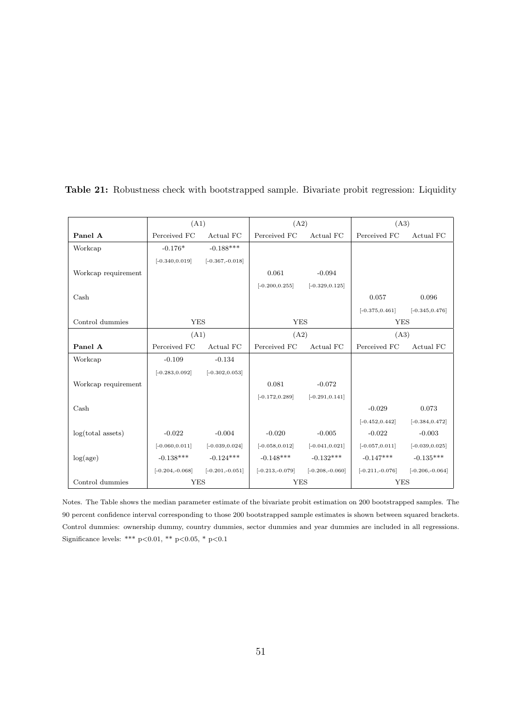**Table 21:** Robustness check with bootstrapped sample. Bivariate probit regression: Liquidity

| | (A1) | | (A2) | | (A3) | |
|---|---|---|---|---|---|---|
| **Panel A** | Perceived FC | Actual FC | Perceived FC | Actual FC | Perceived FC | Actual FC |
| Workcap | -0.176* | -0.188*** | | | | |
| | [-0.340,0.019] | [-0.367,-0.018] | | | | |
| Workcap requirement | | | 0.061 | -0.094 | | |
| | | | [-0.200,0.255] | [-0.329,0.125] | | |
| Cash | | | | | 0.057 | 0.096 |
| | | | | | [-0.375,0.461] | [-0.345,0.476] |
| Control dummies | YES | | YES | | YES | |
| | (A1) | | (A2) | | (A3) | |
| **Panel A** | Perceived FC | Actual FC | Perceived FC | Actual FC | Perceived FC | Actual FC |
| Workcap | -0.109 | -0.134 | | | | |
| | [-0.283,0.092] | [-0.302,0.053] | | | | |
| Workcap requirement | | | 0.081 | -0.072 | | |
| | | | [-0.172,0.289] | [-0.291,0.141] | | |
| Cash | | | | | -0.029 | 0.073 |
| | | | | | [-0.452,0.442] | [-0.384,0.472] |
| log(total assets) | -0.022 | -0.004 | -0.020 | -0.005 | -0.022 | -0.003 |
| | [-0.060,0.011] | [-0.039,0.024] | [-0.058,0.012] | [-0.041,0.021] | [-0.057,0.011] | [-0.039,0.025] |
| log(age) | -0.138*** | -0.124*** | -0.148*** | -0.132*** | -0.147*** | -0.135*** |
| | [-0.204,-0.068] | [-0.201,-0.051] | [-0.213,-0.079] | [-0.208,-0.060] | [-0.211,-0.076] | [-0.206,-0.064] |
| Control dummies | YES | | YES | | YES | |

Notes. The Table shows the median parameter estimate of the bivariate probit estimation on 200 bootstrapped samples. The 90 percent confidence interval corresponding to those 200 bootstrapped sample estimates is shown between squared brackets. Control dummies: ownership dummy, country dummies, sector dummies and year dummies are included in all regressions. Significance levels: *** $p<0.01$, ** $p<0.05$, * $p<0.1$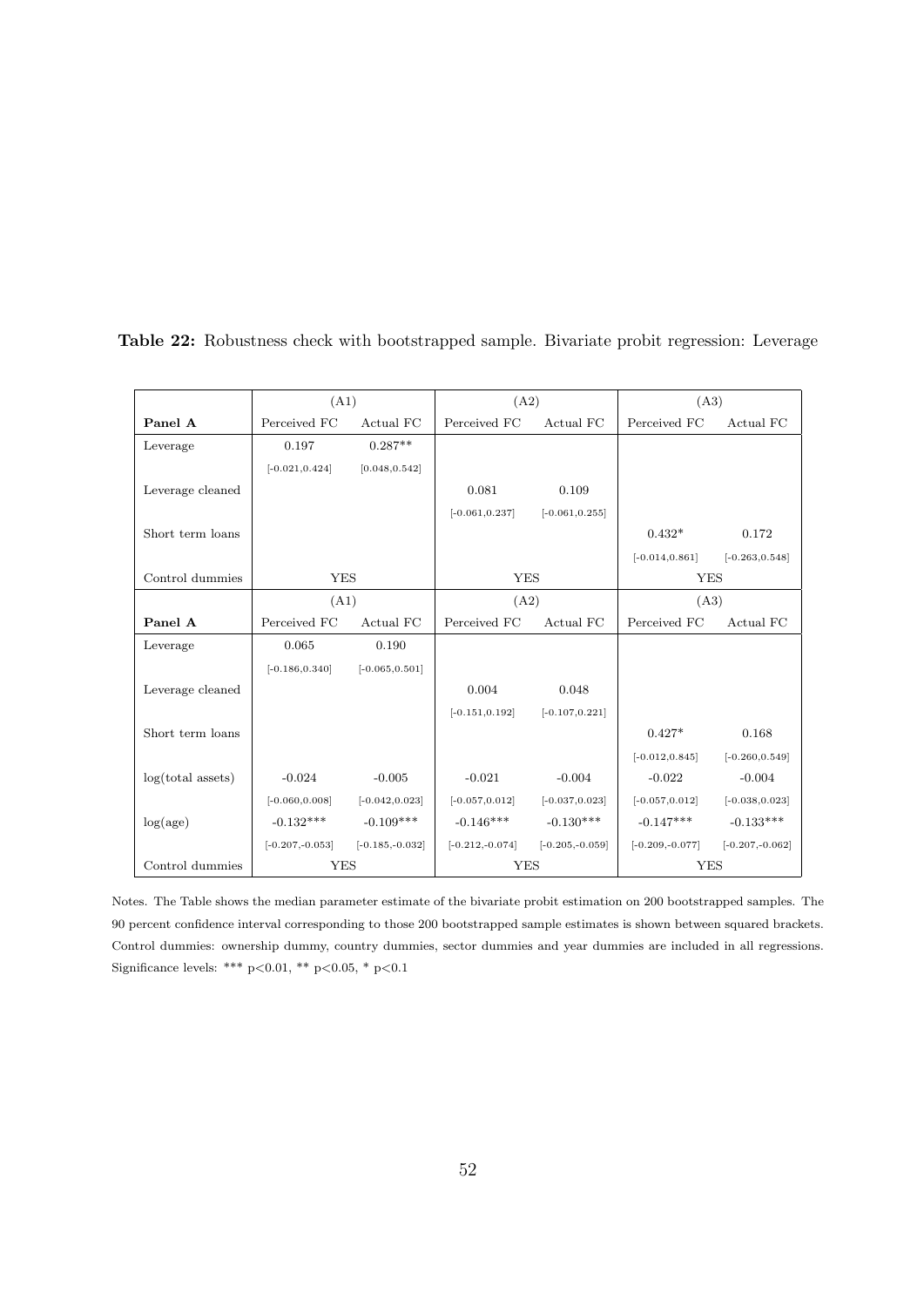**Table 22:** Robustness check with bootstrapped sample. Bivariate probit regression: Leverage

| | (A1) | | (A2) | | (A3) | |
|---|---|---|---|---|---|---|
| **Panel A** | Perceived FC | Actual FC | Perceived FC | Actual FC | Perceived FC | Actual FC |
| Leverage | 0.197 | 0.287** | | | | |
| | [-0.021,0.424] | [0.048,0.542] | | | | |
| Leverage cleaned | | | 0.081 | 0.109 | | |
| | | | [-0.061,0.237] | [-0.061,0.255] | | |
| Short term loans | | | | | 0.432* | 0.172 |
| | | | | | [-0.014,0.861] | [-0.263,0.548] |
| Control dummies | YES | | YES | | YES | |
| | (A1) | | (A2) | | (A3) | |
| **Panel A** | Perceived FC | Actual FC | Perceived FC | Actual FC | Perceived FC | Actual FC |
| Leverage | 0.065 | 0.190 | | | | |
| | [-0.186,0.340] | [-0.065,0.501] | | | | |
| Leverage cleaned | | | 0.004 | 0.048 | | |
| | | | [-0.151,0.192] | [-0.107,0.221] | | |
| Short term loans | | | | | 0.427* | 0.168 |
| | | | | | [-0.012,0.845] | [-0.260,0.549] |
| log(total assets) | -0.024 | -0.005 | -0.021 | -0.004 | -0.022 | -0.004 |
| | [-0.060,0.008] | [-0.042,0.023] | [-0.057,0.012] | [-0.037,0.023] | [-0.057,0.012] | [-0.038,0.023] |
| log(age) | -0.132*** | -0.109*** | -0.146*** | -0.130*** | -0.147*** | -0.133*** |
| | [-0.207,-0.053] | [-0.185,-0.032] | [-0.212,-0.074] | [-0.205,-0.059] | [-0.209,-0.077] | [-0.207,-0.062] |
| Control dummies | YES | | YES | | YES | |

Notes. The Table shows the median parameter estimate of the bivariate probit estimation on 200 bootstrapped samples. The 90 percent confidence interval corresponding to those 200 bootstrapped sample estimates is shown between squared brackets. Control dummies: ownership dummy, country dummies, sector dummies and year dummies are included in all regressions. Significance levels: *** $p<0.01$, ** $p<0.05$, * $p<0.1$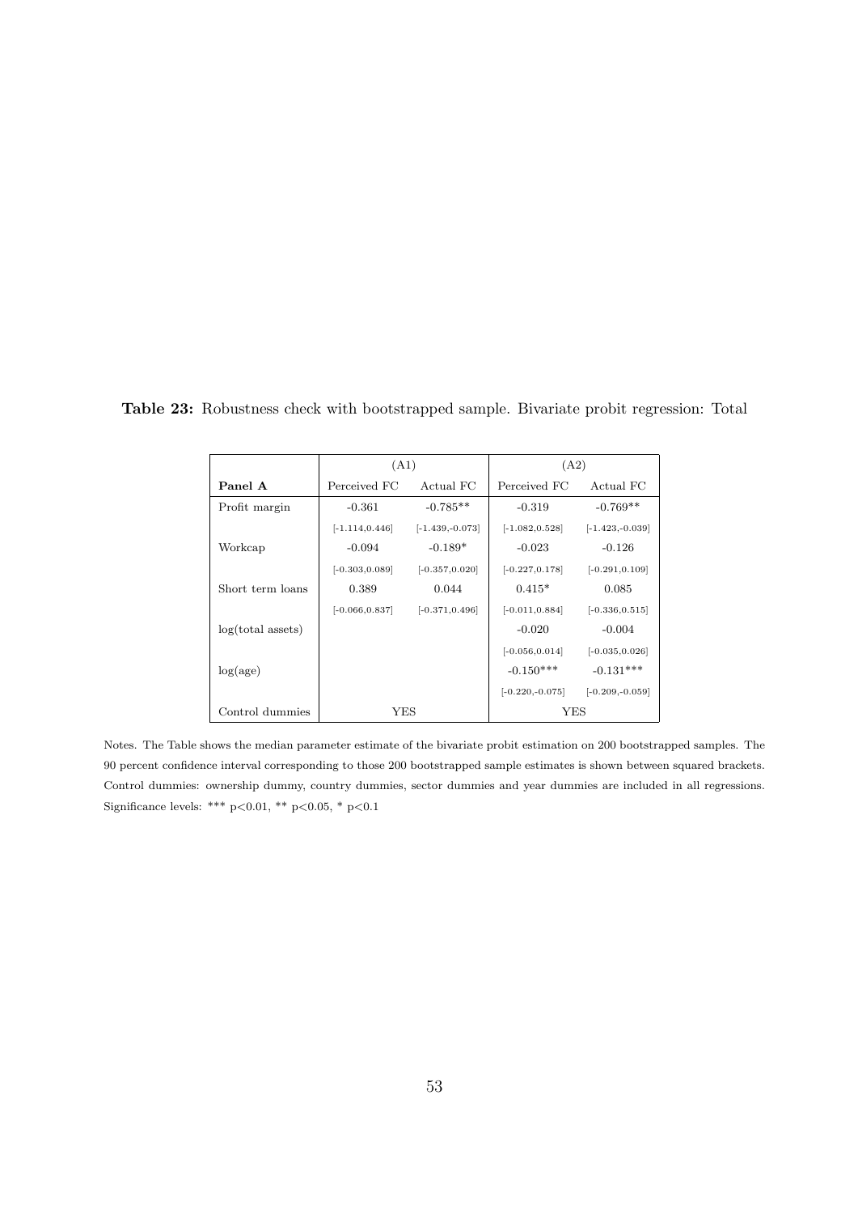**Table 23:** Robustness check with bootstrapped sample. Bivariate probit regression: Total

| | (A1) | | (A2) | |
|---|---|---|---|---|
| **Panel A** | Perceived FC | Actual FC | Perceived FC | Actual FC |
| Profit margin | -0.361 | -0.785** | -0.319 | -0.769** |
| | [-1.114,0.446] | [-1.439,-0.073] | [-1.082,0.528] | [-1.423,-0.039] |
| Workcap | -0.094 | -0.189* | -0.023 | -0.126 |
| | [-0.303,0.089] | [-0.357,0.020] | [-0.227,0.178] | [-0.291,0.109] |
| Short term loans | 0.389 | 0.044 | 0.415* | 0.085 |
| | [-0.066,0.837] | [-0.371,0.496] | [-0.011,0.884] | [-0.336,0.515] |
| log(total assets) | | | -0.020 | -0.004 |
| | | | [-0.056,0.014] | [-0.035,0.026] |
| log(age) | | | -0.150*** | -0.131*** |
| | | | [-0.220,-0.075] | [-0.209,-0.059] |
| Control dummies | YES | | YES | |

Notes. The Table shows the median parameter estimate of the bivariate probit estimation on 200 bootstrapped samples. The 90 percent confidence interval corresponding to those 200 bootstrapped sample estimates is shown between squared brackets. Control dummies: ownership dummy, country dummies, sector dummies and year dummies are included in all regressions. Significance levels: *** $p<0.01$, ** $p<0.05$, * $p<0.1$